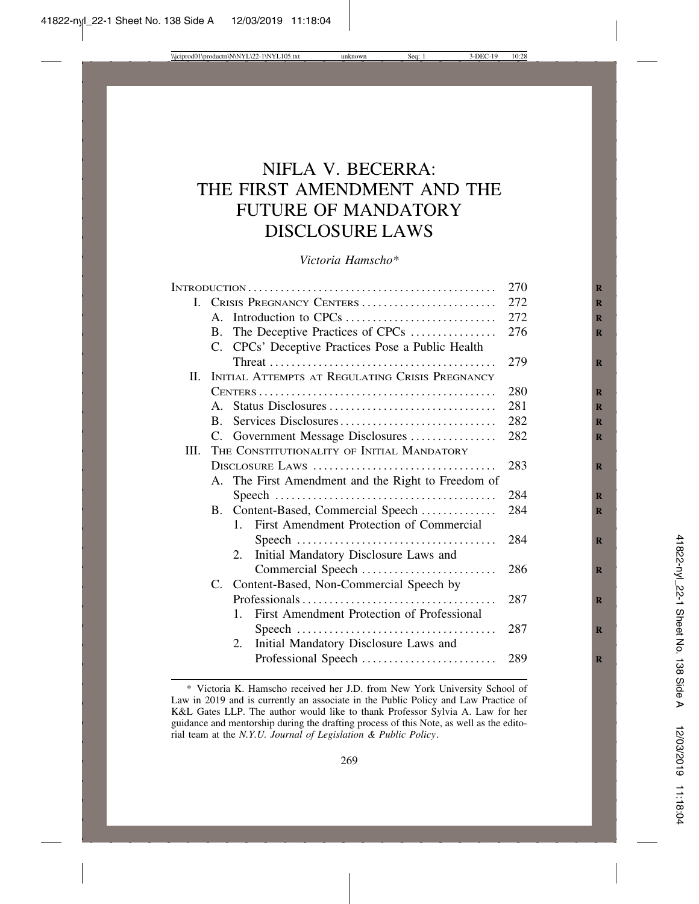# NIFLA V. BECERRA: THE FIRST AMENDMENT AND THE FUTURE OF MANDATORY DISCLOSURE LAWS

*Victoria Hamscho\**

| | |
|---|---|
| INTRODUCTION | 270 |
| I. CRISIS PREGNANCY CENTERS | 272 |
| A. Introduction to CPCs | 272 |
| B. The Deceptive Practices of CPCs | 276 |
| C. CPCs' Deceptive Practices Pose a Public Health Threat | 279 |
| II. INITIAL ATTEMPTS AT REGULATING CRISIS PREGNANCY CENTERS | 280 |
| A. Status Disclosures | 281 |
| B. Services Disclosures | 282 |
| C. Government Message Disclosures | 282 |
| III. THE CONSTITUTIONALITY OF INITIAL MANDATORY DISCLOSURE LAWS | 283 |
| A. The First Amendment and the Right to Freedom of Speech | 284 |
| B. Content-Based, Commercial Speech | 284 |
| 1. First Amendment Protection of Commercial Speech | 284 |
| 2. Initial Mandatory Disclosure Laws and Commercial Speech | 286 |
| C. Content-Based, Non-Commercial Speech by Professionals | 287 |
| 1. First Amendment Protection of Professional Speech | 287 |
| 2. Initial Mandatory Disclosure Laws and Professional Speech | 289 |

\* Victoria K. Hamscho received her J.D. from New York University School of Law in 2019 and is currently an associate in the Public Policy and Law Practice of K&L Gates LLP. The author would like to thank Professor Sylvia A. Law for her guidance and mentorship during the drafting process of this Note, as well as the editorial team at the *N.Y.U. Journal of Legislation & Public Policy*.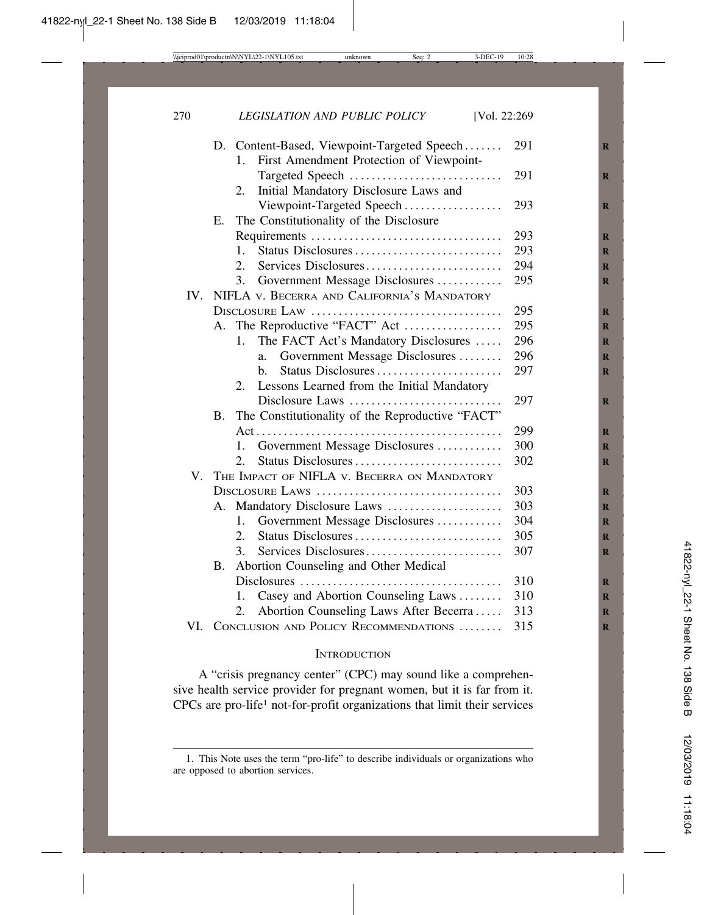D. Content-Based, Viewpoint-Targeted Speech ....... 291
   1. First Amendment Protection of Viewpoint-Targeted Speech ........................... 291
   2. Initial Mandatory Disclosure Laws and Viewpoint-Targeted Speech ................. 293

E. The Constitutionality of the Disclosure Requirements ................................... 293
   1. Status Disclosures .......................... 293
   2. Services Disclosures ........................ 294
   3. Government Message Disclosures ........... 295

IV. NIFLA v. BECERRA AND CALIFORNIA'S MANDATORY DISCLOSURE LAW .................................. 295

A. The Reproductive "FACT" Act ................. 295
   1. The FACT Act's Mandatory Disclosures ..... 296
      a. Government Message Disclosures ........ 296
      b. Status Disclosures ...................... 297
   2. Lessons Learned from the Initial Mandatory Disclosure Laws ........................... 297

B. The Constitutionality of the Reproductive "FACT" Act ............................................ 299
   1. Government Message Disclosures ........... 300
   2. Status Disclosures .......................... 302

V. THE IMPACT OF NIFLA v. BECERRA ON MANDATORY DISCLOSURE LAWS ................................. 303

A. Mandatory Disclosure Laws .................... 303
   1. Government Message Disclosures ........... 304
   2. Status Disclosures .......................... 305
   3. Services Disclosures ........................ 307

B. Abortion Counseling and Other Medical Disclosures .................................... 310
   1. Casey and Abortion Counseling Laws ........ 310
   2. Abortion Counseling Laws After Becerra ..... 313

VI. CONCLUSION AND POLICY RECOMMENDATIONS ........ 315

## INTRODUCTION

A "crisis pregnancy center" (CPC) may sound like a comprehensive health service provider for pregnant women, but it is far from it. CPCs are pro-life[1] not-for-profit organizations that limit their services

---

1. This Note uses the term "pro-life" to describe individuals or organizations who are opposed to abortion services.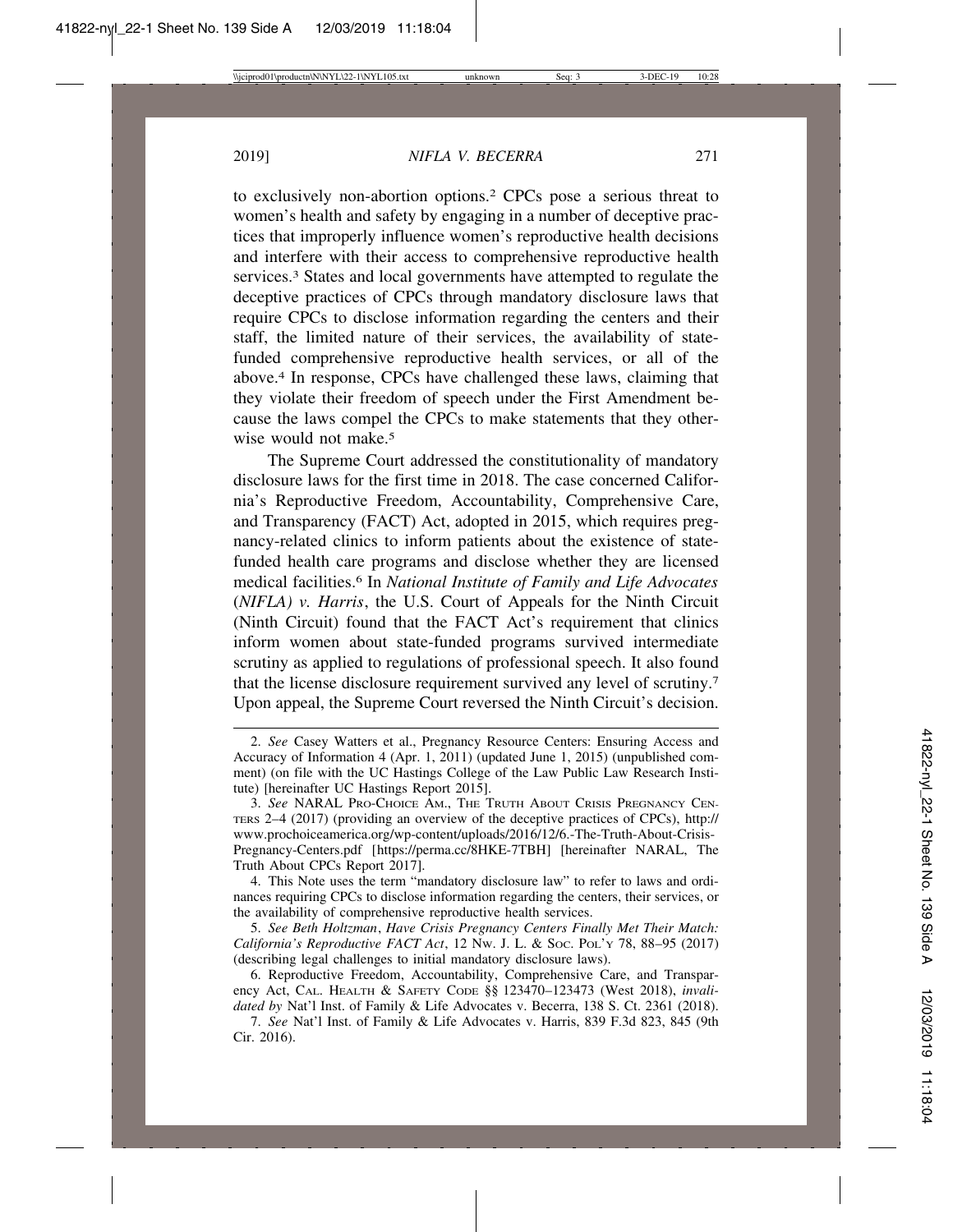to exclusively non-abortion options.[2] CPCs pose a serious threat to women's health and safety by engaging in a number of deceptive practices that improperly influence women's reproductive health decisions and interfere with their access to comprehensive reproductive health services.[3] States and local governments have attempted to regulate the deceptive practices of CPCs through mandatory disclosure laws that require CPCs to disclose information regarding the centers and their staff, the limited nature of their services, the availability of state-funded comprehensive reproductive health services, or all of the above.[4] In response, CPCs have challenged these laws, claiming that they violate their freedom of speech under the First Amendment because the laws compel the CPCs to make statements that they otherwise would not make.[5]

The Supreme Court addressed the constitutionality of mandatory disclosure laws for the first time in 2018. The case concerned California's Reproductive Freedom, Accountability, Comprehensive Care, and Transparency (FACT) Act, adopted in 2015, which requires pregnancy-related clinics to inform patients about the existence of state-funded health care programs and disclose whether they are licensed medical facilities.[6] In *National Institute of Family and Life Advocates (NIFLA) v. Harris*, the U.S. Court of Appeals for the Ninth Circuit (Ninth Circuit) found that the FACT Act's requirement that clinics inform women about state-funded programs survived intermediate scrutiny as applied to regulations of professional speech. It also found that the license disclosure requirement survived any level of scrutiny.[7] Upon appeal, the Supreme Court reversed the Ninth Circuit's decision.

---

2. *See* Casey Watters et al., Pregnancy Resource Centers: Ensuring Access and Accuracy of Information 4 (Apr. 1, 2011) (updated June 1, 2015) (unpublished comment) (on file with the UC Hastings College of the Law Public Law Research Institute) [hereinafter UC Hastings Report 2015].

3. *See* NARAL PRO-CHOICE AM., THE TRUTH ABOUT CRISIS PREGNANCY CENTERS 2–4 (2017) (providing an overview of the deceptive practices of CPCs), http://www.prochoiceamerica.org/wp-content/uploads/2016/12/6.-The-Truth-About-Crisis-Pregnancy-Centers.pdf [https://perma.cc/8HKE-7TBH] [hereinafter NARAL, The Truth About CPCs Report 2017].

4. This Note uses the term "mandatory disclosure law" to refer to laws and ordinances requiring CPCs to disclose information regarding the centers, their services, or the availability of comprehensive reproductive health services.

5. *See Beth Holtzman*, *Have Crisis Pregnancy Centers Finally Met Their Match: California's Reproductive FACT Act*, 12 NW. J. L. & SOC. POL'Y 78, 88–95 (2017) (describing legal challenges to initial mandatory disclosure laws).

6. Reproductive Freedom, Accountability, Comprehensive Care, and Transparency Act, CAL. HEALTH & SAFETY CODE §§ 123470–123473 (West 2018), *invalidated by* Nat'l Inst. of Family & Life Advocates v. Becerra, 138 S. Ct. 2361 (2018).

7. *See* Nat'l Inst. of Family & Life Advocates v. Harris, 839 F.3d 823, 845 (9th Cir. 2016).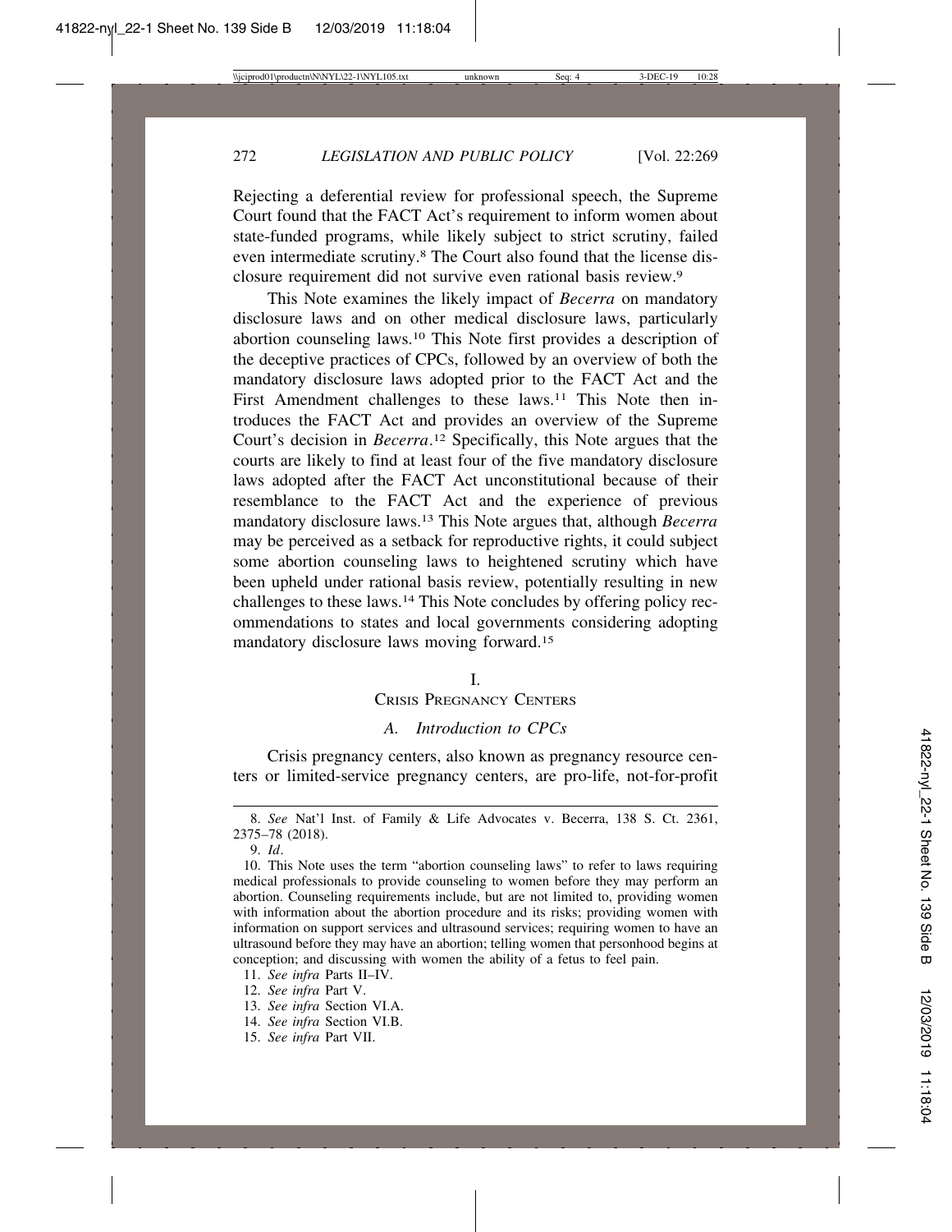Rejecting a deferential review for professional speech, the Supreme Court found that the FACT Act's requirement to inform women about state-funded programs, while likely subject to strict scrutiny, failed even intermediate scrutiny.[8] The Court also found that the license disclosure requirement did not survive even rational basis review.[9]

This Note examines the likely impact of *Becerra* on mandatory disclosure laws and on other medical disclosure laws, particularly abortion counseling laws.[10] This Note first provides a description of the deceptive practices of CPCs, followed by an overview of both the mandatory disclosure laws adopted prior to the FACT Act and the First Amendment challenges to these laws.[11] This Note then introduces the FACT Act and provides an overview of the Supreme Court's decision in *Becerra*.[12] Specifically, this Note argues that the courts are likely to find at least four of the five mandatory disclosure laws adopted after the FACT Act unconstitutional because of their resemblance to the FACT Act and the experience of previous mandatory disclosure laws.[13] This Note argues that, although *Becerra* may be perceived as a setback for reproductive rights, it could subject some abortion counseling laws to heightened scrutiny which have been upheld under rational basis review, potentially resulting in new challenges to these laws.[14] This Note concludes by offering policy recommendations to states and local governments considering adopting mandatory disclosure laws moving forward.[15]

## I.
## Crisis Pregnancy Centers

### *A. Introduction to CPCs*

Crisis pregnancy centers, also known as pregnancy resource centers or limited-service pregnancy centers, are pro-life, not-for-profit

---

8. *See* Nat'l Inst. of Family & Life Advocates v. Becerra, 138 S. Ct. 2361, 2375–78 (2018).

9. *Id*.

10. This Note uses the term "abortion counseling laws" to refer to laws requiring medical professionals to provide counseling to women before they may perform an abortion. Counseling requirements include, but are not limited to, providing women with information about the abortion procedure and its risks; providing women with information on support services and ultrasound services; requiring women to have an ultrasound before they may have an abortion; telling women that personhood begins at conception; and discussing with women the ability of a fetus to feel pain.

11. *See infra* Parts II–IV.

12. *See infra* Part V.

13. *See infra* Section VI.A.

14. *See infra* Section VI.B.

15. *See infra* Part VII.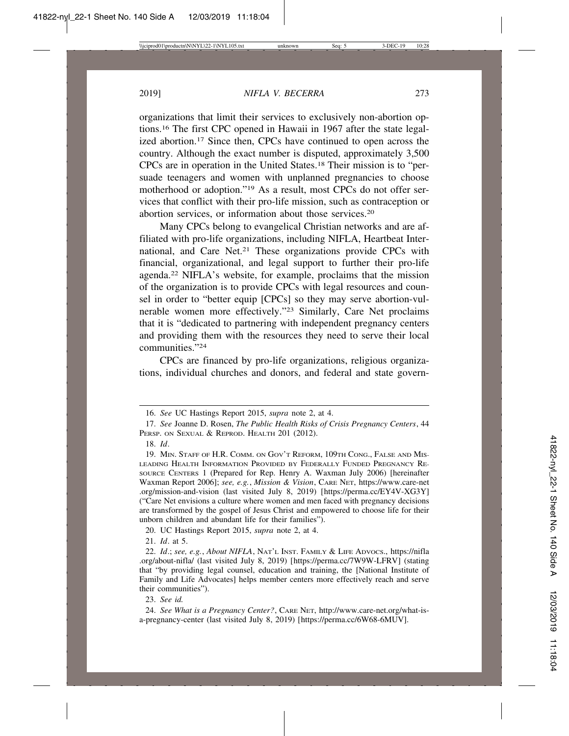organizations that limit their services to exclusively non-abortion options.[16] The first CPC opened in Hawaii in 1967 after the state legalized abortion.[17] Since then, CPCs have continued to open across the country. Although the exact number is disputed, approximately 3,500 CPCs are in operation in the United States.[18] Their mission is to "persuade teenagers and women with unplanned pregnancies to choose motherhood or adoption."[19] As a result, most CPCs do not offer services that conflict with their pro-life mission, such as contraception or abortion services, or information about those services.[20]

Many CPCs belong to evangelical Christian networks and are affiliated with pro-life organizations, including NIFLA, Heartbeat International, and Care Net.[21] These organizations provide CPCs with financial, organizational, and legal support to further their pro-life agenda.[22] NIFLA's website, for example, proclaims that the mission of the organization is to provide CPCs with legal resources and counsel in order to "better equip [CPCs] so they may serve abortion-vulnerable women more effectively."[23] Similarly, Care Net proclaims that it is "dedicated to partnering with independent pregnancy centers and providing them with the resources they need to serve their local communities."[24]

CPCs are financed by pro-life organizations, religious organizations, individual churches and donors, and federal and state govern-

---

16. *See* UC Hastings Report 2015, *supra* note 2, at 4.

17. *See* Joanne D. Rosen, *The Public Health Risks of Crisis Pregnancy Centers*, 44 Persp. on Sexual & Reprod. Health 201 (2012).

18. *Id*.

19. Min. Staff of H.R. Comm. on Gov't Reform, 109th Cong., False and Misleading Health Information Provided by Federally Funded Pregnancy Resource Centers 1 (Prepared for Rep. Henry A. Waxman July 2006) [hereinafter Waxman Report 2006]; *see, e.g.*, *Mission & Vision*, Care Net, https://www.care-net.org/mission-and-vision (last visited July 8, 2019) [https://perma.cc/EY4V-XG3Y] ("Care Net envisions a culture where women and men faced with pregnancy decisions are transformed by the gospel of Jesus Christ and empowered to choose life for their unborn children and abundant life for their families").

20. UC Hastings Report 2015, *supra* note 2, at 4.

21. *Id*. at 5.

22. *Id*.; *see, e.g.*, *About NIFLA*, Nat'l Inst. Family & Life Advocs., https://nifla.org/about-nifla/ (last visited July 8, 2019) [https://perma.cc/7W9W-LFRV] (stating that "by providing legal counsel, education and training, the [National Institute of Family and Life Advocates] helps member centers more effectively reach and serve their communities").

23. *See id.*

24. *See What is a Pregnancy Center?*, Care Net, http://www.care-net.org/what-is-a-pregnancy-center (last visited July 8, 2019) [https://perma.cc/6W68-6MUV].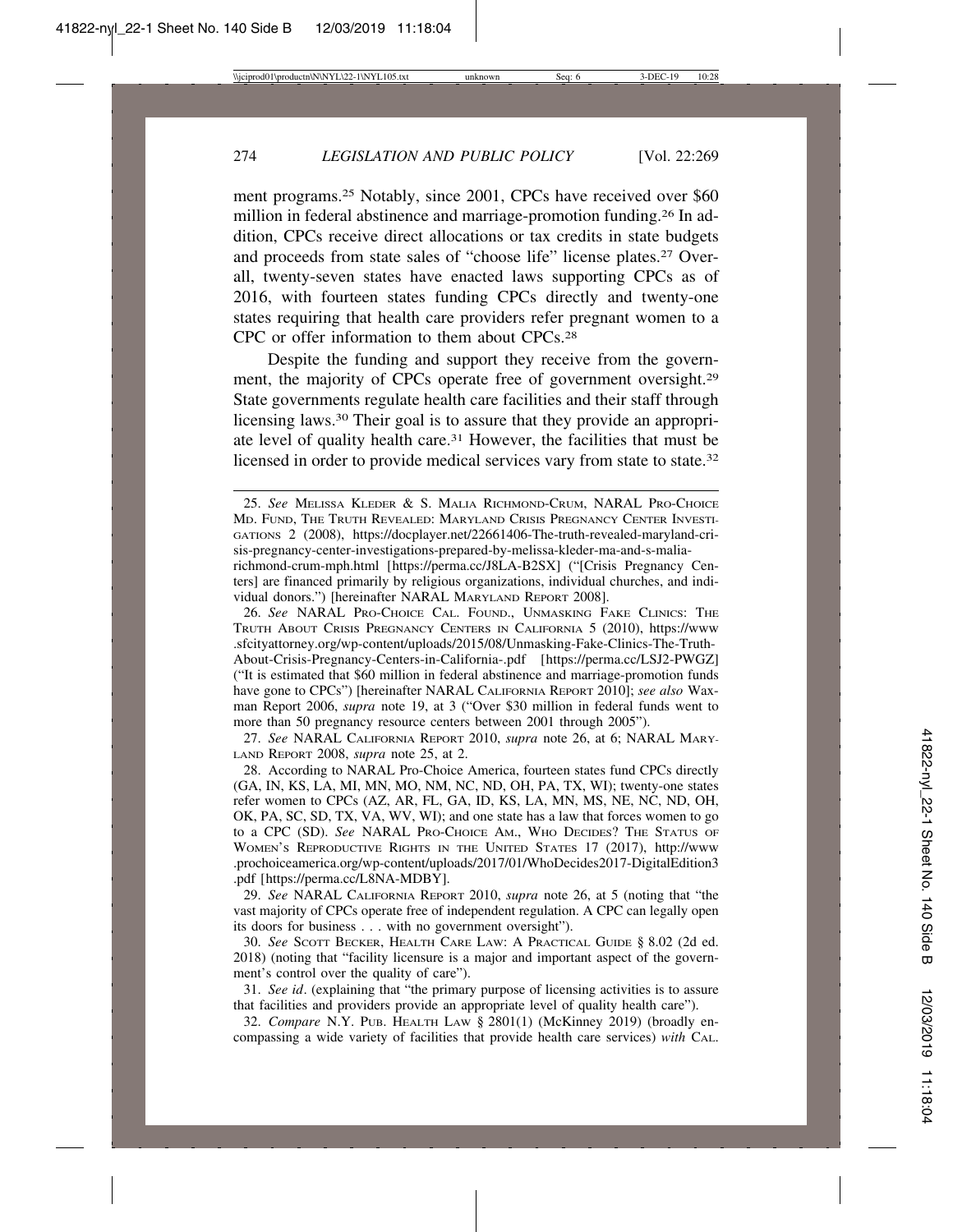ment programs.[25] Notably, since 2001, CPCs have received over $60 million in federal abstinence and marriage-promotion funding.[26] In addition, CPCs receive direct allocations or tax credits in state budgets and proceeds from state sales of "choose life" license plates.[27] Overall, twenty-seven states have enacted laws supporting CPCs as of 2016, with fourteen states funding CPCs directly and twenty-one states requiring that health care providers refer pregnant women to a CPC or offer information to them about CPCs.[28]

Despite the funding and support they receive from the government, the majority of CPCs operate free of government oversight.[29] State governments regulate health care facilities and their staff through licensing laws.[30] Their goal is to assure that they provide an appropriate level of quality health care.[31] However, the facilities that must be licensed in order to provide medical services vary from state to state.[32]

---

25. *See* MELISSA KLEDER & S. MALIA RICHMOND-CRUM, NARAL PRO-CHOICE MD. FUND, THE TRUTH REVEALED: MARYLAND CRISIS PREGNANCY CENTER INVESTIGATIONS 2 (2008), https://docplayer.net/22661406-The-truth-revealed-maryland-crisis-pregnancy-center-investigations-prepared-by-melissa-kleder-ma-and-s-malia-richmond-crum-mph.html [https://perma.cc/J8LA-B2SX] ("[Crisis Pregnancy Centers] are financed primarily by religious organizations, individual churches, and individual donors.") [hereinafter NARAL MARYLAND REPORT 2008].

26. *See* NARAL PRO-CHOICE CAL. FOUND., UNMASKING FAKE CLINICS: THE TRUTH ABOUT CRISIS PREGNANCY CENTERS IN CALIFORNIA 5 (2010), https://www.sfcityattorney.org/wp-content/uploads/2015/08/Unmasking-Fake-Clinics-The-Truth-About-Crisis-Pregnancy-Centers-in-California-.pdf [https://perma.cc/LSJ2-PWGZ] ("It is estimated that $60 million in federal abstinence and marriage-promotion funds have gone to CPCs") [hereinafter NARAL CALIFORNIA REPORT 2010]; *see also* Waxman Report 2006, *supra* note 19, at 3 ("Over $30 million in federal funds went to more than 50 pregnancy resource centers between 2001 through 2005").

27. *See* NARAL CALIFORNIA REPORT 2010, *supra* note 26, at 6; NARAL MARYLAND REPORT 2008, *supra* note 25, at 2.

28. According to NARAL Pro-Choice America, fourteen states fund CPCs directly (GA, IN, KS, LA, MI, MN, MO, NM, NC, ND, OH, PA, TX, WI); twenty-one states refer women to CPCs (AZ, AR, FL, GA, ID, KS, LA, MN, MS, NE, NC, ND, OH, OK, PA, SC, SD, TX, VA, WV, WI); and one state has a law that forces women to go to a CPC (SD). *See* NARAL PRO-CHOICE AM., WHO DECIDES? THE STATUS OF WOMEN'S REPRODUCTIVE RIGHTS IN THE UNITED STATES 17 (2017), http://www.prochoiceamerica.org/wp-content/uploads/2017/01/WhoDecides2017-DigitalEdition3.pdf [https://perma.cc/L8NA-MDBY].

29. *See* NARAL CALIFORNIA REPORT 2010, *supra* note 26, at 5 (noting that "the vast majority of CPCs operate free of independent regulation. A CPC can legally open its doors for business . . . with no government oversight").

30. *See* SCOTT BECKER, HEALTH CARE LAW: A PRACTICAL GUIDE § 8.02 (2d ed. 2018) (noting that "facility licensure is a major and important aspect of the government's control over the quality of care").

31. *See id*. (explaining that "the primary purpose of licensing activities is to assure that facilities and providers provide an appropriate level of quality health care").

32. *Compare* N.Y. PUB. HEALTH LAW § 2801(1) (McKinney 2019) (broadly encompassing a wide variety of facilities that provide health care services) *with* CAL.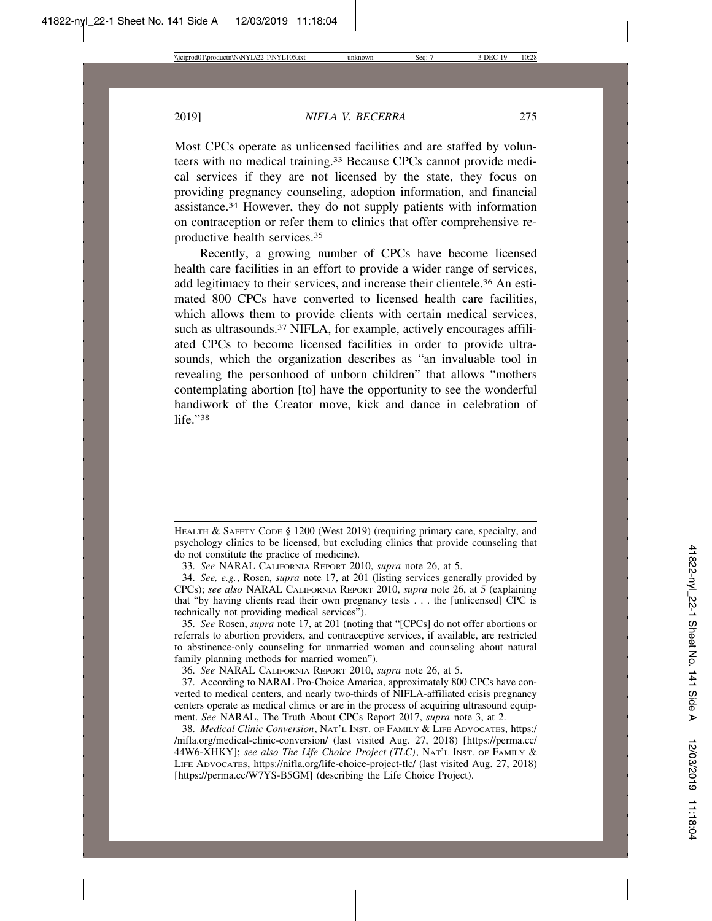Most CPCs operate as unlicensed facilities and are staffed by volunteers with no medical training.[33] Because CPCs cannot provide medical services if they are not licensed by the state, they focus on providing pregnancy counseling, adoption information, and financial assistance.[34] However, they do not supply patients with information on contraception or refer them to clinics that offer comprehensive reproductive health services.[35]

Recently, a growing number of CPCs have become licensed health care facilities in an effort to provide a wider range of services, add legitimacy to their services, and increase their clientele.[36] An estimated 800 CPCs have converted to licensed health care facilities, which allows them to provide clients with certain medical services, such as ultrasounds.[37] NIFLA, for example, actively encourages affiliated CPCs to become licensed facilities in order to provide ultrasounds, which the organization describes as "an invaluable tool in revealing the personhood of unborn children" that allows "mothers contemplating abortion [to] have the opportunity to see the wonderful handiwork of the Creator move, kick and dance in celebration of life."[38]

---

HEALTH & SAFETY CODE § 1200 (West 2019) (requiring primary care, specialty, and psychology clinics to be licensed, but excluding clinics that provide counseling that do not constitute the practice of medicine).

33. *See* NARAL CALIFORNIA REPORT 2010, *supra* note 26, at 5.

34. *See, e.g.*, Rosen, *supra* note 17, at 201 (listing services generally provided by CPCs); *see also* NARAL CALIFORNIA REPORT 2010, *supra* note 26, at 5 (explaining that "by having clients read their own pregnancy tests . . . the [unlicensed] CPC is technically not providing medical services").

35. *See* Rosen, *supra* note 17, at 201 (noting that "[CPCs] do not offer abortions or referrals to abortion providers, and contraceptive services, if available, are restricted to abstinence-only counseling for unmarried women and counseling about natural family planning methods for married women").

36. *See* NARAL CALIFORNIA REPORT 2010, *supra* note 26, at 5.

37. According to NARAL Pro-Choice America, approximately 800 CPCs have converted to medical centers, and nearly two-thirds of NIFLA-affiliated crisis pregnancy centers operate as medical clinics or are in the process of acquiring ultrasound equipment. *See* NARAL, The Truth About CPCs Report 2017, *supra* note 3, at 2.

38. *Medical Clinic Conversion*, NAT'L INST. OF FAMILY & LIFE ADVOCATES, https://nifla.org/medical-clinic-conversion/ (last visited Aug. 27, 2018) [https://perma.cc/44W6-XHKY]; *see also The Life Choice Project (TLC)*, NAT'L INST. OF FAMILY & LIFE ADVOCATES, https://nifla.org/life-choice-project-tlc/ (last visited Aug. 27, 2018) [https://perma.cc/W7YS-B5GM] (describing the Life Choice Project).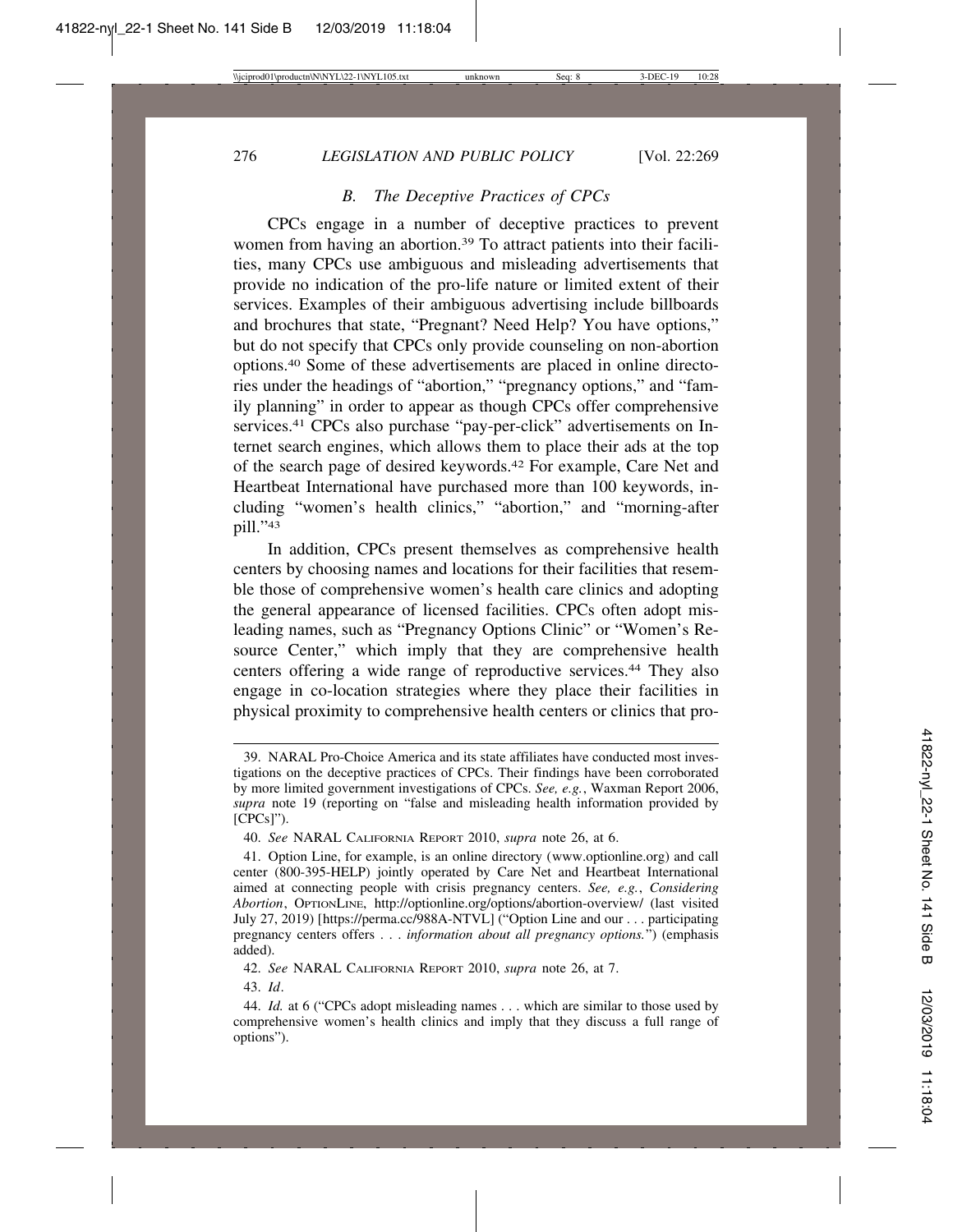### *B. The Deceptive Practices of CPCs*

CPCs engage in a number of deceptive practices to prevent women from having an abortion.[39] To attract patients into their facilities, many CPCs use ambiguous and misleading advertisements that provide no indication of the pro-life nature or limited extent of their services. Examples of their ambiguous advertising include billboards and brochures that state, "Pregnant? Need Help? You have options," but do not specify that CPCs only provide counseling on non-abortion options.[40] Some of these advertisements are placed in online directories under the headings of "abortion," "pregnancy options," and "family planning" in order to appear as though CPCs offer comprehensive services.[41] CPCs also purchase "pay-per-click" advertisements on Internet search engines, which allows them to place their ads at the top of the search page of desired keywords.[42] For example, Care Net and Heartbeat International have purchased more than 100 keywords, including "women's health clinics," "abortion," and "morning-after pill."[43]

In addition, CPCs present themselves as comprehensive health centers by choosing names and locations for their facilities that resemble those of comprehensive women's health care clinics and adopting the general appearance of licensed facilities. CPCs often adopt misleading names, such as "Pregnancy Options Clinic" or "Women's Resource Center," which imply that they are comprehensive health centers offering a wide range of reproductive services.[44] They also engage in co-location strategies where they place their facilities in physical proximity to comprehensive health centers or clinics that pro-

39. NARAL Pro-Choice America and its state affiliates have conducted most investigations on the deceptive practices of CPCs. Their findings have been corroborated by more limited government investigations of CPCs. *See, e.g.*, Waxman Report 2006, *supra* note 19 (reporting on "false and misleading health information provided by [CPCs]").

40. *See* NARAL CALIFORNIA REPORT 2010, *supra* note 26, at 6.

41. Option Line, for example, is an online directory (www.optionline.org) and call center (800-395-HELP) jointly operated by Care Net and Heartbeat International aimed at connecting people with crisis pregnancy centers. *See, e.g.*, *Considering Abortion*, OPTIONLINE, http://optionline.org/options/abortion-overview/ (last visited July 27, 2019) [https://perma.cc/988A-NTVL] ("Option Line and our . . . participating pregnancy centers offers . . . *information about all pregnancy options.*") (emphasis added).

42. *See* NARAL CALIFORNIA REPORT 2010, *supra* note 26, at 7.

43. *Id*.

44. *Id.* at 6 ("CPCs adopt misleading names . . . which are similar to those used by comprehensive women's health clinics and imply that they discuss a full range of options").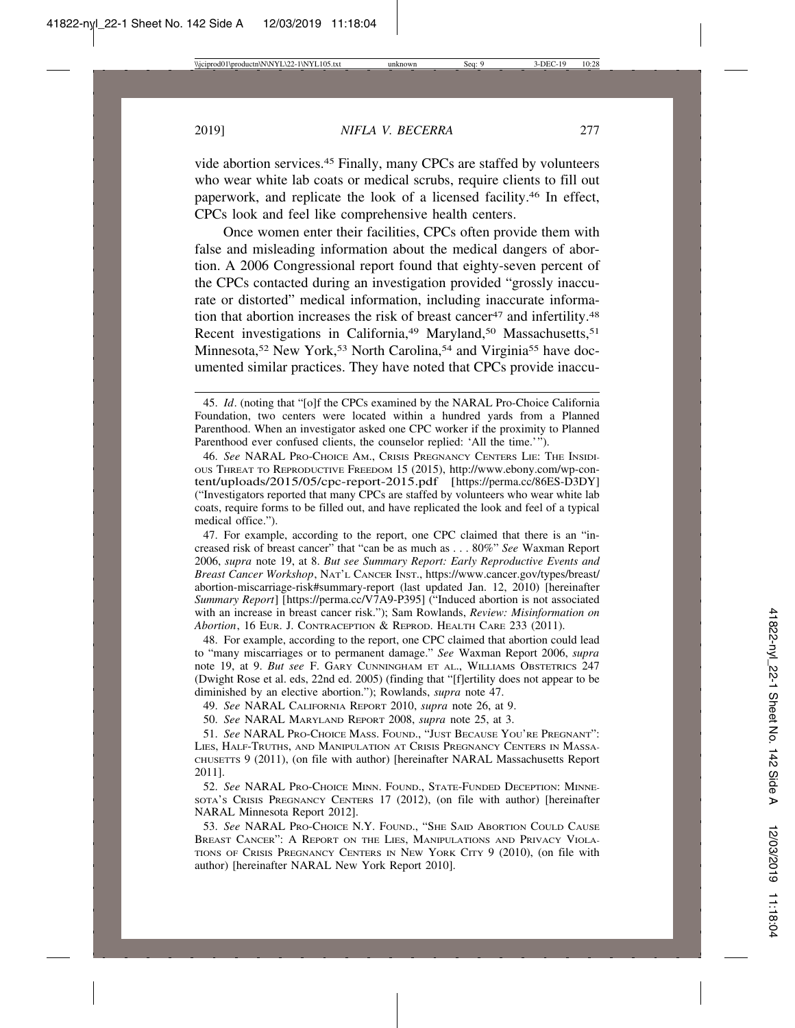vide abortion services.[45] Finally, many CPCs are staffed by volunteers who wear white lab coats or medical scrubs, require clients to fill out paperwork, and replicate the look of a licensed facility.[46] In effect, CPCs look and feel like comprehensive health centers.

Once women enter their facilities, CPCs often provide them with false and misleading information about the medical dangers of abortion. A 2006 Congressional report found that eighty-seven percent of the CPCs contacted during an investigation provided "grossly inaccurate or distorted" medical information, including inaccurate information that abortion increases the risk of breast cancer[47] and infertility.[48] Recent investigations in California,[49] Maryland,[50] Massachusetts,[51] Minnesota,[52] New York,[53] North Carolina,[54] and Virginia[55] have documented similar practices. They have noted that CPCs provide inaccu-

---

45. *Id*. (noting that "[o]f the CPCs examined by the NARAL Pro-Choice California Foundation, two centers were located within a hundred yards from a Planned Parenthood. When an investigator asked one CPC worker if the proximity to Planned Parenthood ever confused clients, the counselor replied: 'All the time.'").

46. *See* NARAL PRO-CHOICE AM., CRISIS PREGNANCY CENTERS LIE: THE INSIDIOUS THREAT TO REPRODUCTIVE FREEDOM 15 (2015), http://www.ebony.com/wp-content/uploads/2015/05/cpc-report-2015.pdf [https://perma.cc/86ES-D3DY] ("Investigators reported that many CPCs are staffed by volunteers who wear white lab coats, require forms to be filled out, and have replicated the look and feel of a typical medical office.").

47. For example, according to the report, one CPC claimed that there is an "increased risk of breast cancer" that "can be as much as . . . 80%" *See* Waxman Report 2006, *supra* note 19, at 8. *But see Summary Report: Early Reproductive Events and Breast Cancer Workshop*, NAT'L CANCER INST., https://www.cancer.gov/types/breast/abortion-miscarriage-risk#summary-report (last updated Jan. 12, 2010) [hereinafter *Summary Report*] [https://perma.cc/V7A9-P395] ("Induced abortion is not associated with an increase in breast cancer risk."); Sam Rowlands, *Review: Misinformation on Abortion*, 16 EUR. J. CONTRACEPTION & REPROD. HEALTH CARE 233 (2011).

48. For example, according to the report, one CPC claimed that abortion could lead to "many miscarriages or to permanent damage." *See* Waxman Report 2006, *supra* note 19, at 9. *But see* F. GARY CUNNINGHAM ET AL., WILLIAMS OBSTETRICS 247 (Dwight Rose et al. eds, 22nd ed. 2005) (finding that "[f]ertility does not appear to be diminished by an elective abortion."); Rowlands, *supra* note 47.

49. *See* NARAL CALIFORNIA REPORT 2010, *supra* note 26, at 9.

50. *See* NARAL MARYLAND REPORT 2008, *supra* note 25, at 3.

51. *See* NARAL PRO-CHOICE MASS. FOUND., "JUST BECAUSE YOU'RE PREGNANT": LIES, HALF-TRUTHS, AND MANIPULATION AT CRISIS PREGNANCY CENTERS IN MASSACHUSETTS 9 (2011), (on file with author) [hereinafter NARAL Massachusetts Report 2011].

52. *See* NARAL PRO-CHOICE MINN. FOUND., STATE-FUNDED DECEPTION: MINNESOTA'S CRISIS PREGNANCY CENTERS 17 (2012), (on file with author) [hereinafter NARAL Minnesota Report 2012].

53. *See* NARAL PRO-CHOICE N.Y. FOUND., "SHE SAID ABORTION COULD CAUSE BREAST CANCER": A REPORT ON THE LIES, MANIPULATIONS AND PRIVACY VIOLATIONS OF CRISIS PREGNANCY CENTERS IN NEW YORK CITY 9 (2010), (on file with author) [hereinafter NARAL New York Report 2010].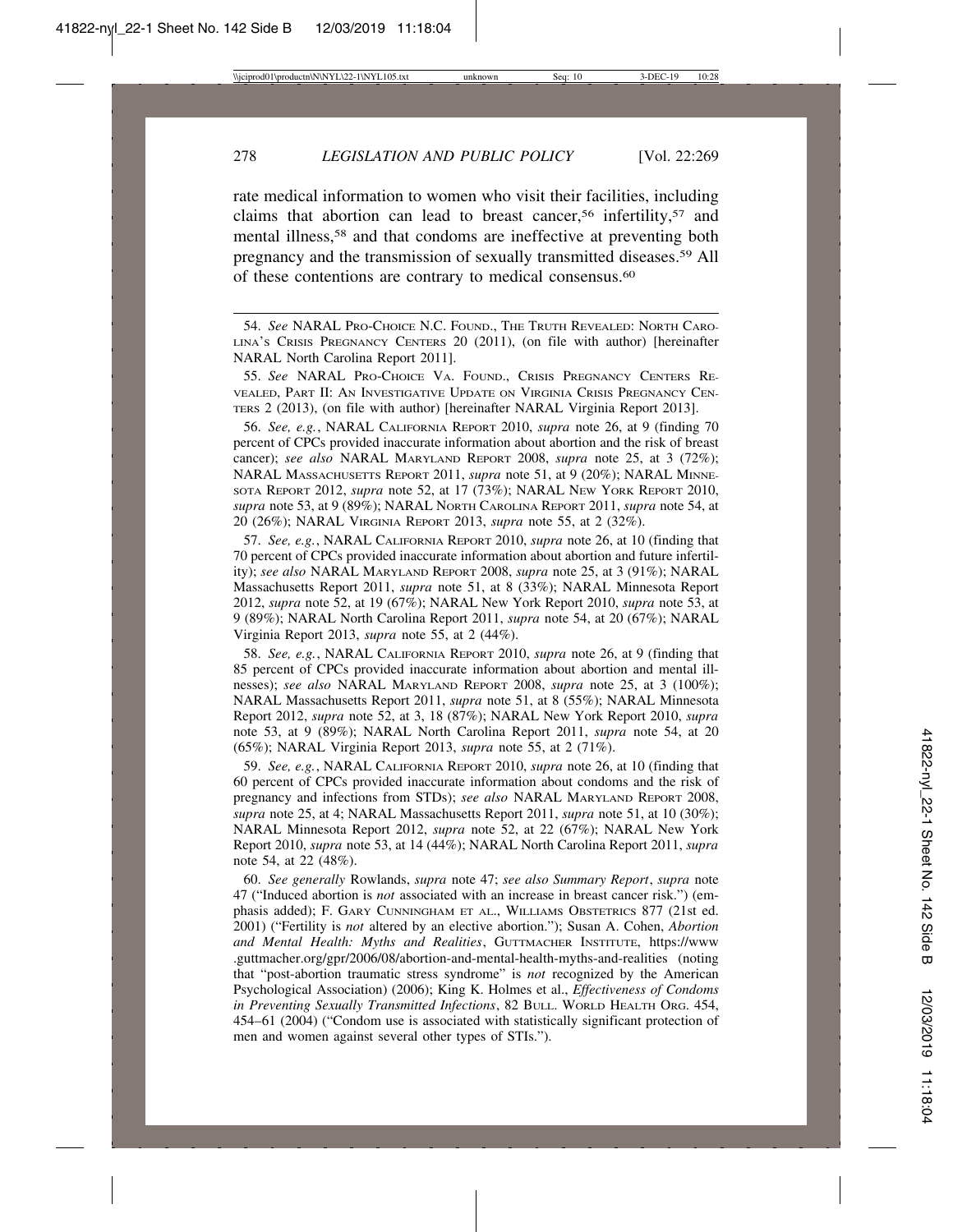rate medical information to women who visit their facilities, including claims that abortion can lead to breast cancer,[56] infertility,[57] and mental illness,[58] and that condoms are ineffective at preventing both pregnancy and the transmission of sexually transmitted diseases.[59] All of these contentions are contrary to medical consensus.[60]

---

54. *See* NARAL Pro-Choice N.C. Found., The Truth Revealed: North Carolina's Crisis Pregnancy Centers 20 (2011), (on file with author) [hereinafter NARAL North Carolina Report 2011].

55. *See* NARAL Pro-Choice Va. Found., Crisis Pregnancy Centers Revealed, Part II: An Investigative Update on Virginia Crisis Pregnancy Centers 2 (2013), (on file with author) [hereinafter NARAL Virginia Report 2013].

56. *See, e.g.*, NARAL California Report 2010, *supra* note 26, at 9 (finding 70 percent of CPCs provided inaccurate information about abortion and the risk of breast cancer); *see also* NARAL Maryland Report 2008, *supra* note 25, at 3 (72%); NARAL Massachusetts Report 2011, *supra* note 51, at 9 (20%); NARAL Minnesota Report 2012, *supra* note 52, at 17 (73%); NARAL New York Report 2010, *supra* note 53, at 9 (89%); NARAL North Carolina Report 2011, *supra* note 54, at 20 (26%); NARAL Virginia Report 2013, *supra* note 55, at 2 (32%).

57. *See, e.g.*, NARAL California Report 2010, *supra* note 26, at 10 (finding that 70 percent of CPCs provided inaccurate information about abortion and future infertility); *see also* NARAL Maryland Report 2008, *supra* note 25, at 3 (91%); NARAL Massachusetts Report 2011, *supra* note 51, at 8 (33%); NARAL Minnesota Report 2012, *supra* note 52, at 19 (67%); NARAL New York Report 2010, *supra* note 53, at 9 (89%); NARAL North Carolina Report 2011, *supra* note 54, at 20 (67%); NARAL Virginia Report 2013, *supra* note 55, at 2 (44%).

58. *See, e.g.*, NARAL California Report 2010, *supra* note 26, at 9 (finding that 85 percent of CPCs provided inaccurate information about abortion and mental illnesses); *see also* NARAL Maryland Report 2008, *supra* note 25, at 3 (100%); NARAL Massachusetts Report 2011, *supra* note 51, at 8 (55%); NARAL Minnesota Report 2012, *supra* note 52, at 3, 18 (87%); NARAL New York Report 2010, *supra* note 53, at 9 (89%); NARAL North Carolina Report 2011, *supra* note 54, at 20 (65%); NARAL Virginia Report 2013, *supra* note 55, at 2 (71%).

59. *See, e.g.*, NARAL California Report 2010, *supra* note 26, at 10 (finding that 60 percent of CPCs provided inaccurate information about condoms and the risk of pregnancy and infections from STDs); *see also* NARAL Maryland Report 2008, *supra* note 25, at 4; NARAL Massachusetts Report 2011, *supra* note 51, at 10 (30%); NARAL Minnesota Report 2012, *supra* note 52, at 22 (67%); NARAL New York Report 2010, *supra* note 53, at 14 (44%); NARAL North Carolina Report 2011, *supra* note 54, at 22 (48%).

60. *See generally* Rowlands, *supra* note 47; *see also Summary Report*, *supra* note 47 ("Induced abortion is *not* associated with an increase in breast cancer risk.") (emphasis added); F. Gary Cunningham et al., Williams Obstetrics 877 (21st ed. 2001) ("Fertility is *not* altered by an elective abortion."); Susan A. Cohen, *Abortion and Mental Health: Myths and Realities*, Guttmacher Institute, https://www.guttmacher.org/gpr/2006/08/abortion-and-mental-health-myths-and-realities (noting that "post-abortion traumatic stress syndrome" is *not* recognized by the American Psychological Association) (2006); King K. Holmes et al., *Effectiveness of Condoms in Preventing Sexually Transmitted Infections*, 82 Bull. World Health Org. 454, 454–61 (2004) ("Condom use is associated with statistically significant protection of men and women against several other types of STIs.").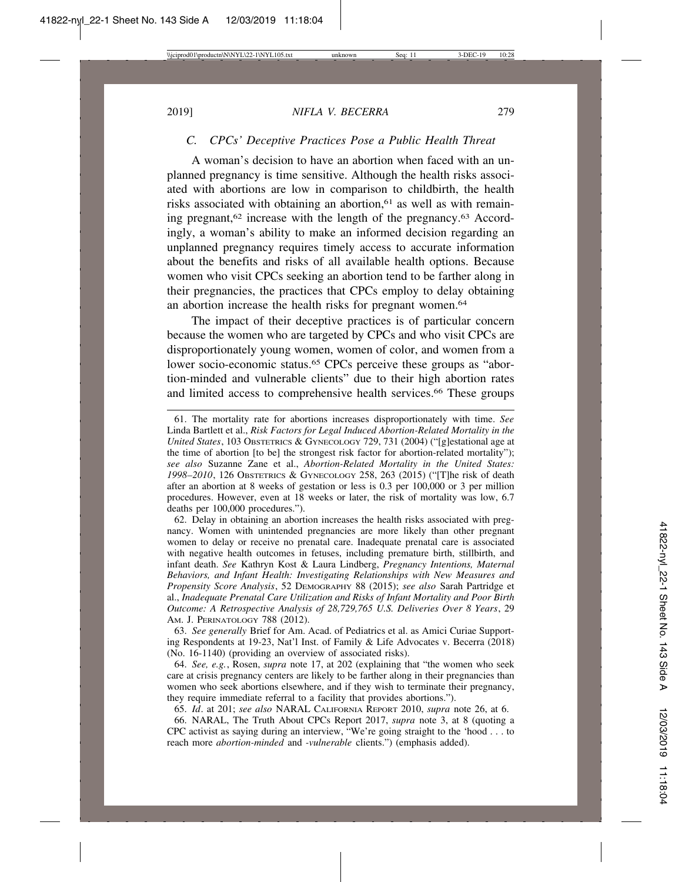### *C. CPCs' Deceptive Practices Pose a Public Health Threat*

A woman's decision to have an abortion when faced with an unplanned pregnancy is time sensitive. Although the health risks associated with abortions are low in comparison to childbirth, the health risks associated with obtaining an abortion,[61] as well as with remaining pregnant,[62] increase with the length of the pregnancy.[63] Accordingly, a woman's ability to make an informed decision regarding an unplanned pregnancy requires timely access to accurate information about the benefits and risks of all available health options. Because women who visit CPCs seeking an abortion tend to be farther along in their pregnancies, the practices that CPCs employ to delay obtaining an abortion increase the health risks for pregnant women.[64]

The impact of their deceptive practices is of particular concern because the women who are targeted by CPCs and who visit CPCs are disproportionately young women, women of color, and women from a lower socio-economic status.[65] CPCs perceive these groups as "abortion-minded and vulnerable clients" due to their high abortion rates and limited access to comprehensive health services.[66] These groups

---

61. The mortality rate for abortions increases disproportionately with time. *See* Linda Bartlett et al., *Risk Factors for Legal Induced Abortion-Related Mortality in the United States*, 103 OBSTETRICS & GYNECOLOGY 729, 731 (2004) ("[g]estational age at the time of abortion [to be] the strongest risk factor for abortion-related mortality"); *see also* Suzanne Zane et al., *Abortion-Related Mortality in the United States: 1998–2010*, 126 OBSTETRICS & GYNECOLOGY 258, 263 (2015) ("[T]he risk of death after an abortion at 8 weeks of gestation or less is 0.3 per 100,000 or 3 per million procedures. However, even at 18 weeks or later, the risk of mortality was low, 6.7 deaths per 100,000 procedures.").

62. Delay in obtaining an abortion increases the health risks associated with pregnancy. Women with unintended pregnancies are more likely than other pregnant women to delay or receive no prenatal care. Inadequate prenatal care is associated with negative health outcomes in fetuses, including premature birth, stillbirth, and infant death. *See* Kathryn Kost & Laura Lindberg, *Pregnancy Intentions, Maternal Behaviors, and Infant Health: Investigating Relationships with New Measures and Propensity Score Analysis*, 52 DEMOGRAPHY 88 (2015); *see also* Sarah Partridge et al., *Inadequate Prenatal Care Utilization and Risks of Infant Mortality and Poor Birth Outcome: A Retrospective Analysis of 28,729,765 U.S. Deliveries Over 8 Years*, 29 AM. J. PERINATOLOGY 788 (2012).

63. *See generally* Brief for Am. Acad. of Pediatrics et al. as Amici Curiae Supporting Respondents at 19-23, Nat'l Inst. of Family & Life Advocates v. Becerra (2018) (No. 16-1140) (providing an overview of associated risks).

64. *See, e.g.*, Rosen, *supra* note 17, at 202 (explaining that "the women who seek care at crisis pregnancy centers are likely to be farther along in their pregnancies than women who seek abortions elsewhere, and if they wish to terminate their pregnancy, they require immediate referral to a facility that provides abortions.").

65. *Id*. at 201; *see also* NARAL CALIFORNIA REPORT 2010, *supra* note 26, at 6.

66. NARAL, The Truth About CPCs Report 2017, *supra* note 3, at 8 (quoting a CPC activist as saying during an interview, "We're going straight to the 'hood . . . to reach more *abortion-minded* and *-vulnerable* clients.") (emphasis added).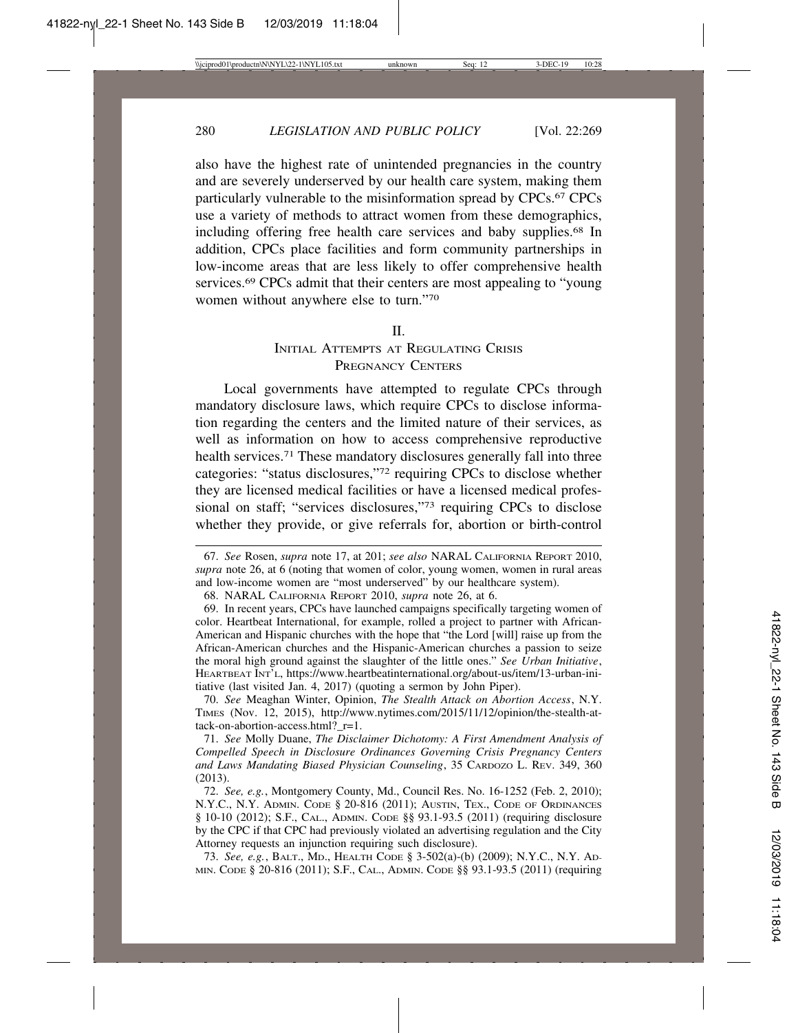also have the highest rate of unintended pregnancies in the country and are severely underserved by our health care system, making them particularly vulnerable to the misinformation spread by CPCs.[67] CPCs use a variety of methods to attract women from these demographics, including offering free health care services and baby supplies.[68] In addition, CPCs place facilities and form community partnerships in low-income areas that are less likely to offer comprehensive health services.[69] CPCs admit that their centers are most appealing to "young women without anywhere else to turn."[70]

## II.
## Initial Attempts at Regulating Crisis Pregnancy Centers

Local governments have attempted to regulate CPCs through mandatory disclosure laws, which require CPCs to disclose information regarding the centers and the limited nature of their services, as well as information on how to access comprehensive reproductive health services.[71] These mandatory disclosures generally fall into three categories: "status disclosures,"[72] requiring CPCs to disclose whether they are licensed medical facilities or have a licensed medical professional on staff; "services disclosures,"[73] requiring CPCs to disclose whether they provide, or give referrals for, abortion or birth-control

---

67. *See* Rosen, *supra* note 17, at 201; *see also* NARAL California Report 2010, *supra* note 26, at 6 (noting that women of color, young women, women in rural areas and low-income women are "most underserved" by our healthcare system).

68. NARAL California Report 2010, *supra* note 26, at 6.

69. In recent years, CPCs have launched campaigns specifically targeting women of color. Heartbeat International, for example, rolled a project to partner with African-American and Hispanic churches with the hope that "the Lord [will] raise up from the African-American churches and the Hispanic-American churches a passion to seize the moral high ground against the slaughter of the little ones." *See Urban Initiative*, Heartbeat Int'l, https://www.heartbeatinternational.org/about-us/item/13-urban-initiative (last visited Jan. 4, 2017) (quoting a sermon by John Piper).

70. *See* Meaghan Winter, Opinion, *The Stealth Attack on Abortion Access*, N.Y. Times (Nov. 12, 2015), http://www.nytimes.com/2015/11/12/opinion/the-stealth-attack-on-abortion-access.html?_r=1.

71. *See* Molly Duane, *The Disclaimer Dichotomy: A First Amendment Analysis of Compelled Speech in Disclosure Ordinances Governing Crisis Pregnancy Centers and Laws Mandating Biased Physician Counseling*, 35 Cardozo L. Rev. 349, 360 (2013).

72. *See, e.g.*, Montgomery County, Md., Council Res. No. 16-1252 (Feb. 2, 2010); N.Y.C., N.Y. Admin. Code § 20-816 (2011); Austin, Tex., Code of Ordinances § 10-10 (2012); S.F., Cal., Admin. Code §§ 93.1-93.5 (2011) (requiring disclosure by the CPC if that CPC had previously violated an advertising regulation and the City Attorney requests an injunction requiring such disclosure).

73. *See, e.g.*, Balt., Md., Health Code § 3-502(a)-(b) (2009); N.Y.C., N.Y. Admin. Code § 20-816 (2011); S.F., Cal., Admin. Code §§ 93.1-93.5 (2011) (requiring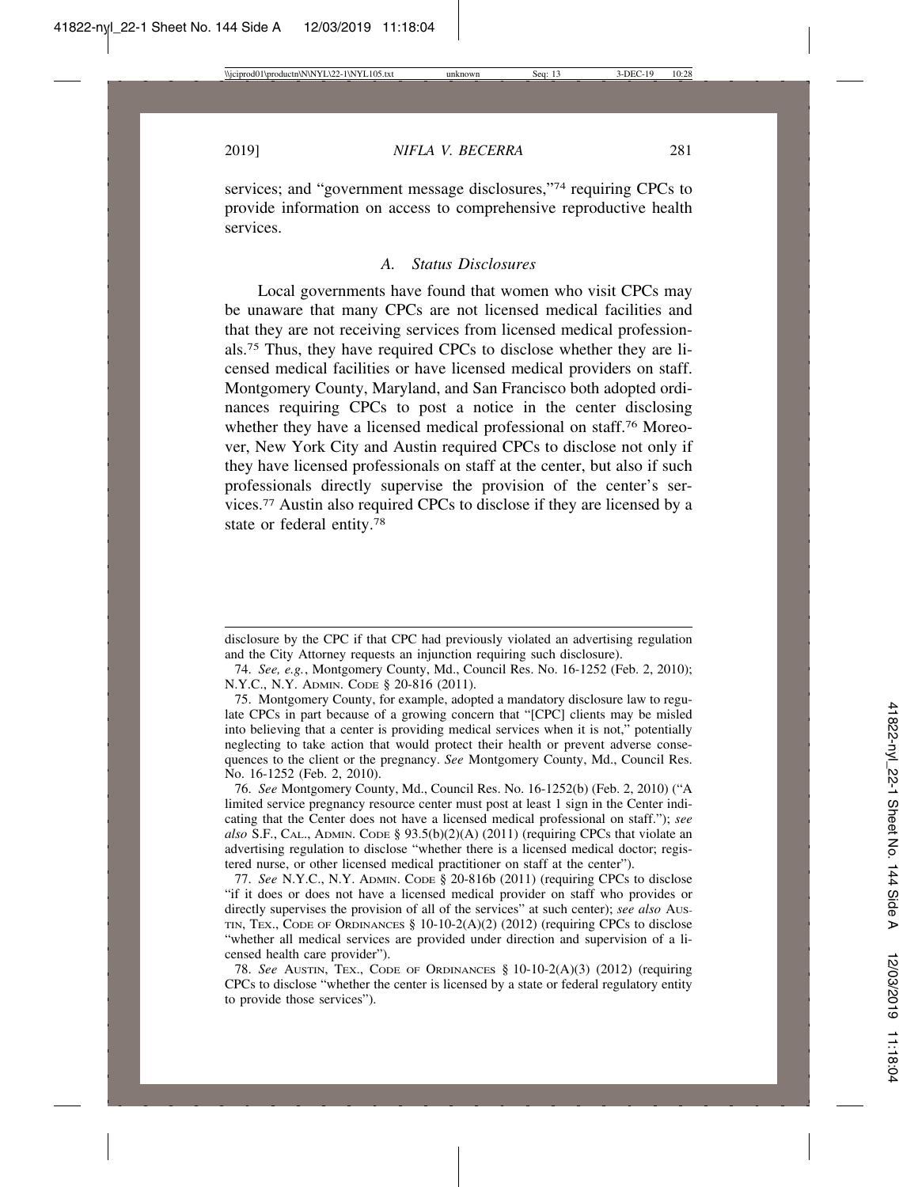services; and "government message disclosures,"[74] requiring CPCs to provide information on access to comprehensive reproductive health services.

### *A. Status Disclosures*

Local governments have found that women who visit CPCs may be unaware that many CPCs are not licensed medical facilities and that they are not receiving services from licensed medical professionals.[75] Thus, they have required CPCs to disclose whether they are licensed medical facilities or have licensed medical providers on staff. Montgomery County, Maryland, and San Francisco both adopted ordinances requiring CPCs to post a notice in the center disclosing whether they have a licensed medical professional on staff.[76] Moreover, New York City and Austin required CPCs to disclose not only if they have licensed professionals on staff at the center, but also if such professionals directly supervise the provision of the center's services.[77] Austin also required CPCs to disclose if they are licensed by a state or federal entity.[78]

---

disclosure by the CPC if that CPC had previously violated an advertising regulation and the City Attorney requests an injunction requiring such disclosure).

74. *See, e.g.*, Montgomery County, Md., Council Res. No. 16-1252 (Feb. 2, 2010); N.Y.C., N.Y. ADMIN. CODE § 20-816 (2011).

75. Montgomery County, for example, adopted a mandatory disclosure law to regulate CPCs in part because of a growing concern that "[CPC] clients may be misled into believing that a center is providing medical services when it is not," potentially neglecting to take action that would protect their health or prevent adverse consequences to the client or the pregnancy. *See* Montgomery County, Md., Council Res. No. 16-1252 (Feb. 2, 2010).

76. *See* Montgomery County, Md., Council Res. No. 16-1252(b) (Feb. 2, 2010) ("A limited service pregnancy resource center must post at least 1 sign in the Center indicating that the Center does not have a licensed medical professional on staff."); *see also* S.F., CAL., ADMIN. CODE § 93.5(b)(2)(A) (2011) (requiring CPCs that violate an advertising regulation to disclose "whether there is a licensed medical doctor; registered nurse, or other licensed medical practitioner on staff at the center").

77. *See* N.Y.C., N.Y. ADMIN. CODE § 20-816b (2011) (requiring CPCs to disclose "if it does or does not have a licensed medical provider on staff who provides or directly supervises the provision of all of the services" at such center); *see also* AUSTIN, TEX., CODE OF ORDINANCES § 10-10-2(A)(2) (2012) (requiring CPCs to disclose "whether all medical services are provided under direction and supervision of a licensed health care provider").

78. *See* AUSTIN, TEX., CODE OF ORDINANCES § 10-10-2(A)(3) (2012) (requiring CPCs to disclose "whether the center is licensed by a state or federal regulatory entity to provide those services").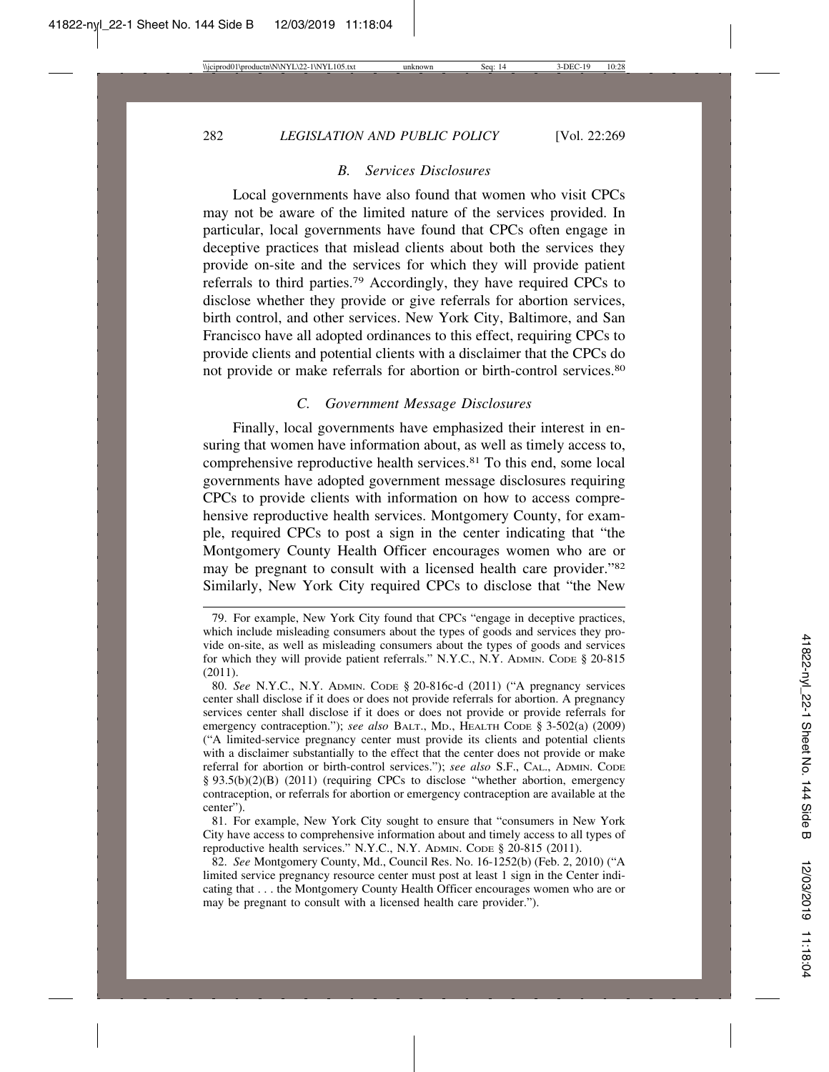### *B. Services Disclosures*

Local governments have also found that women who visit CPCs may not be aware of the limited nature of the services provided. In particular, local governments have found that CPCs often engage in deceptive practices that mislead clients about both the services they provide on-site and the services for which they will provide patient referrals to third parties.[79] Accordingly, they have required CPCs to disclose whether they provide or give referrals for abortion services, birth control, and other services. New York City, Baltimore, and San Francisco have all adopted ordinances to this effect, requiring CPCs to provide clients and potential clients with a disclaimer that the CPCs do not provide or make referrals for abortion or birth-control services.[80]

### *C. Government Message Disclosures*

Finally, local governments have emphasized their interest in ensuring that women have information about, as well as timely access to, comprehensive reproductive health services.[81] To this end, some local governments have adopted government message disclosures requiring CPCs to provide clients with information on how to access comprehensive reproductive health services. Montgomery County, for example, required CPCs to post a sign in the center indicating that "the Montgomery County Health Officer encourages women who are or may be pregnant to consult with a licensed health care provider."[82] Similarly, New York City required CPCs to disclose that "the New

---

79. For example, New York City found that CPCs "engage in deceptive practices, which include misleading consumers about the types of goods and services they provide on-site, as well as misleading consumers about the types of goods and services for which they will provide patient referrals." N.Y.C., N.Y. ADMIN. CODE § 20-815 (2011).

80. *See* N.Y.C., N.Y. ADMIN. CODE § 20-816c-d (2011) ("A pregnancy services center shall disclose if it does or does not provide referrals for abortion. A pregnancy services center shall disclose if it does or does not provide or provide referrals for emergency contraception."); *see also* BALT., MD., HEALTH CODE § 3-502(a) (2009) ("A limited-service pregnancy center must provide its clients and potential clients with a disclaimer substantially to the effect that the center does not provide or make referral for abortion or birth-control services."); *see also* S.F., CAL., ADMIN. CODE § 93.5(b)(2)(B) (2011) (requiring CPCs to disclose "whether abortion, emergency contraception, or referrals for abortion or emergency contraception are available at the center").

81. For example, New York City sought to ensure that "consumers in New York City have access to comprehensive information about and timely access to all types of reproductive health services." N.Y.C., N.Y. ADMIN. CODE § 20-815 (2011).

82. *See* Montgomery County, Md., Council Res. No. 16-1252(b) (Feb. 2, 2010) ("A limited service pregnancy resource center must post at least 1 sign in the Center indicating that . . . the Montgomery County Health Officer encourages women who are or may be pregnant to consult with a licensed health care provider.").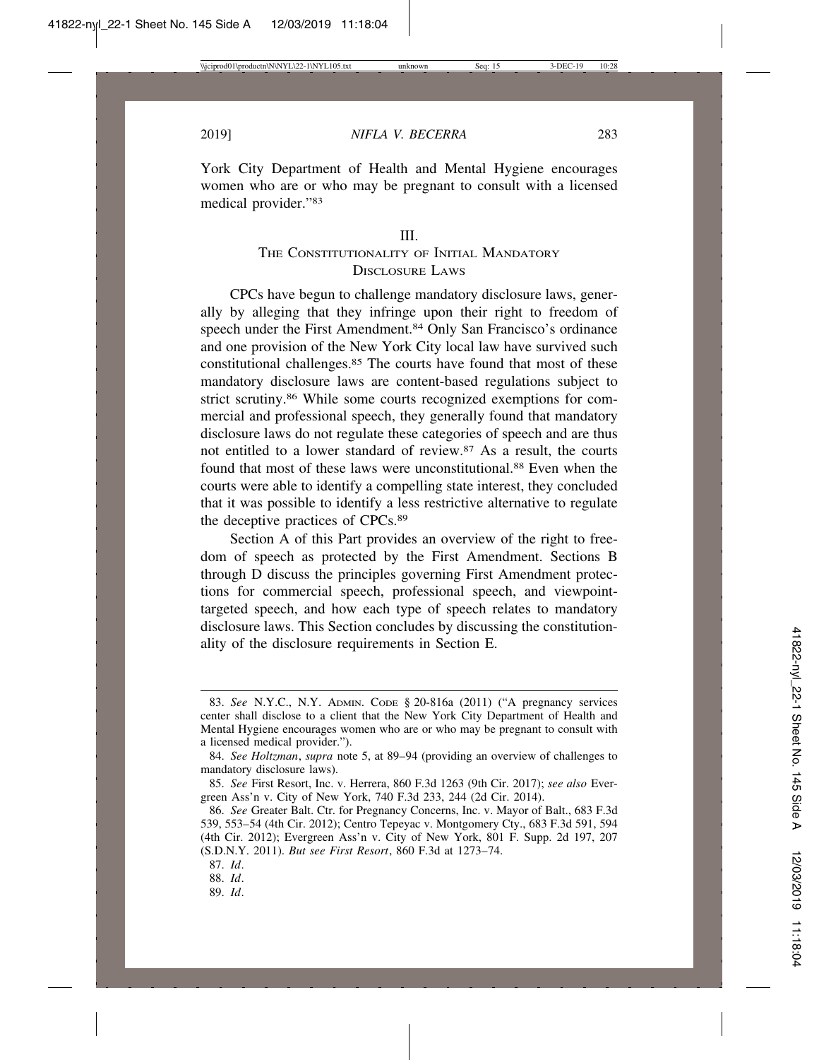York City Department of Health and Mental Hygiene encourages women who are or who may be pregnant to consult with a licensed medical provider."[83]

## III.
## THE CONSTITUTIONALITY OF INITIAL MANDATORY DISCLOSURE LAWS

CPCs have begun to challenge mandatory disclosure laws, generally by alleging that they infringe upon their right to freedom of speech under the First Amendment.[84] Only San Francisco's ordinance and one provision of the New York City local law have survived such constitutional challenges.[85] The courts have found that most of these mandatory disclosure laws are content-based regulations subject to strict scrutiny.[86] While some courts recognized exemptions for commercial and professional speech, they generally found that mandatory disclosure laws do not regulate these categories of speech and are thus not entitled to a lower standard of review.[87] As a result, the courts found that most of these laws were unconstitutional.[88] Even when the courts were able to identify a compelling state interest, they concluded that it was possible to identify a less restrictive alternative to regulate the deceptive practices of CPCs.[89]

Section A of this Part provides an overview of the right to freedom of speech as protected by the First Amendment. Sections B through D discuss the principles governing First Amendment protections for commercial speech, professional speech, and viewpoint-targeted speech, and how each type of speech relates to mandatory disclosure laws. This Section concludes by discussing the constitutionality of the disclosure requirements in Section E.

---

83. *See* N.Y.C., N.Y. ADMIN. CODE § 20-816a (2011) ("A pregnancy services center shall disclose to a client that the New York City Department of Health and Mental Hygiene encourages women who are or who may be pregnant to consult with a licensed medical provider.").

84. *See Holtzman*, *supra* note 5, at 89–94 (providing an overview of challenges to mandatory disclosure laws).

85. *See* First Resort, Inc. v. Herrera, 860 F.3d 1263 (9th Cir. 2017); *see also* Evergreen Ass'n v. City of New York, 740 F.3d 233, 244 (2d Cir. 2014).

86. *See* Greater Balt. Ctr. for Pregnancy Concerns, Inc. v. Mayor of Balt., 683 F.3d 539, 553–54 (4th Cir. 2012); Centro Tepeyac v. Montgomery Cty., 683 F.3d 591, 594 (4th Cir. 2012); Evergreen Ass'n v. City of New York, 801 F. Supp. 2d 197, 207 (S.D.N.Y. 2011). *But see First Resort*, 860 F.3d at 1273–74.

87. *Id*.

88. *Id*.

89. *Id*.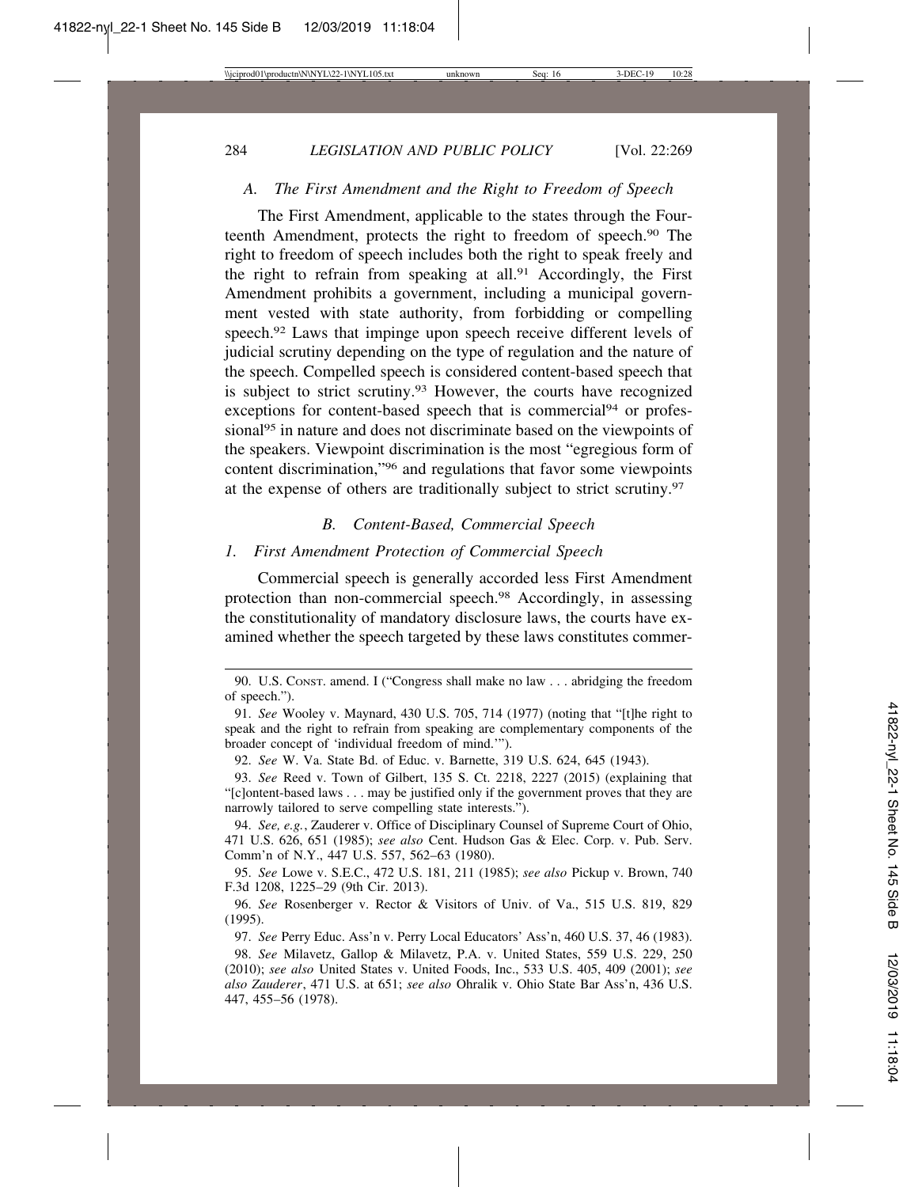### A. *The First Amendment and the Right to Freedom of Speech*

The First Amendment, applicable to the states through the Fourteenth Amendment, protects the right to freedom of speech.[90] The right to freedom of speech includes both the right to speak freely and the right to refrain from speaking at all.[91] Accordingly, the First Amendment prohibits a government, including a municipal government vested with state authority, from forbidding or compelling speech.[92] Laws that impinge upon speech receive different levels of judicial scrutiny depending on the type of regulation and the nature of the speech. Compelled speech is considered content-based speech that is subject to strict scrutiny.[93] However, the courts have recognized exceptions for content-based speech that is commercial[94] or professional[95] in nature and does not discriminate based on the viewpoints of the speakers. Viewpoint discrimination is the most "egregious form of content discrimination,"[96] and regulations that favor some viewpoints at the expense of others are traditionally subject to strict scrutiny.[97]

### B. *Content-Based, Commercial Speech*

#### 1. *First Amendment Protection of Commercial Speech*

Commercial speech is generally accorded less First Amendment protection than non-commercial speech.[98] Accordingly, in assessing the constitutionality of mandatory disclosure laws, the courts have examined whether the speech targeted by these laws constitutes commer-

---

90. U.S. CONST. amend. I ("Congress shall make no law . . . abridging the freedom of speech.").

91. *See* Wooley v. Maynard, 430 U.S. 705, 714 (1977) (noting that "[t]he right to speak and the right to refrain from speaking are complementary components of the broader concept of 'individual freedom of mind.'").

92. *See* W. Va. State Bd. of Educ. v. Barnette, 319 U.S. 624, 645 (1943).

93. *See* Reed v. Town of Gilbert, 135 S. Ct. 2218, 2227 (2015) (explaining that "[c]ontent-based laws . . . may be justified only if the government proves that they are narrowly tailored to serve compelling state interests.").

94. *See, e.g.*, Zauderer v. Office of Disciplinary Counsel of Supreme Court of Ohio, 471 U.S. 626, 651 (1985); *see also* Cent. Hudson Gas & Elec. Corp. v. Pub. Serv. Comm'n of N.Y., 447 U.S. 557, 562–63 (1980).

95. *See* Lowe v. S.E.C., 472 U.S. 181, 211 (1985); *see also* Pickup v. Brown, 740 F.3d 1208, 1225–29 (9th Cir. 2013).

96. *See* Rosenberger v. Rector & Visitors of Univ. of Va., 515 U.S. 819, 829 (1995).

97. *See* Perry Educ. Ass'n v. Perry Local Educators' Ass'n, 460 U.S. 37, 46 (1983).

98. *See* Milavetz, Gallop & Milavetz, P.A. v. United States, 559 U.S. 229, 250 (2010); *see also* United States v. United Foods, Inc., 533 U.S. 405, 409 (2001); *see also Zauderer*, 471 U.S. at 651; *see also* Ohralik v. Ohio State Bar Ass'n, 436 U.S. 447, 455–56 (1978).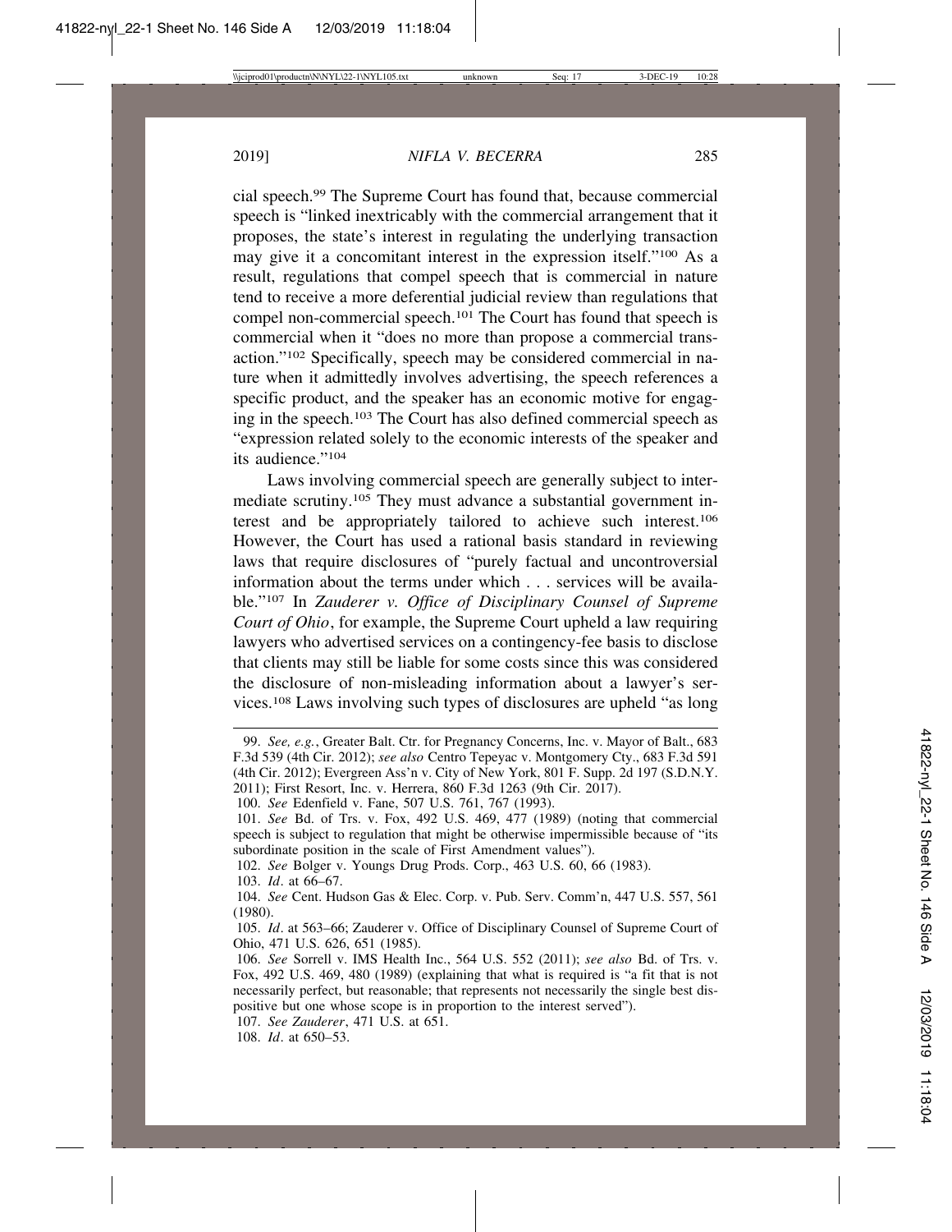cial speech.[99] The Supreme Court has found that, because commercial speech is "linked inextricably with the commercial arrangement that it proposes, the state's interest in regulating the underlying transaction may give it a concomitant interest in the expression itself."[100] As a result, regulations that compel speech that is commercial in nature tend to receive a more deferential judicial review than regulations that compel non-commercial speech.[101] The Court has found that speech is commercial when it "does no more than propose a commercial transaction."[102] Specifically, speech may be considered commercial in nature when it admittedly involves advertising, the speech references a specific product, and the speaker has an economic motive for engaging in the speech.[103] The Court has also defined commercial speech as "expression related solely to the economic interests of the speaker and its audience."[104]

Laws involving commercial speech are generally subject to intermediate scrutiny.[105] They must advance a substantial government interest and be appropriately tailored to achieve such interest.[106] However, the Court has used a rational basis standard in reviewing laws that require disclosures of "purely factual and uncontroversial information about the terms under which . . . services will be available."[107] In *Zauderer v. Office of Disciplinary Counsel of Supreme Court of Ohio*, for example, the Supreme Court upheld a law requiring lawyers who advertised services on a contingency-fee basis to disclose that clients may still be liable for some costs since this was considered the disclosure of non-misleading information about a lawyer's services.[108] Laws involving such types of disclosures are upheld "as long

---

99. *See, e.g.*, Greater Balt. Ctr. for Pregnancy Concerns, Inc. v. Mayor of Balt., 683 F.3d 539 (4th Cir. 2012); *see also* Centro Tepeyac v. Montgomery Cty., 683 F.3d 591 (4th Cir. 2012); Evergreen Ass'n v. City of New York, 801 F. Supp. 2d 197 (S.D.N.Y. 2011); First Resort, Inc. v. Herrera, 860 F.3d 1263 (9th Cir. 2017).

100. *See* Edenfield v. Fane, 507 U.S. 761, 767 (1993).

101. *See* Bd. of Trs. v. Fox, 492 U.S. 469, 477 (1989) (noting that commercial speech is subject to regulation that might be otherwise impermissible because of "its subordinate position in the scale of First Amendment values").

102. *See* Bolger v. Youngs Drug Prods. Corp., 463 U.S. 60, 66 (1983).

103. *Id.* at 66–67.

104. *See* Cent. Hudson Gas & Elec. Corp. v. Pub. Serv. Comm'n, 447 U.S. 557, 561 (1980).

105. *Id.* at 563–66; Zauderer v. Office of Disciplinary Counsel of Supreme Court of Ohio, 471 U.S. 626, 651 (1985).

106. *See* Sorrell v. IMS Health Inc., 564 U.S. 552 (2011); *see also* Bd. of Trs. v. Fox, 492 U.S. 469, 480 (1989) (explaining that what is required is "a fit that is not necessarily perfect, but reasonable; that represents not necessarily the single best dispositive but one whose scope is in proportion to the interest served").

107. *See Zauderer*, 471 U.S. at 651.

108. *Id.* at 650–53.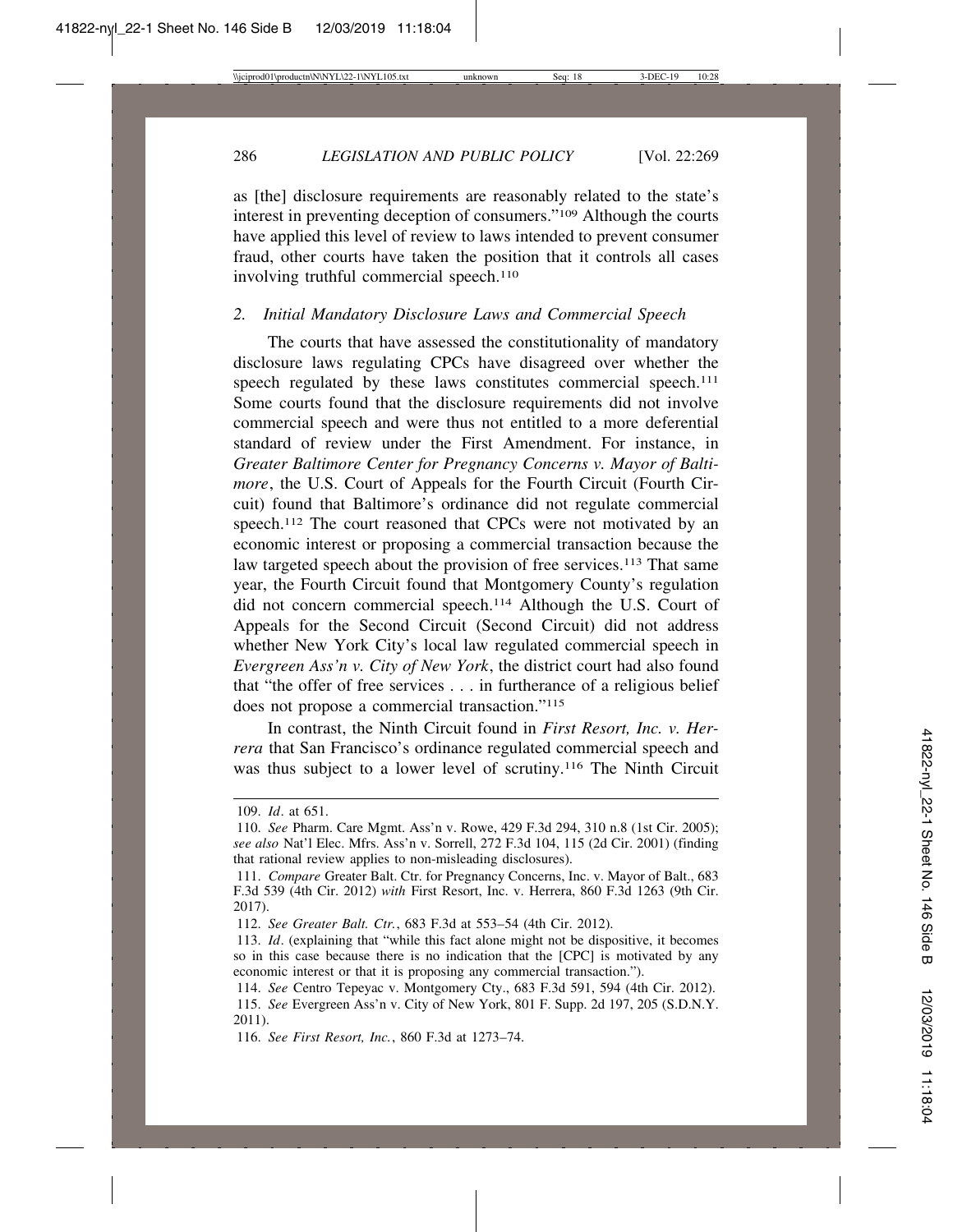as [the] disclosure requirements are reasonably related to the state's interest in preventing deception of consumers."[109] Although the courts have applied this level of review to laws intended to prevent consumer fraud, other courts have taken the position that it controls all cases involving truthful commercial speech.[110]

### *2. Initial Mandatory Disclosure Laws and Commercial Speech*

The courts that have assessed the constitutionality of mandatory disclosure laws regulating CPCs have disagreed over whether the speech regulated by these laws constitutes commercial speech.[111] Some courts found that the disclosure requirements did not involve commercial speech and were thus not entitled to a more deferential standard of review under the First Amendment. For instance, in *Greater Baltimore Center for Pregnancy Concerns v. Mayor of Baltimore*, the U.S. Court of Appeals for the Fourth Circuit (Fourth Circuit) found that Baltimore's ordinance did not regulate commercial speech.[112] The court reasoned that CPCs were not motivated by an economic interest or proposing a commercial transaction because the law targeted speech about the provision of free services.[113] That same year, the Fourth Circuit found that Montgomery County's regulation did not concern commercial speech.[114] Although the U.S. Court of Appeals for the Second Circuit (Second Circuit) did not address whether New York City's local law regulated commercial speech in *Evergreen Ass'n v. City of New York*, the district court had also found that "the offer of free services . . . in furtherance of a religious belief does not propose a commercial transaction."[115]

In contrast, the Ninth Circuit found in *First Resort, Inc. v. Herrera* that San Francisco's ordinance regulated commercial speech and was thus subject to a lower level of scrutiny.[116] The Ninth Circuit

---

109. *Id*. at 651.

110. *See* Pharm. Care Mgmt. Ass'n v. Rowe, 429 F.3d 294, 310 n.8 (1st Cir. 2005); *see also* Nat'l Elec. Mfrs. Ass'n v. Sorrell, 272 F.3d 104, 115 (2d Cir. 2001) (finding that rational review applies to non-misleading disclosures).

111. *Compare* Greater Balt. Ctr. for Pregnancy Concerns, Inc. v. Mayor of Balt., 683 F.3d 539 (4th Cir. 2012) *with* First Resort, Inc. v. Herrera, 860 F.3d 1263 (9th Cir. 2017).

112. *See Greater Balt. Ctr.*, 683 F.3d at 553–54 (4th Cir. 2012).

113. *Id*. (explaining that "while this fact alone might not be dispositive, it becomes so in this case because there is no indication that the [CPC] is motivated by any economic interest or that it is proposing any commercial transaction.").

114. *See* Centro Tepeyac v. Montgomery Cty., 683 F.3d 591, 594 (4th Cir. 2012).

115. *See* Evergreen Ass'n v. City of New York, 801 F. Supp. 2d 197, 205 (S.D.N.Y. 2011).

116. *See First Resort, Inc.*, 860 F.3d at 1273–74.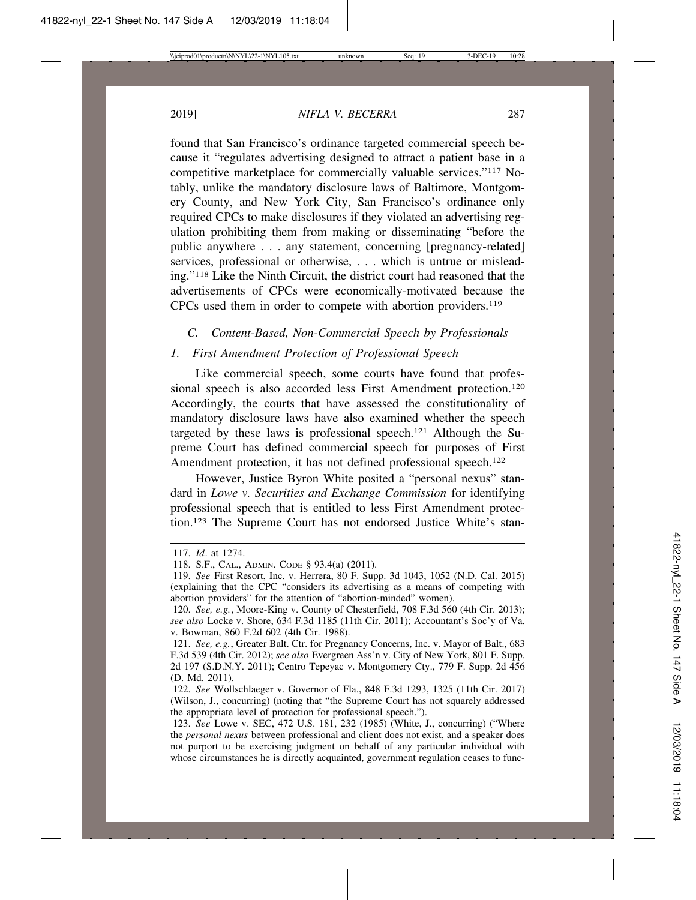found that San Francisco's ordinance targeted commercial speech because it "regulates advertising designed to attract a patient base in a competitive marketplace for commercially valuable services."[117] Notably, unlike the mandatory disclosure laws of Baltimore, Montgomery County, and New York City, San Francisco's ordinance only required CPCs to make disclosures if they violated an advertising regulation prohibiting them from making or disseminating "before the public anywhere . . . any statement, concerning [pregnancy-related] services, professional or otherwise, . . . which is untrue or misleading."[118] Like the Ninth Circuit, the district court had reasoned that the advertisements of CPCs were economically-motivated because the CPCs used them in order to compete with abortion providers.[119]

### *C. Content-Based, Non-Commercial Speech by Professionals*

#### *1. First Amendment Protection of Professional Speech*

Like commercial speech, some courts have found that professional speech is also accorded less First Amendment protection.[120] Accordingly, the courts that have assessed the constitutionality of mandatory disclosure laws have also examined whether the speech targeted by these laws is professional speech.[121] Although the Supreme Court has defined commercial speech for purposes of First Amendment protection, it has not defined professional speech.[122]

However, Justice Byron White posited a "personal nexus" standard in *Lowe v. Securities and Exchange Commission* for identifying professional speech that is entitled to less First Amendment protection.[123] The Supreme Court has not endorsed Justice White's stan-

---

117. *Id*. at 1274.

118. S.F., CAL., ADMIN. CODE § 93.4(a) (2011).

119. *See* First Resort, Inc. v. Herrera, 80 F. Supp. 3d 1043, 1052 (N.D. Cal. 2015) (explaining that the CPC "considers its advertising as a means of competing with abortion providers" for the attention of "abortion-minded" women).

120. *See, e.g.*, Moore-King v. County of Chesterfield, 708 F.3d 560 (4th Cir. 2013); *see also* Locke v. Shore, 634 F.3d 1185 (11th Cir. 2011); Accountant's Soc'y of Va. v. Bowman, 860 F.2d 602 (4th Cir. 1988).

121. *See, e.g.*, Greater Balt. Ctr. for Pregnancy Concerns, Inc. v. Mayor of Balt., 683 F.3d 539 (4th Cir. 2012); *see also* Evergreen Ass'n v. City of New York, 801 F. Supp. 2d 197 (S.D.N.Y. 2011); Centro Tepeyac v. Montgomery Cty., 779 F. Supp. 2d 456 (D. Md. 2011).

122. *See* Wollschlaeger v. Governor of Fla., 848 F.3d 1293, 1325 (11th Cir. 2017) (Wilson, J., concurring) (noting that "the Supreme Court has not squarely addressed the appropriate level of protection for professional speech.").

123. *See* Lowe v. SEC, 472 U.S. 181, 232 (1985) (White, J., concurring) ("Where the *personal nexus* between professional and client does not exist, and a speaker does not purport to be exercising judgment on behalf of any particular individual with whose circumstances he is directly acquainted, government regulation ceases to func-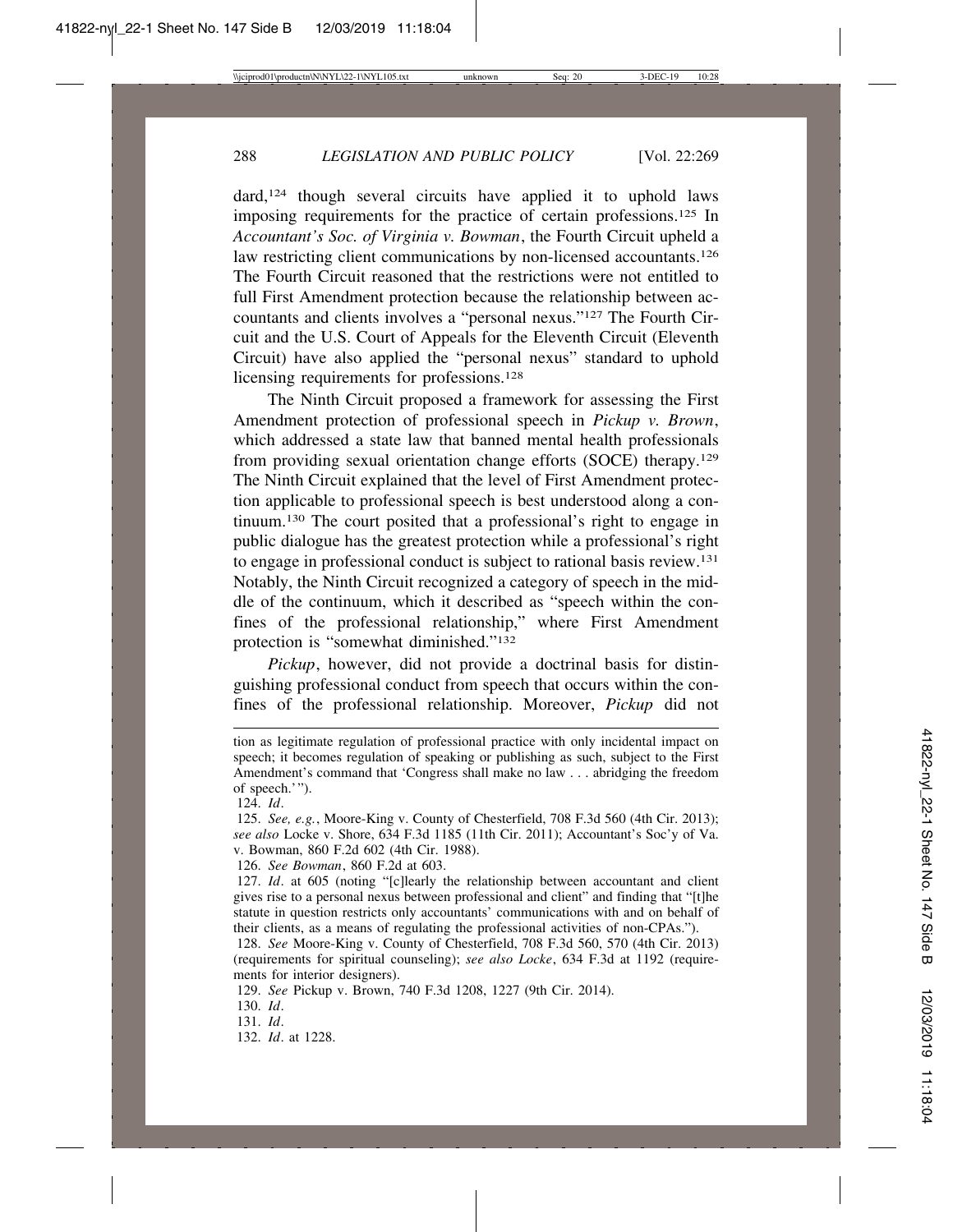dard,[124] though several circuits have applied it to uphold laws imposing requirements for the practice of certain professions.[125] In *Accountant's Soc. of Virginia v. Bowman*, the Fourth Circuit upheld a law restricting client communications by non-licensed accountants.[126] The Fourth Circuit reasoned that the restrictions were not entitled to full First Amendment protection because the relationship between accountants and clients involves a "personal nexus."[127] The Fourth Circuit and the U.S. Court of Appeals for the Eleventh Circuit (Eleventh Circuit) have also applied the "personal nexus" standard to uphold licensing requirements for professions.[128]

The Ninth Circuit proposed a framework for assessing the First Amendment protection of professional speech in *Pickup v. Brown*, which addressed a state law that banned mental health professionals from providing sexual orientation change efforts (SOCE) therapy.[129] The Ninth Circuit explained that the level of First Amendment protection applicable to professional speech is best understood along a continuum.[130] The court posited that a professional's right to engage in public dialogue has the greatest protection while a professional's right to engage in professional conduct is subject to rational basis review.[131] Notably, the Ninth Circuit recognized a category of speech in the middle of the continuum, which it described as "speech within the confines of the professional relationship," where First Amendment protection is "somewhat diminished."[132]

*Pickup*, however, did not provide a doctrinal basis for distinguishing professional conduct from speech that occurs within the confines of the professional relationship. Moreover, *Pickup* did not

---

tion as legitimate regulation of professional practice with only incidental impact on speech; it becomes regulation of speaking or publishing as such, subject to the First Amendment's command that 'Congress shall make no law . . . abridging the freedom of speech.'").

124. *Id*.

125. *See, e.g.*, Moore-King v. County of Chesterfield, 708 F.3d 560 (4th Cir. 2013); *see also* Locke v. Shore, 634 F.3d 1185 (11th Cir. 2011); Accountant's Soc'y of Va. v. Bowman, 860 F.2d 602 (4th Cir. 1988).

126. *See Bowman*, 860 F.2d at 603.

127. *Id*. at 605 (noting "[c]learly the relationship between accountant and client gives rise to a personal nexus between professional and client" and finding that "[t]he statute in question restricts only accountants' communications with and on behalf of their clients, as a means of regulating the professional activities of non-CPAs.").

128. *See* Moore-King v. County of Chesterfield, 708 F.3d 560, 570 (4th Cir. 2013) (requirements for spiritual counseling); *see also Locke*, 634 F.3d at 1192 (requirements for interior designers).

129. *See* Pickup v. Brown, 740 F.3d 1208, 1227 (9th Cir. 2014).

130. *Id*.

131. *Id*.

132. *Id*. at 1228.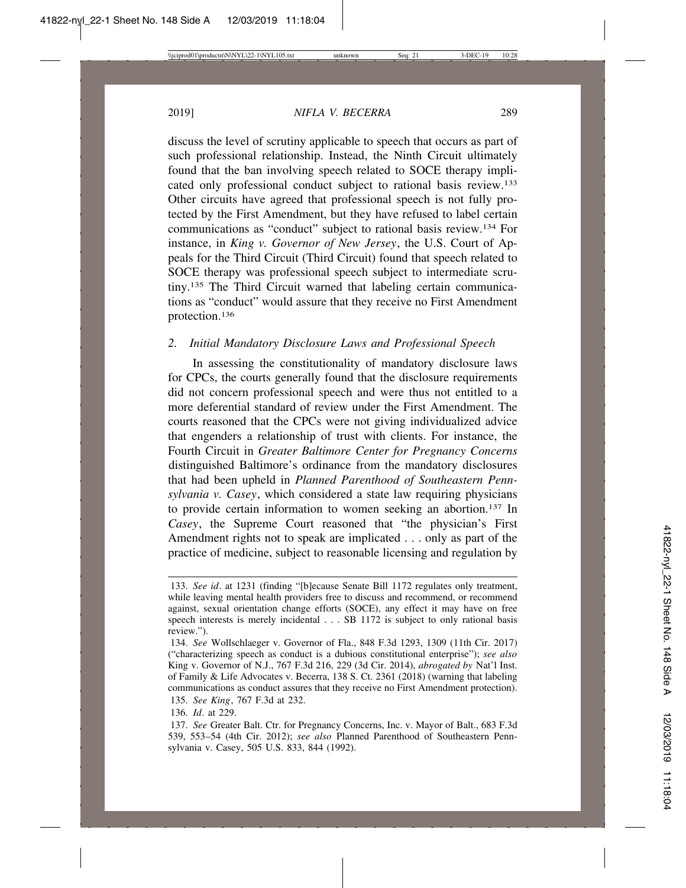discuss the level of scrutiny applicable to speech that occurs as part of such professional relationship. Instead, the Ninth Circuit ultimately found that the ban involving speech related to SOCE therapy implicated only professional conduct subject to rational basis review.[133] Other circuits have agreed that professional speech is not fully protected by the First Amendment, but they have refused to label certain communications as "conduct" subject to rational basis review.[134] For instance, in *King v. Governor of New Jersey*, the U.S. Court of Appeals for the Third Circuit (Third Circuit) found that speech related to SOCE therapy was professional speech subject to intermediate scrutiny.[135] The Third Circuit warned that labeling certain communications as "conduct" would assure that they receive no First Amendment protection.[136]

### *2. Initial Mandatory Disclosure Laws and Professional Speech*

In assessing the constitutionality of mandatory disclosure laws for CPCs, the courts generally found that the disclosure requirements did not concern professional speech and were thus not entitled to a more deferential standard of review under the First Amendment. The courts reasoned that the CPCs were not giving individualized advice that engenders a relationship of trust with clients. For instance, the Fourth Circuit in *Greater Baltimore Center for Pregnancy Concerns* distinguished Baltimore's ordinance from the mandatory disclosures that had been upheld in *Planned Parenthood of Southeastern Pennsylvania v. Casey*, which considered a state law requiring physicians to provide certain information to women seeking an abortion.[137] In *Casey*, the Supreme Court reasoned that "the physician's First Amendment rights not to speak are implicated . . . only as part of the practice of medicine, subject to reasonable licensing and regulation by

---

133. *See id.* at 1231 (finding "[b]ecause Senate Bill 1172 regulates only treatment, while leaving mental health providers free to discuss and recommend, or recommend against, sexual orientation change efforts (SOCE), any effect it may have on free speech interests is merely incidental . . . SB 1172 is subject to only rational basis review.").

134. *See* Wollschlaeger v. Governor of Fla., 848 F.3d 1293, 1309 (11th Cir. 2017) ("characterizing speech as conduct is a dubious constitutional enterprise"); *see also* King v. Governor of N.J., 767 F.3d 216, 229 (3d Cir. 2014), *abrogated by* Nat'l Inst. of Family & Life Advocates v. Becerra, 138 S. Ct. 2361 (2018) (warning that labeling communications as conduct assures that they receive no First Amendment protection).

135. *See King*, 767 F.3d at 232.

136. *Id.* at 229.

137. *See* Greater Balt. Ctr. for Pregnancy Concerns, Inc. v. Mayor of Balt., 683 F.3d 539, 553–54 (4th Cir. 2012); *see also* Planned Parenthood of Southeastern Pennsylvania v. Casey, 505 U.S. 833, 844 (1992).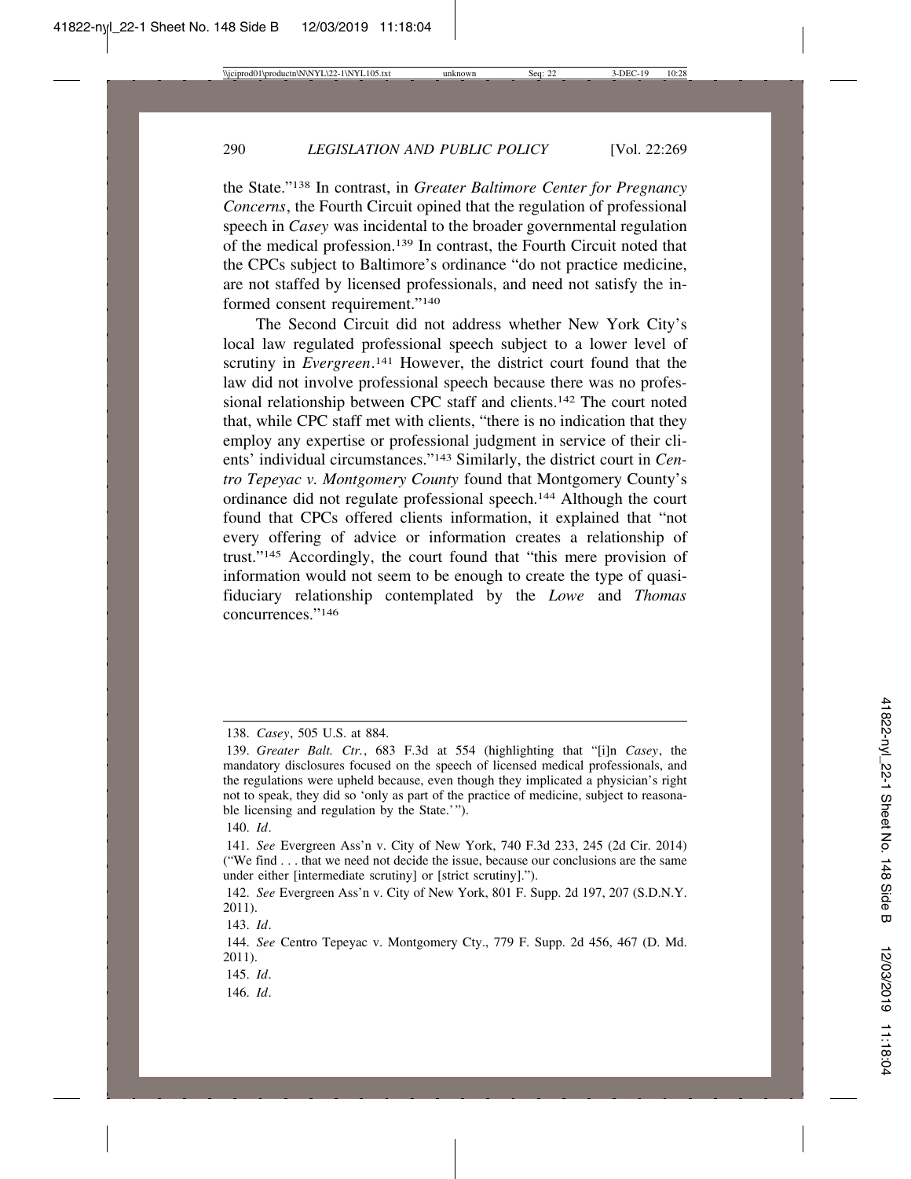the State."[138] In contrast, in *Greater Baltimore Center for Pregnancy Concerns*, the Fourth Circuit opined that the regulation of professional speech in *Casey* was incidental to the broader governmental regulation of the medical profession.[139] In contrast, the Fourth Circuit noted that the CPCs subject to Baltimore's ordinance "do not practice medicine, are not staffed by licensed professionals, and need not satisfy the informed consent requirement."[140]

The Second Circuit did not address whether New York City's local law regulated professional speech subject to a lower level of scrutiny in *Evergreen*.[141] However, the district court found that the law did not involve professional speech because there was no professional relationship between CPC staff and clients.[142] The court noted that, while CPC staff met with clients, "there is no indication that they employ any expertise or professional judgment in service of their clients' individual circumstances."[143] Similarly, the district court in *Centro Tepeyac v. Montgomery County* found that Montgomery County's ordinance did not regulate professional speech.[144] Although the court found that CPCs offered clients information, it explained that "not every offering of advice or information creates a relationship of trust."[145] Accordingly, the court found that "this mere provision of information would not seem to be enough to create the type of quasi-fiduciary relationship contemplated by the *Lowe* and *Thomas* concurrences."[146]

---

138. *Casey*, 505 U.S. at 884.

139. *Greater Balt. Ctr.*, 683 F.3d at 554 (highlighting that "[i]n *Casey*, the mandatory disclosures focused on the speech of licensed medical professionals, and the regulations were upheld because, even though they implicated a physician's right not to speak, they did so 'only as part of the practice of medicine, subject to reasonable licensing and regulation by the State.'").

140. *Id*.

141. *See* Evergreen Ass'n v. City of New York, 740 F.3d 233, 245 (2d Cir. 2014) ("We find . . . that we need not decide the issue, because our conclusions are the same under either [intermediate scrutiny] or [strict scrutiny].").

142. *See* Evergreen Ass'n v. City of New York, 801 F. Supp. 2d 197, 207 (S.D.N.Y. 2011).

143. *Id*.

144. *See* Centro Tepeyac v. Montgomery Cty., 779 F. Supp. 2d 456, 467 (D. Md. 2011).

145. *Id*.

146. *Id*.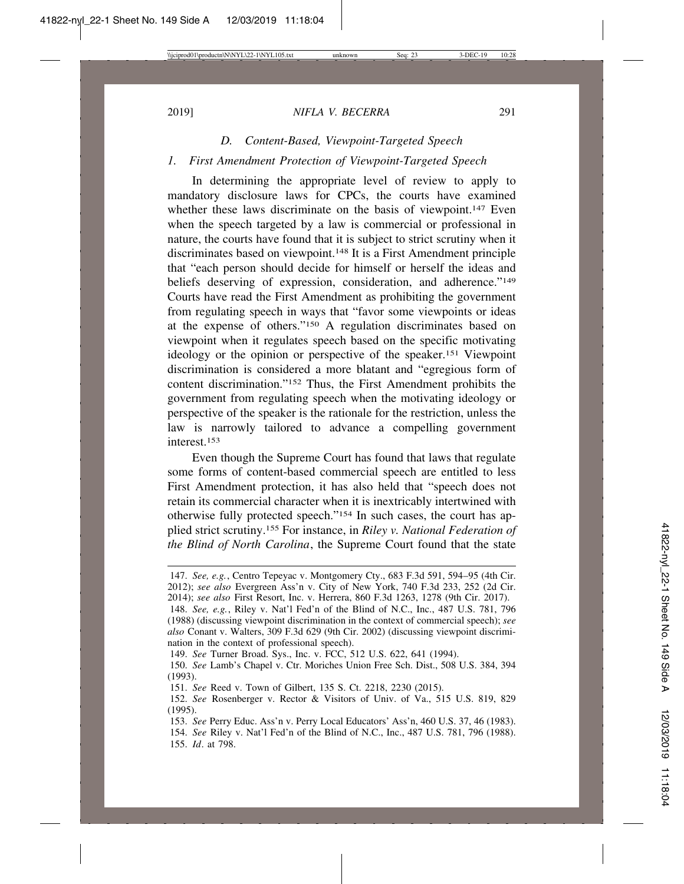### *D. Content-Based, Viewpoint-Targeted Speech*

#### *1. First Amendment Protection of Viewpoint-Targeted Speech*

In determining the appropriate level of review to apply to mandatory disclosure laws for CPCs, the courts have examined whether these laws discriminate on the basis of viewpoint.[147] Even when the speech targeted by a law is commercial or professional in nature, the courts have found that it is subject to strict scrutiny when it discriminates based on viewpoint.[148] It is a First Amendment principle that "each person should decide for himself or herself the ideas and beliefs deserving of expression, consideration, and adherence."[149] Courts have read the First Amendment as prohibiting the government from regulating speech in ways that "favor some viewpoints or ideas at the expense of others."[150] A regulation discriminates based on viewpoint when it regulates speech based on the specific motivating ideology or the opinion or perspective of the speaker.[151] Viewpoint discrimination is considered a more blatant and "egregious form of content discrimination."[152] Thus, the First Amendment prohibits the government from regulating speech when the motivating ideology or perspective of the speaker is the rationale for the restriction, unless the law is narrowly tailored to advance a compelling government interest.[153]

Even though the Supreme Court has found that laws that regulate some forms of content-based commercial speech are entitled to less First Amendment protection, it has also held that "speech does not retain its commercial character when it is inextricably intertwined with otherwise fully protected speech."[154] In such cases, the court has applied strict scrutiny.[155] For instance, in *Riley v. National Federation of the Blind of North Carolina*, the Supreme Court found that the state

---

147. *See, e.g.*, Centro Tepeyac v. Montgomery Cty., 683 F.3d 591, 594–95 (4th Cir. 2012); *see also* Evergreen Ass'n v. City of New York, 740 F.3d 233, 252 (2d Cir. 2014); *see also* First Resort, Inc. v. Herrera, 860 F.3d 1263, 1278 (9th Cir. 2017).

148. *See, e.g.*, Riley v. Nat'l Fed'n of the Blind of N.C., Inc., 487 U.S. 781, 796 (1988) (discussing viewpoint discrimination in the context of commercial speech); *see also* Conant v. Walters, 309 F.3d 629 (9th Cir. 2002) (discussing viewpoint discrimination in the context of professional speech).

149. *See* Turner Broad. Sys., Inc. v. FCC, 512 U.S. 622, 641 (1994).

150. *See* Lamb's Chapel v. Ctr. Moriches Union Free Sch. Dist., 508 U.S. 384, 394 (1993).

151. *See* Reed v. Town of Gilbert, 135 S. Ct. 2218, 2230 (2015).

152. *See* Rosenberger v. Rector & Visitors of Univ. of Va., 515 U.S. 819, 829 (1995).

153. *See* Perry Educ. Ass'n v. Perry Local Educators' Ass'n, 460 U.S. 37, 46 (1983).

154. *See* Riley v. Nat'l Fed'n of the Blind of N.C., Inc., 487 U.S. 781, 796 (1988).

155. *Id*. at 798.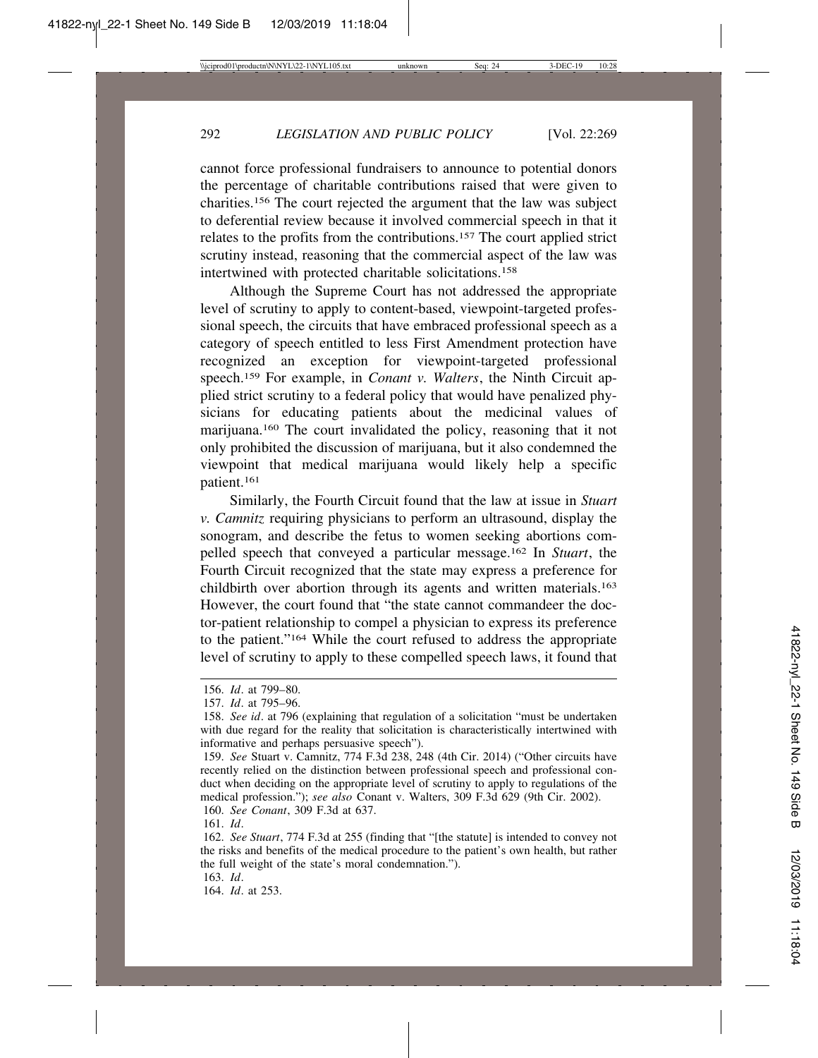cannot force professional fundraisers to announce to potential donors the percentage of charitable contributions raised that were given to charities.[156] The court rejected the argument that the law was subject to deferential review because it involved commercial speech in that it relates to the profits from the contributions.[157] The court applied strict scrutiny instead, reasoning that the commercial aspect of the law was intertwined with protected charitable solicitations.[158]

Although the Supreme Court has not addressed the appropriate level of scrutiny to apply to content-based, viewpoint-targeted professional speech, the circuits that have embraced professional speech as a category of speech entitled to less First Amendment protection have recognized an exception for viewpoint-targeted professional speech.[159] For example, in *Conant v. Walters*, the Ninth Circuit applied strict scrutiny to a federal policy that would have penalized physicians for educating patients about the medicinal values of marijuana.[160] The court invalidated the policy, reasoning that it not only prohibited the discussion of marijuana, but it also condemned the viewpoint that medical marijuana would likely help a specific patient.[161]

Similarly, the Fourth Circuit found that the law at issue in *Stuart v. Camnitz* requiring physicians to perform an ultrasound, display the sonogram, and describe the fetus to women seeking abortions compelled speech that conveyed a particular message.[162] In *Stuart*, the Fourth Circuit recognized that the state may express a preference for childbirth over abortion through its agents and written materials.[163] However, the court found that "the state cannot commandeer the doctor-patient relationship to compel a physician to express its preference to the patient."[164] While the court refused to address the appropriate level of scrutiny to apply to these compelled speech laws, it found that

---

156. *Id*. at 799–80.

157. *Id*. at 795–96.

158. *See id*. at 796 (explaining that regulation of a solicitation "must be undertaken with due regard for the reality that solicitation is characteristically intertwined with informative and perhaps persuasive speech").

159. *See* Stuart v. Camnitz, 774 F.3d 238, 248 (4th Cir. 2014) ("Other circuits have recently relied on the distinction between professional speech and professional conduct when deciding on the appropriate level of scrutiny to apply to regulations of the medical profession."); *see also* Conant v. Walters, 309 F.3d 629 (9th Cir. 2002).

160. *See Conant*, 309 F.3d at 637.

161. *Id*.

162. *See Stuart*, 774 F.3d at 255 (finding that "[the statute] is intended to convey not the risks and benefits of the medical procedure to the patient's own health, but rather the full weight of the state's moral condemnation.").

163. *Id*.

164. *Id*. at 253.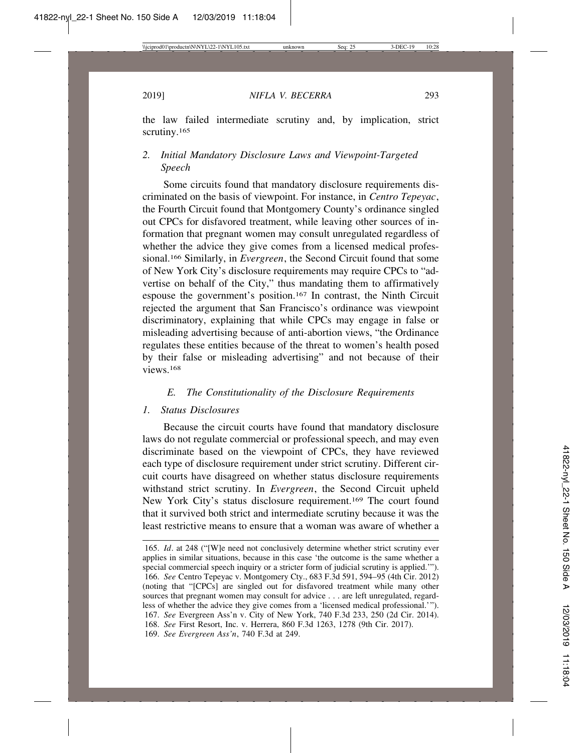the law failed intermediate scrutiny and, by implication, strict scrutiny.[165]

### 2. *Initial Mandatory Disclosure Laws and Viewpoint-Targeted Speech*

Some circuits found that mandatory disclosure requirements discriminated on the basis of viewpoint. For instance, in *Centro Tepeyac*, the Fourth Circuit found that Montgomery County's ordinance singled out CPCs for disfavored treatment, while leaving other sources of information that pregnant women may consult unregulated regardless of whether the advice they give comes from a licensed medical professional.[166] Similarly, in *Evergreen*, the Second Circuit found that some of New York City's disclosure requirements may require CPCs to "advertise on behalf of the City," thus mandating them to affirmatively espouse the government's position.[167] In contrast, the Ninth Circuit rejected the argument that San Francisco's ordinance was viewpoint discriminatory, explaining that while CPCs may engage in false or misleading advertising because of anti-abortion views, "the Ordinance regulates these entities because of the threat to women's health posed by their false or misleading advertising" and not because of their views.[168]

## E. *The Constitutionality of the Disclosure Requirements*

### 1. *Status Disclosures*

Because the circuit courts have found that mandatory disclosure laws do not regulate commercial or professional speech, and may even discriminate based on the viewpoint of CPCs, they have reviewed each type of disclosure requirement under strict scrutiny. Different circuit courts have disagreed on whether status disclosure requirements withstand strict scrutiny. In *Evergreen*, the Second Circuit upheld New York City's status disclosure requirement.[169] The court found that it survived both strict and intermediate scrutiny because it was the least restrictive means to ensure that a woman was aware of whether a

---

165. *Id*. at 248 ("[W]e need not conclusively determine whether strict scrutiny ever applies in similar situations, because in this case 'the outcome is the same whether a special commercial speech inquiry or a stricter form of judicial scrutiny is applied.'").

166. *See* Centro Tepeyac v. Montgomery Cty., 683 F.3d 591, 594–95 (4th Cir. 2012) (noting that "[CPCs] are singled out for disfavored treatment while many other sources that pregnant women may consult for advice . . . are left unregulated, regardless of whether the advice they give comes from a 'licensed medical professional.'").

167. *See* Evergreen Ass'n v. City of New York, 740 F.3d 233, 250 (2d Cir. 2014).

168. *See* First Resort, Inc. v. Herrera, 860 F.3d 1263, 1278 (9th Cir. 2017).

169. *See Evergreen Ass'n*, 740 F.3d at 249.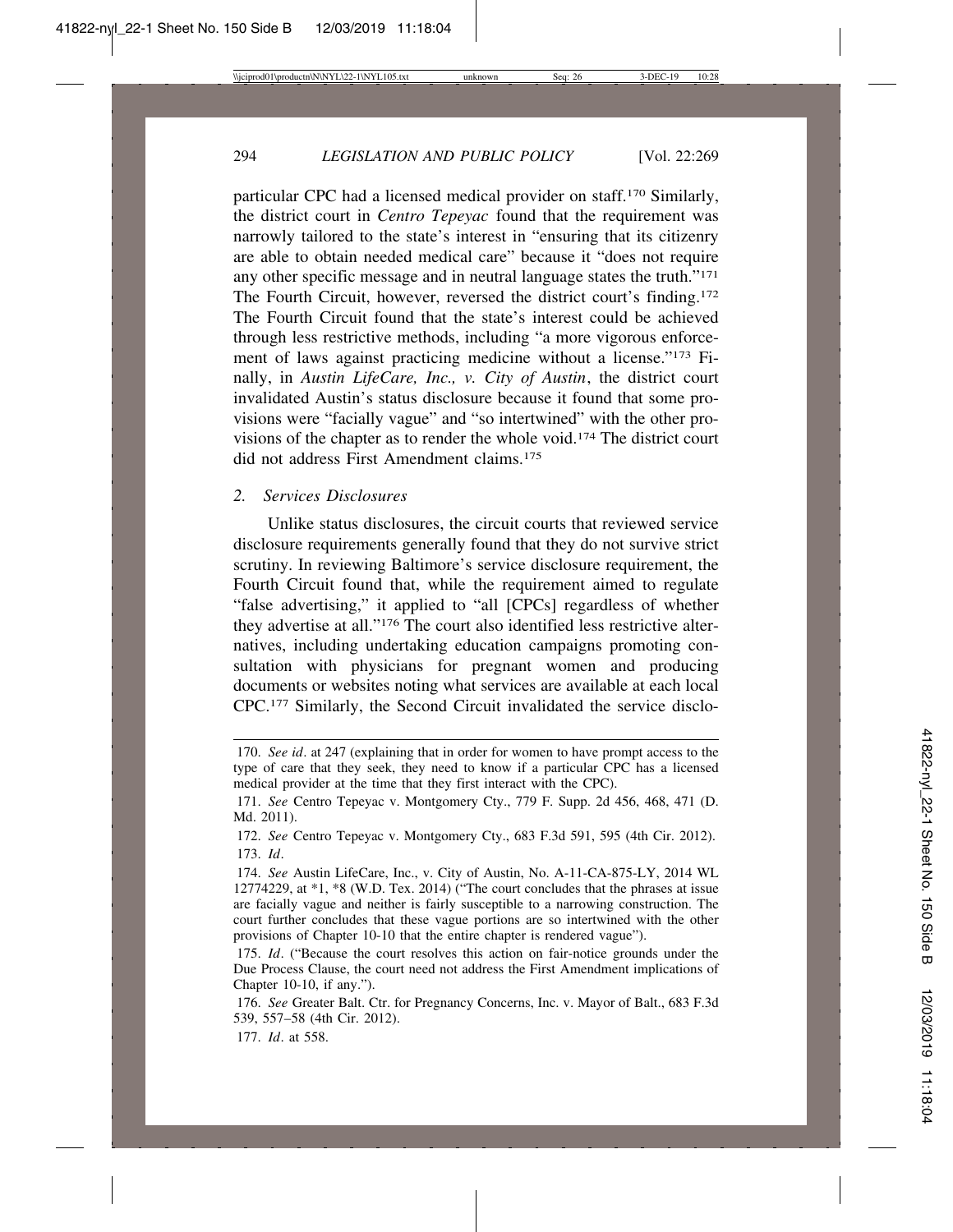particular CPC had a licensed medical provider on staff.[170] Similarly, the district court in *Centro Tepeyac* found that the requirement was narrowly tailored to the state's interest in "ensuring that its citizenry are able to obtain needed medical care" because it "does not require any other specific message and in neutral language states the truth."[171] The Fourth Circuit, however, reversed the district court's finding.[172] The Fourth Circuit found that the state's interest could be achieved through less restrictive methods, including "a more vigorous enforcement of laws against practicing medicine without a license."[173] Finally, in *Austin LifeCare, Inc., v. City of Austin*, the district court invalidated Austin's status disclosure because it found that some provisions were "facially vague" and "so intertwined" with the other provisions of the chapter as to render the whole void.[174] The district court did not address First Amendment claims.[175]

### 2. *Services Disclosures*

Unlike status disclosures, the circuit courts that reviewed service disclosure requirements generally found that they do not survive strict scrutiny. In reviewing Baltimore's service disclosure requirement, the Fourth Circuit found that, while the requirement aimed to regulate "false advertising," it applied to "all [CPCs] regardless of whether they advertise at all."[176] The court also identified less restrictive alternatives, including undertaking education campaigns promoting consultation with physicians for pregnant women and producing documents or websites noting what services are available at each local CPC.[177] Similarly, the Second Circuit invalidated the service disclo-

---

170. *See id*. at 247 (explaining that in order for women to have prompt access to the type of care that they seek, they need to know if a particular CPC has a licensed medical provider at the time that they first interact with the CPC).

171. *See* Centro Tepeyac v. Montgomery Cty., 779 F. Supp. 2d 456, 468, 471 (D. Md. 2011).

172. *See* Centro Tepeyac v. Montgomery Cty., 683 F.3d 591, 595 (4th Cir. 2012).

173. *Id*.

174. *See* Austin LifeCare, Inc., v. City of Austin, No. A-11-CA-875-LY, 2014 WL 12774229, at *1, *8 (W.D. Tex. 2014) ("The court concludes that the phrases at issue are facially vague and neither is fairly susceptible to a narrowing construction. The court further concludes that these vague portions are so intertwined with the other provisions of Chapter 10-10 that the entire chapter is rendered vague").

175. *Id*. ("Because the court resolves this action on fair-notice grounds under the Due Process Clause, the court need not address the First Amendment implications of Chapter 10-10, if any.").

176. *See* Greater Balt. Ctr. for Pregnancy Concerns, Inc. v. Mayor of Balt., 683 F.3d 539, 557–58 (4th Cir. 2012).

177. *Id*. at 558.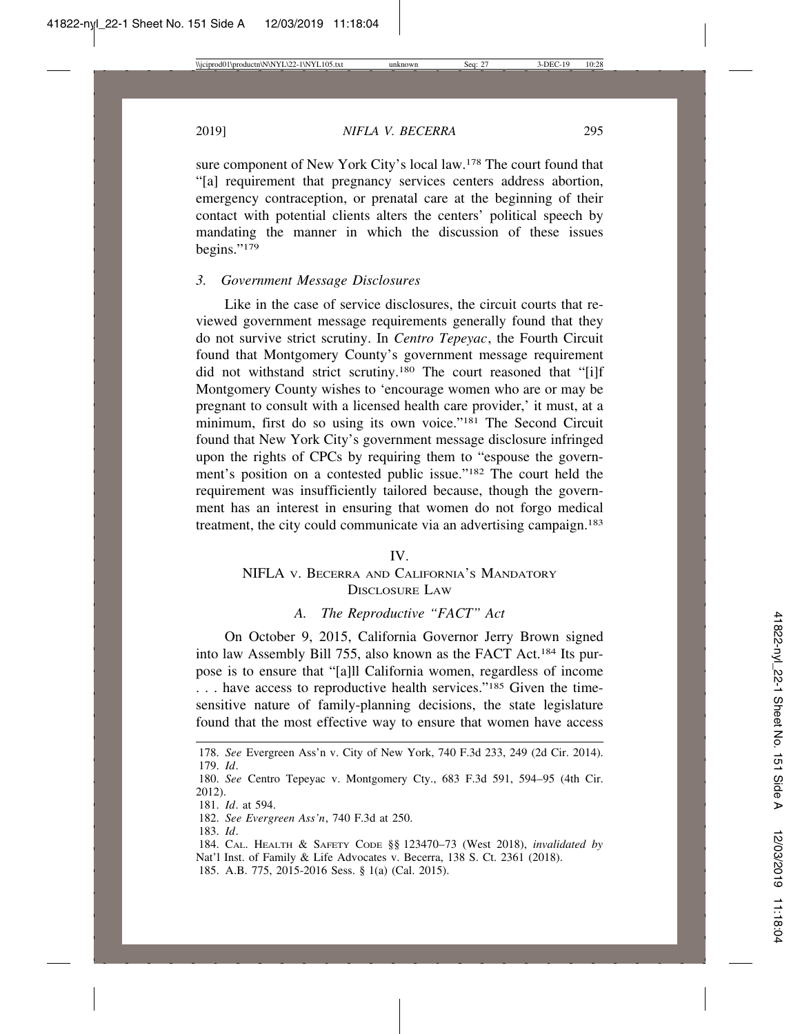sure component of New York City's local law.[178] The court found that "[a] requirement that pregnancy services centers address abortion, emergency contraception, or prenatal care at the beginning of their contact with potential clients alters the centers' political speech by mandating the manner in which the discussion of these issues begins."[179]

### *3. Government Message Disclosures*

Like in the case of service disclosures, the circuit courts that reviewed government message requirements generally found that they do not survive strict scrutiny. In *Centro Tepeyac*, the Fourth Circuit found that Montgomery County's government message requirement did not withstand strict scrutiny.[180] The court reasoned that "[i]f Montgomery County wishes to 'encourage women who are or may be pregnant to consult with a licensed health care provider,' it must, at a minimum, first do so using its own voice."[181] The Second Circuit found that New York City's government message disclosure infringed upon the rights of CPCs by requiring them to "espouse the government's position on a contested public issue."[182] The court held the requirement was insufficiently tailored because, though the government has an interest in ensuring that women do not forgo medical treatment, the city could communicate via an advertising campaign.[183]

## IV.
## NIFLA v. BECERRA AND CALIFORNIA'S MANDATORY DISCLOSURE LAW

### *A. The Reproductive "FACT" Act*

On October 9, 2015, California Governor Jerry Brown signed into law Assembly Bill 755, also known as the FACT Act.[184] Its purpose is to ensure that "[a]ll California women, regardless of income . . . have access to reproductive health services."[185] Given the time-sensitive nature of family-planning decisions, the state legislature found that the most effective way to ensure that women have access

---

178. *See* Evergreen Ass'n v. City of New York, 740 F.3d 233, 249 (2d Cir. 2014).
179. *Id*.
180. *See* Centro Tepeyac v. Montgomery Cty., 683 F.3d 591, 594–95 (4th Cir. 2012).
181. *Id*. at 594.
182. *See Evergreen Ass'n*, 740 F.3d at 250.
183. *Id*.
184. CAL. HEALTH & SAFETY CODE §§ 123470–73 (West 2018), *invalidated by* Nat'l Inst. of Family & Life Advocates v. Becerra, 138 S. Ct. 2361 (2018).
185. A.B. 775, 2015-2016 Sess. § 1(a) (Cal. 2015).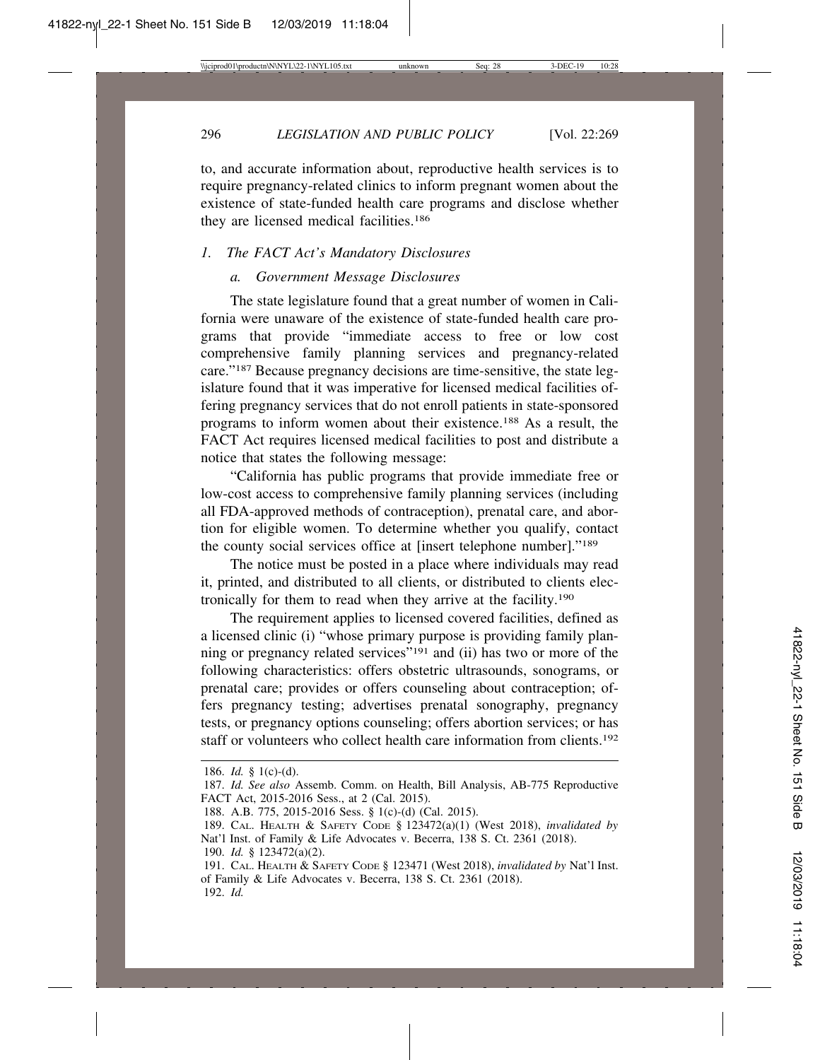to, and accurate information about, reproductive health services is to require pregnancy-related clinics to inform pregnant women about the existence of state-funded health care programs and disclose whether they are licensed medical facilities.[186]

### 1. *The FACT Act's Mandatory Disclosures*

#### a. *Government Message Disclosures*

The state legislature found that a great number of women in California were unaware of the existence of state-funded health care programs that provide "immediate access to free or low cost comprehensive family planning services and pregnancy-related care."[187] Because pregnancy decisions are time-sensitive, the state legislature found that it was imperative for licensed medical facilities offering pregnancy services that do not enroll patients in state-sponsored programs to inform women about their existence.[188] As a result, the FACT Act requires licensed medical facilities to post and distribute a notice that states the following message:

"California has public programs that provide immediate free or low-cost access to comprehensive family planning services (including all FDA-approved methods of contraception), prenatal care, and abortion for eligible women. To determine whether you qualify, contact the county social services office at [insert telephone number]."[189]

The notice must be posted in a place where individuals may read it, printed, and distributed to all clients, or distributed to clients electronically for them to read when they arrive at the facility.[190]

The requirement applies to licensed covered facilities, defined as a licensed clinic (i) "whose primary purpose is providing family planning or pregnancy related services"[191] and (ii) has two or more of the following characteristics: offers obstetric ultrasounds, sonograms, or prenatal care; provides or offers counseling about contraception; offers pregnancy testing; advertises prenatal sonography, pregnancy tests, or pregnancy options counseling; offers abortion services; or has staff or volunteers who collect health care information from clients.[192]

---

186. *Id.* § 1(c)-(d).

187. *Id. See also* Assemb. Comm. on Health, Bill Analysis, AB-775 Reproductive FACT Act, 2015-2016 Sess., at 2 (Cal. 2015).

188. A.B. 775, 2015-2016 Sess. § 1(c)-(d) (Cal. 2015).

189. Cal. Health & Safety Code § 123472(a)(1) (West 2018), *invalidated by* Nat'l Inst. of Family & Life Advocates v. Becerra, 138 S. Ct. 2361 (2018).

190. *Id.* § 123472(a)(2).

191. Cal. Health & Safety Code § 123471 (West 2018), *invalidated by* Nat'l Inst. of Family & Life Advocates v. Becerra, 138 S. Ct. 2361 (2018).

192. *Id.*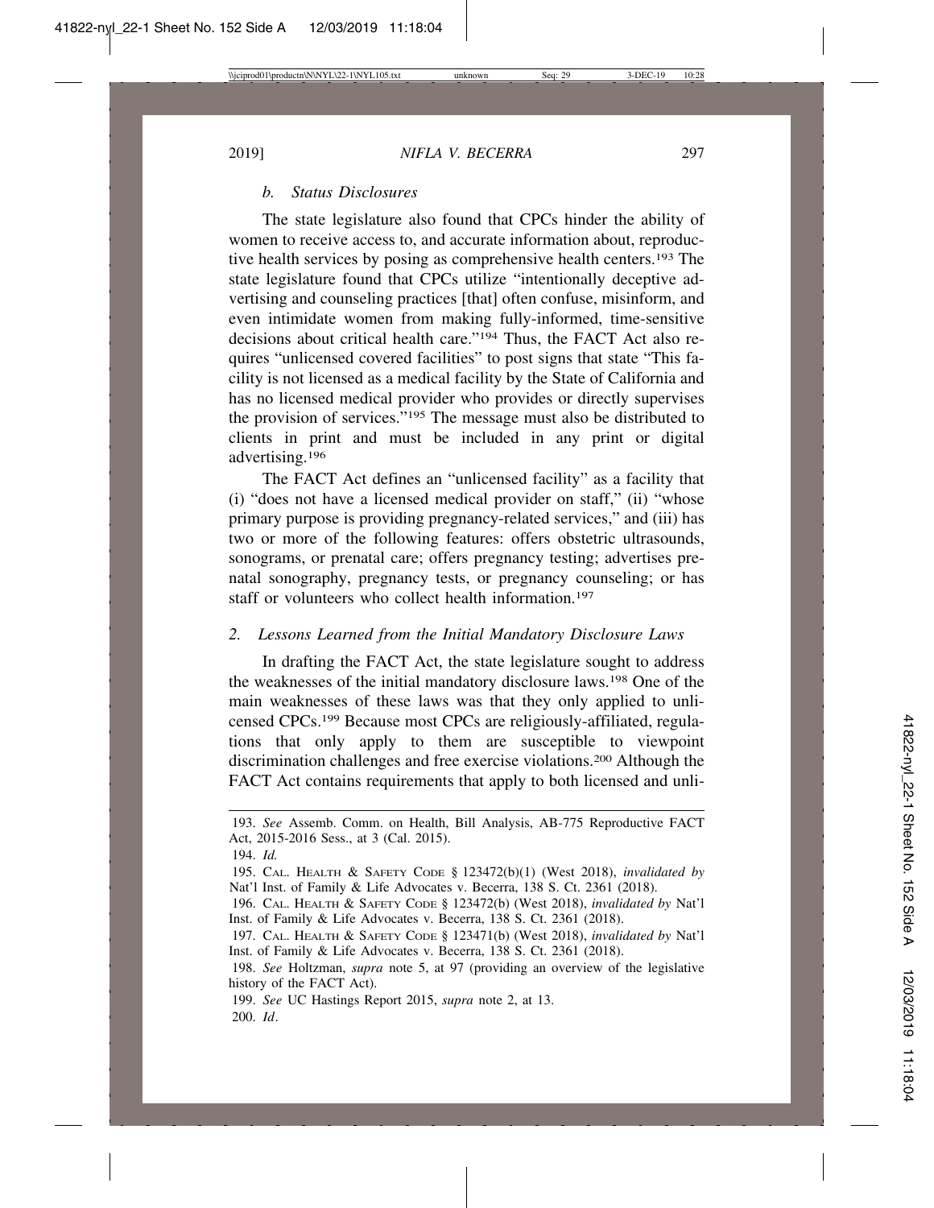### *b. Status Disclosures*

The state legislature also found that CPCs hinder the ability of women to receive access to, and accurate information about, reproductive health services by posing as comprehensive health centers.[193] The state legislature found that CPCs utilize "intentionally deceptive advertising and counseling practices [that] often confuse, misinform, and even intimidate women from making fully-informed, time-sensitive decisions about critical health care."[194] Thus, the FACT Act also requires "unlicensed covered facilities" to post signs that state "This facility is not licensed as a medical facility by the State of California and has no licensed medical provider who provides or directly supervises the provision of services."[195] The message must also be distributed to clients in print and must be included in any print or digital advertising.[196]

The FACT Act defines an "unlicensed facility" as a facility that (i) "does not have a licensed medical provider on staff," (ii) "whose primary purpose is providing pregnancy-related services," and (iii) has two or more of the following features: offers obstetric ultrasounds, sonograms, or prenatal care; offers pregnancy testing; advertises prenatal sonography, pregnancy tests, or pregnancy counseling; or has staff or volunteers who collect health information.[197]

## *2. Lessons Learned from the Initial Mandatory Disclosure Laws*

In drafting the FACT Act, the state legislature sought to address the weaknesses of the initial mandatory disclosure laws.[198] One of the main weaknesses of these laws was that they only applied to unlicensed CPCs.[199] Because most CPCs are religiously-affiliated, regulations that only apply to them are susceptible to viewpoint discrimination challenges and free exercise violations.[200] Although the FACT Act contains requirements that apply to both licensed and unli-

---

193. *See* Assemb. Comm. on Health, Bill Analysis, AB-775 Reproductive FACT Act, 2015-2016 Sess., at 3 (Cal. 2015).

194. *Id.*

195. CAL. HEALTH & SAFETY CODE § 123472(b)(1) (West 2018), *invalidated by* Nat'l Inst. of Family & Life Advocates v. Becerra, 138 S. Ct. 2361 (2018).

196. CAL. HEALTH & SAFETY CODE § 123472(b) (West 2018), *invalidated by* Nat'l Inst. of Family & Life Advocates v. Becerra, 138 S. Ct. 2361 (2018).

197. CAL. HEALTH & SAFETY CODE § 123471(b) (West 2018), *invalidated by* Nat'l Inst. of Family & Life Advocates v. Becerra, 138 S. Ct. 2361 (2018).

198. *See* Holtzman, *supra* note 5, at 97 (providing an overview of the legislative history of the FACT Act).

199. *See* UC Hastings Report 2015, *supra* note 2, at 13.

200. *Id*.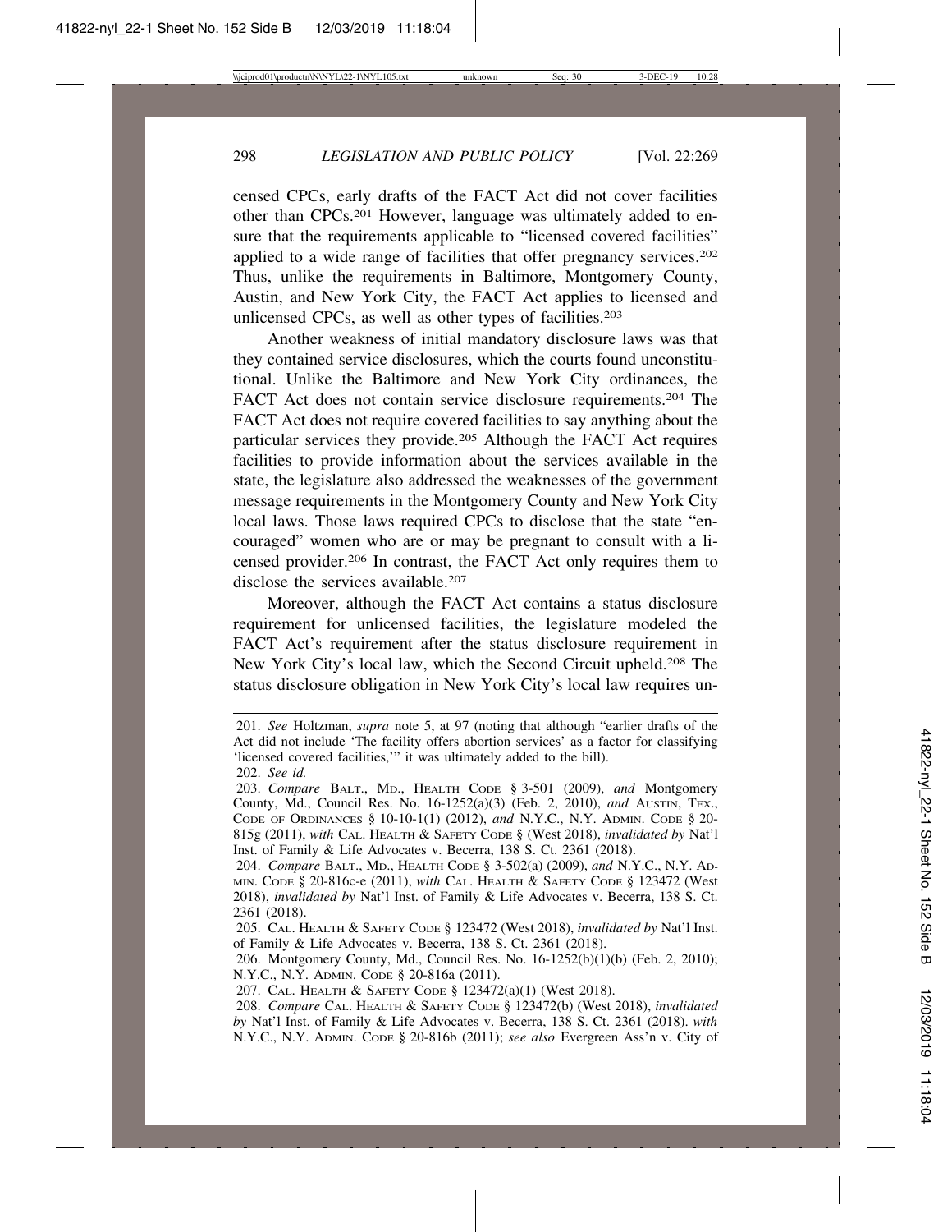censed CPCs, early drafts of the FACT Act did not cover facilities other than CPCs.[201] However, language was ultimately added to ensure that the requirements applicable to "licensed covered facilities" applied to a wide range of facilities that offer pregnancy services.[202] Thus, unlike the requirements in Baltimore, Montgomery County, Austin, and New York City, the FACT Act applies to licensed and unlicensed CPCs, as well as other types of facilities.[203]

Another weakness of initial mandatory disclosure laws was that they contained service disclosures, which the courts found unconstitutional. Unlike the Baltimore and New York City ordinances, the FACT Act does not contain service disclosure requirements.[204] The FACT Act does not require covered facilities to say anything about the particular services they provide.[205] Although the FACT Act requires facilities to provide information about the services available in the state, the legislature also addressed the weaknesses of the government message requirements in the Montgomery County and New York City local laws. Those laws required CPCs to disclose that the state "encouraged" women who are or may be pregnant to consult with a licensed provider.[206] In contrast, the FACT Act only requires them to disclose the services available.[207]

Moreover, although the FACT Act contains a status disclosure requirement for unlicensed facilities, the legislature modeled the FACT Act's requirement after the status disclosure requirement in New York City's local law, which the Second Circuit upheld.[208] The status disclosure obligation in New York City's local law requires un-

---

201. *See* Holtzman, *supra* note 5, at 97 (noting that although "earlier drafts of the Act did not include 'The facility offers abortion services' as a factor for classifying 'licensed covered facilities,'" it was ultimately added to the bill).

202. *See id.*

203. *Compare* BALT., MD., HEALTH CODE § 3-501 (2009), *and* Montgomery County, Md., Council Res. No. 16-1252(a)(3) (Feb. 2, 2010), *and* AUSTIN, TEX., CODE OF ORDINANCES § 10-10-1(1) (2012), *and* N.Y.C., N.Y. ADMIN. CODE § 20-815g (2011), *with* CAL. HEALTH & SAFETY CODE § (West 2018), *invalidated by* Nat'l Inst. of Family & Life Advocates v. Becerra, 138 S. Ct. 2361 (2018).

204. *Compare* BALT., MD., HEALTH CODE § 3-502(a) (2009), *and* N.Y.C., N.Y. ADMIN. CODE § 20-816c-e (2011), *with* CAL. HEALTH & SAFETY CODE § 123472 (West 2018), *invalidated by* Nat'l Inst. of Family & Life Advocates v. Becerra, 138 S. Ct. 2361 (2018).

205. CAL. HEALTH & SAFETY CODE § 123472 (West 2018), *invalidated by* Nat'l Inst. of Family & Life Advocates v. Becerra, 138 S. Ct. 2361 (2018).

206. Montgomery County, Md., Council Res. No. 16-1252(b)(1)(b) (Feb. 2, 2010); N.Y.C., N.Y. ADMIN. CODE § 20-816a (2011).

207. CAL. HEALTH & SAFETY CODE § 123472(a)(1) (West 2018).

208. *Compare* CAL. HEALTH & SAFETY CODE § 123472(b) (West 2018), *invalidated by* Nat'l Inst. of Family & Life Advocates v. Becerra, 138 S. Ct. 2361 (2018). *with* N.Y.C., N.Y. ADMIN. CODE § 20-816b (2011); *see also* Evergreen Ass'n v. City of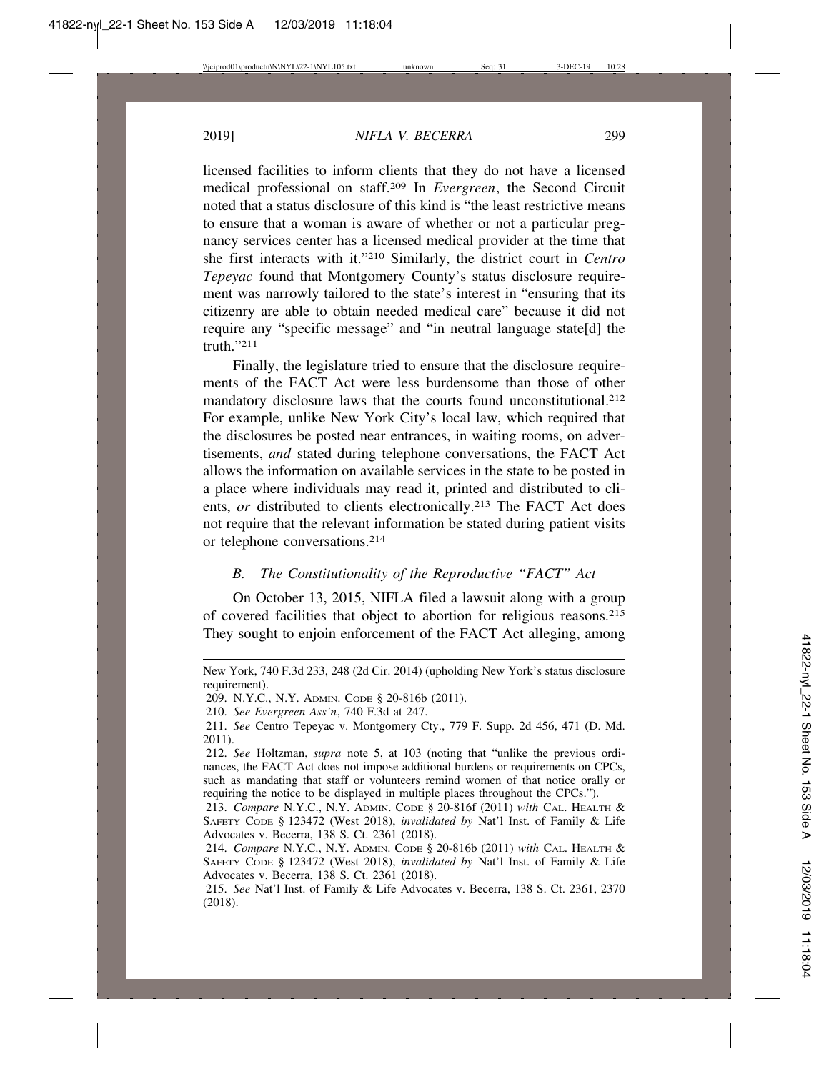licensed facilities to inform clients that they do not have a licensed medical professional on staff.[209] In *Evergreen*, the Second Circuit noted that a status disclosure of this kind is "the least restrictive means to ensure that a woman is aware of whether or not a particular pregnancy services center has a licensed medical provider at the time that she first interacts with it."[210] Similarly, the district court in *Centro Tepeyac* found that Montgomery County's status disclosure requirement was narrowly tailored to the state's interest in "ensuring that its citizenry are able to obtain needed medical care" because it did not require any "specific message" and "in neutral language state[d] the truth."[211]

Finally, the legislature tried to ensure that the disclosure requirements of the FACT Act were less burdensome than those of other mandatory disclosure laws that the courts found unconstitutional.[212] For example, unlike New York City's local law, which required that the disclosures be posted near entrances, in waiting rooms, on advertisements, *and* stated during telephone conversations, the FACT Act allows the information on available services in the state to be posted in a place where individuals may read it, printed and distributed to clients, *or* distributed to clients electronically.[213] The FACT Act does not require that the relevant information be stated during patient visits or telephone conversations.[214]

### *B. The Constitutionality of the Reproductive "FACT" Act*

On October 13, 2015, NIFLA filed a lawsuit along with a group of covered facilities that object to abortion for religious reasons.[215] They sought to enjoin enforcement of the FACT Act alleging, among

---

New York, 740 F.3d 233, 248 (2d Cir. 2014) (upholding New York's status disclosure requirement).

209. N.Y.C., N.Y. ADMIN. CODE § 20-816b (2011).

210. *See Evergreen Ass'n*, 740 F.3d at 247.

211. *See* Centro Tepeyac v. Montgomery Cty., 779 F. Supp. 2d 456, 471 (D. Md. 2011).

212. *See* Holtzman, *supra* note 5, at 103 (noting that "unlike the previous ordinances, the FACT Act does not impose additional burdens or requirements on CPCs, such as mandating that staff or volunteers remind women of that notice orally or requiring the notice to be displayed in multiple places throughout the CPCs.").

213. *Compare* N.Y.C., N.Y. ADMIN. CODE § 20-816f (2011) *with* CAL. HEALTH & SAFETY CODE § 123472 (West 2018), *invalidated by* Nat'l Inst. of Family & Life Advocates v. Becerra, 138 S. Ct. 2361 (2018).

214. *Compare* N.Y.C., N.Y. ADMIN. CODE § 20-816b (2011) *with* CAL. HEALTH & SAFETY CODE § 123472 (West 2018), *invalidated by* Nat'l Inst. of Family & Life Advocates v. Becerra, 138 S. Ct. 2361 (2018).

215. *See* Nat'l Inst. of Family & Life Advocates v. Becerra, 138 S. Ct. 2361, 2370 (2018).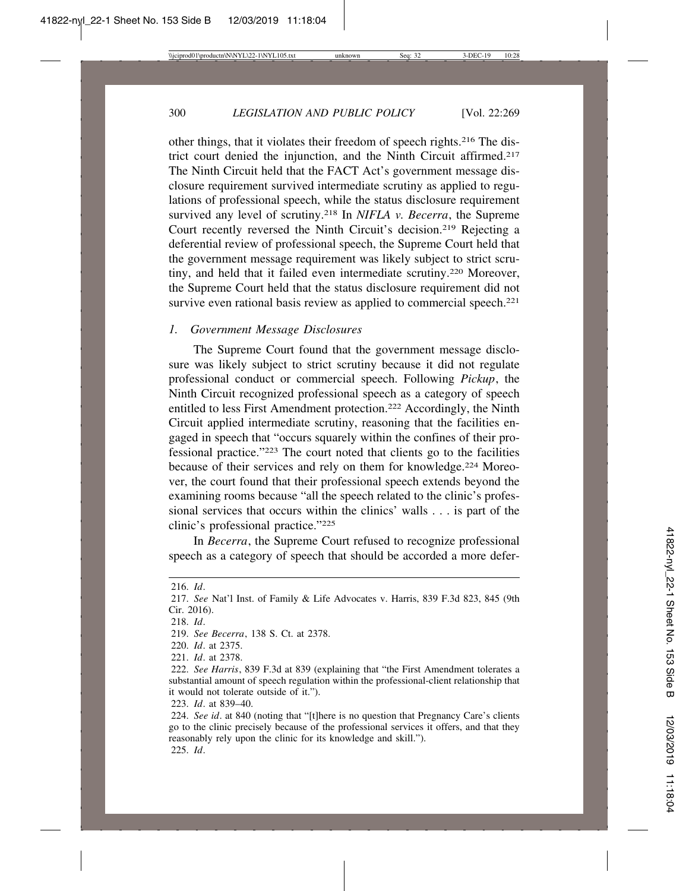other things, that it violates their freedom of speech rights.[216] The district court denied the injunction, and the Ninth Circuit affirmed.[217] The Ninth Circuit held that the FACT Act's government message disclosure requirement survived intermediate scrutiny as applied to regulations of professional speech, while the status disclosure requirement survived any level of scrutiny.[218] In *NIFLA v. Becerra*, the Supreme Court recently reversed the Ninth Circuit's decision.[219] Rejecting a deferential review of professional speech, the Supreme Court held that the government message requirement was likely subject to strict scrutiny, and held that it failed even intermediate scrutiny.[220] Moreover, the Supreme Court held that the status disclosure requirement did not survive even rational basis review as applied to commercial speech.[221]

### *1. Government Message Disclosures*

The Supreme Court found that the government message disclosure was likely subject to strict scrutiny because it did not regulate professional conduct or commercial speech. Following *Pickup*, the Ninth Circuit recognized professional speech as a category of speech entitled to less First Amendment protection.[222] Accordingly, the Ninth Circuit applied intermediate scrutiny, reasoning that the facilities engaged in speech that "occurs squarely within the confines of their professional practice."[223] The court noted that clients go to the facilities because of their services and rely on them for knowledge.[224] Moreover, the court found that their professional speech extends beyond the examining rooms because "all the speech related to the clinic's professional services that occurs within the clinics' walls . . . is part of the clinic's professional practice."[225]

In *Becerra*, the Supreme Court refused to recognize professional speech as a category of speech that should be accorded a more defer-

---

216. *Id*.

217. *See* Nat'l Inst. of Family & Life Advocates v. Harris, 839 F.3d 823, 845 (9th Cir. 2016).

218. *Id*.

219. *See Becerra*, 138 S. Ct. at 2378.

220. *Id*. at 2375.

221. *Id*. at 2378.

222. *See Harris*, 839 F.3d at 839 (explaining that "the First Amendment tolerates a substantial amount of speech regulation within the professional-client relationship that it would not tolerate outside of it.").

223. *Id*. at 839–40.

224. *See id*. at 840 (noting that "[t]here is no question that Pregnancy Care's clients go to the clinic precisely because of the professional services it offers, and that they reasonably rely upon the clinic for its knowledge and skill.").

225. *Id*.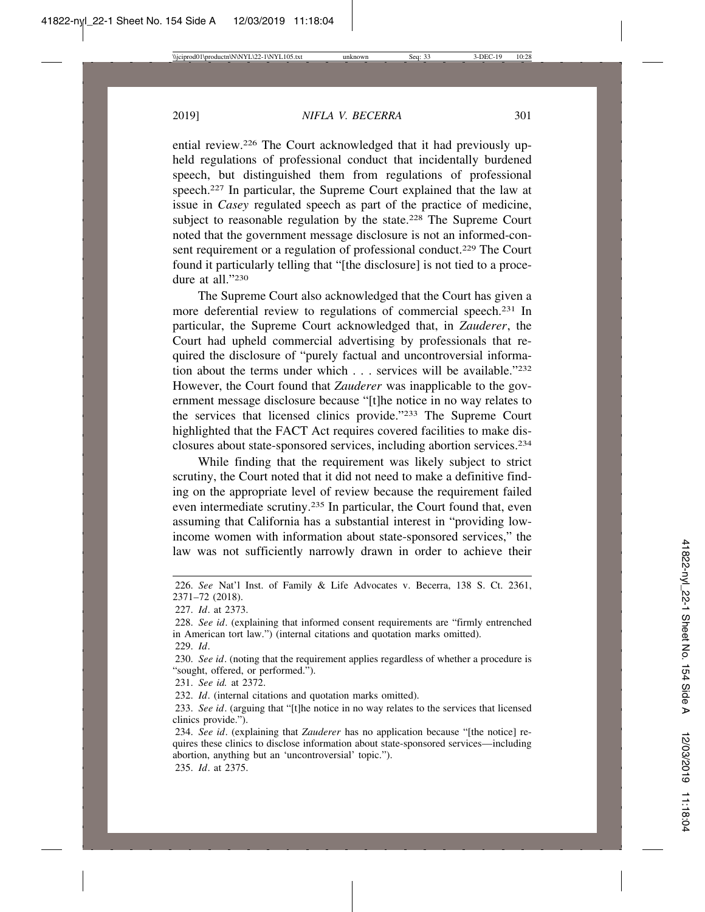ential review.[226] The Court acknowledged that it had previously upheld regulations of professional conduct that incidentally burdened speech, but distinguished them from regulations of professional speech.[227] In particular, the Supreme Court explained that the law at issue in *Casey* regulated speech as part of the practice of medicine, subject to reasonable regulation by the state.[228] The Supreme Court noted that the government message disclosure is not an informed-consent requirement or a regulation of professional conduct.[229] The Court found it particularly telling that "[the disclosure] is not tied to a procedure at all."[230]

The Supreme Court also acknowledged that the Court has given a more deferential review to regulations of commercial speech.[231] In particular, the Supreme Court acknowledged that, in *Zauderer*, the Court had upheld commercial advertising by professionals that required the disclosure of "purely factual and uncontroversial information about the terms under which . . . services will be available."[232] However, the Court found that *Zauderer* was inapplicable to the government message disclosure because "[t]he notice in no way relates to the services that licensed clinics provide."[233] The Supreme Court highlighted that the FACT Act requires covered facilities to make disclosures about state-sponsored services, including abortion services.[234]

While finding that the requirement was likely subject to strict scrutiny, the Court noted that it did not need to make a definitive finding on the appropriate level of review because the requirement failed even intermediate scrutiny.[235] In particular, the Court found that, even assuming that California has a substantial interest in "providing low-income women with information about state-sponsored services," the law was not sufficiently narrowly drawn in order to achieve their

---

226. *See* Nat'l Inst. of Family & Life Advocates v. Becerra, 138 S. Ct. 2361, 2371–72 (2018).

227. *Id*. at 2373.

228. *See id*. (explaining that informed consent requirements are "firmly entrenched in American tort law.") (internal citations and quotation marks omitted).

229. *Id*.

230. *See id*. (noting that the requirement applies regardless of whether a procedure is "sought, offered, or performed.").

231. *See id.* at 2372.

232. *Id*. (internal citations and quotation marks omitted).

233. *See id*. (arguing that "[t]he notice in no way relates to the services that licensed clinics provide.").

234. *See id*. (explaining that *Zauderer* has no application because "[the notice] requires these clinics to disclose information about state-sponsored services—including abortion, anything but an 'uncontroversial' topic.").

235. *Id*. at 2375.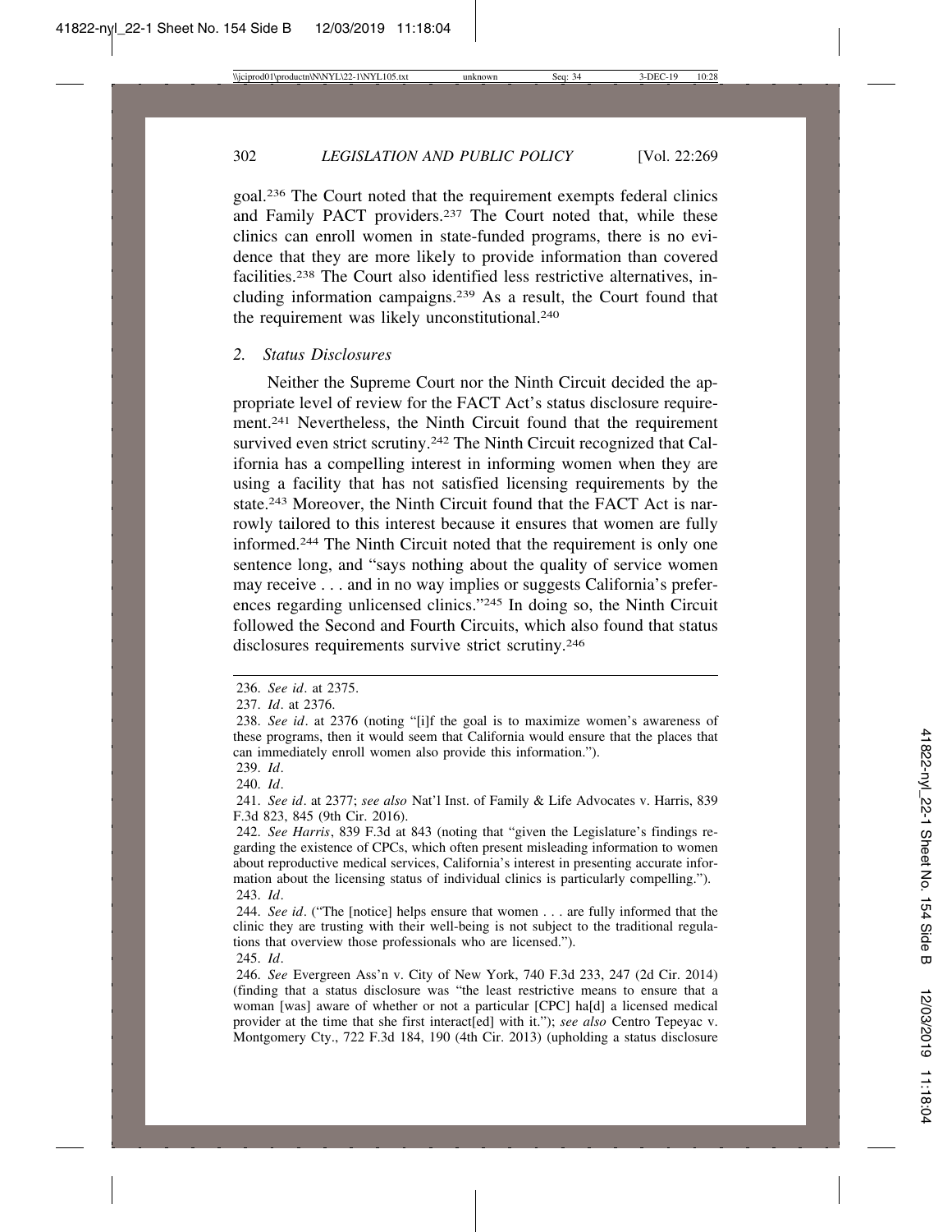goal.[236] The Court noted that the requirement exempts federal clinics and Family PACT providers.[237] The Court noted that, while these clinics can enroll women in state-funded programs, there is no evidence that they are more likely to provide information than covered facilities.[238] The Court also identified less restrictive alternatives, including information campaigns.[239] As a result, the Court found that the requirement was likely unconstitutional.[240]

### *2. Status Disclosures*

Neither the Supreme Court nor the Ninth Circuit decided the appropriate level of review for the FACT Act's status disclosure requirement.[241] Nevertheless, the Ninth Circuit found that the requirement survived even strict scrutiny.[242] The Ninth Circuit recognized that California has a compelling interest in informing women when they are using a facility that has not satisfied licensing requirements by the state.[243] Moreover, the Ninth Circuit found that the FACT Act is narrowly tailored to this interest because it ensures that women are fully informed.[244] The Ninth Circuit noted that the requirement is only one sentence long, and "says nothing about the quality of service women may receive . . . and in no way implies or suggests California's preferences regarding unlicensed clinics."[245] In doing so, the Ninth Circuit followed the Second and Fourth Circuits, which also found that status disclosures requirements survive strict scrutiny.[246]

---

236. *See id*. at 2375.

237. *Id*. at 2376.

238. *See id*. at 2376 (noting "[i]f the goal is to maximize women's awareness of these programs, then it would seem that California would ensure that the places that can immediately enroll women also provide this information.").

239. *Id*.

240. *Id*.

241. *See id*. at 2377; *see also* Nat'l Inst. of Family & Life Advocates v. Harris, 839 F.3d 823, 845 (9th Cir. 2016).

242. *See Harris*, 839 F.3d at 843 (noting that "given the Legislature's findings regarding the existence of CPCs, which often present misleading information to women about reproductive medical services, California's interest in presenting accurate information about the licensing status of individual clinics is particularly compelling.").

243. *Id*.

244. *See id*. ("The [notice] helps ensure that women . . . are fully informed that the clinic they are trusting with their well-being is not subject to the traditional regulations that overview those professionals who are licensed.").

245. *Id*.

246. *See* Evergreen Ass'n v. City of New York, 740 F.3d 233, 247 (2d Cir. 2014) (finding that a status disclosure was "the least restrictive means to ensure that a woman [was] aware of whether or not a particular [CPC] ha[d] a licensed medical provider at the time that she first interact[ed] with it."); *see also* Centro Tepeyac v. Montgomery Cty., 722 F.3d 184, 190 (4th Cir. 2013) (upholding a status disclosure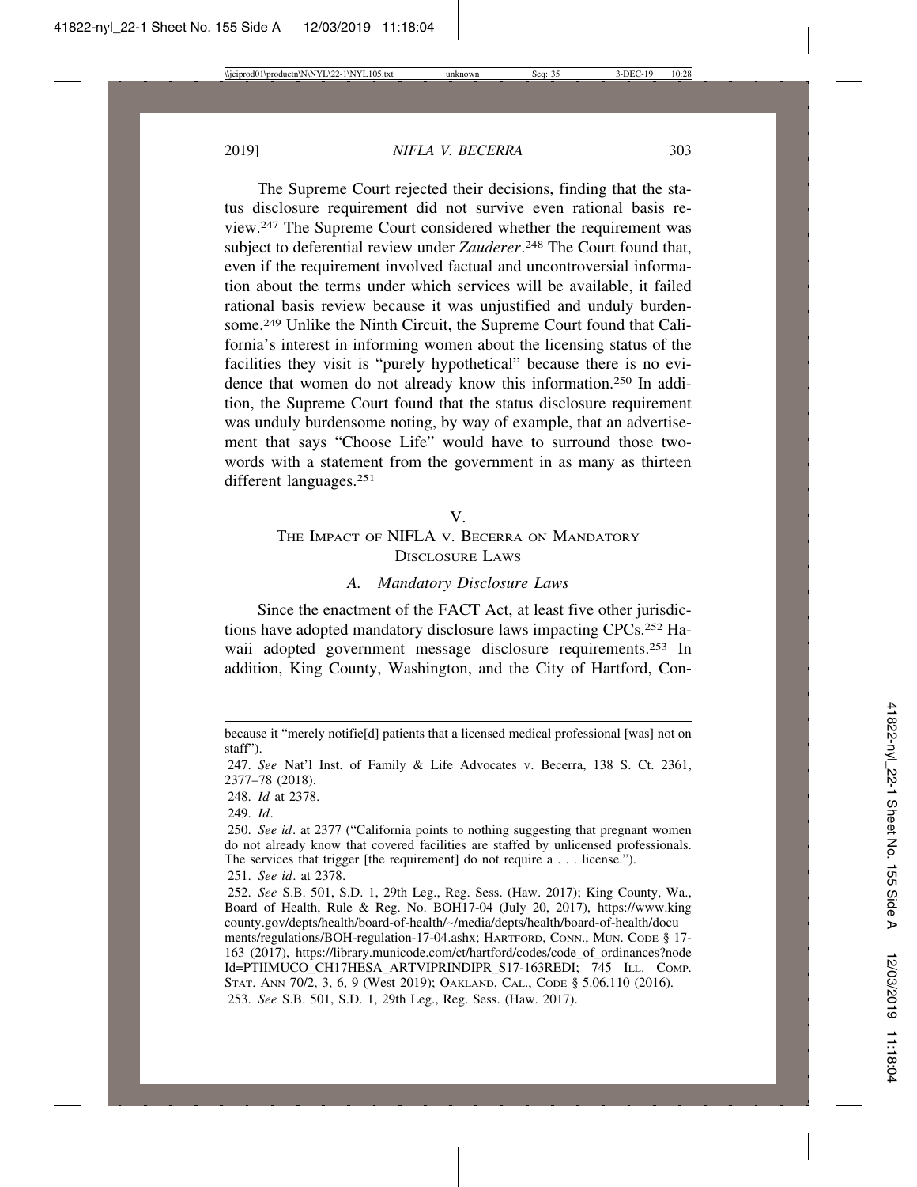The Supreme Court rejected their decisions, finding that the status disclosure requirement did not survive even rational basis review.[247] The Supreme Court considered whether the requirement was subject to deferential review under *Zauderer*.[248] The Court found that, even if the requirement involved factual and uncontroversial information about the terms under which services will be available, it failed rational basis review because it was unjustified and unduly burdensome.[249] Unlike the Ninth Circuit, the Supreme Court found that California's interest in informing women about the licensing status of the facilities they visit is "purely hypothetical" because there is no evidence that women do not already know this information.[250] In addition, the Supreme Court found that the status disclosure requirement was unduly burdensome noting, by way of example, that an advertisement that says "Choose Life" would have to surround those two-words with a statement from the government in as many as thirteen different languages.[251]

## V. THE IMPACT OF NIFLA v. BECERRA ON MANDATORY DISCLOSURE LAWS

### *A. Mandatory Disclosure Laws*

Since the enactment of the FACT Act, at least five other jurisdictions have adopted mandatory disclosure laws impacting CPCs.[252] Hawaii adopted government message disclosure requirements.[253] In addition, King County, Washington, and the City of Hartford, Con-

---

because it "merely notifie[d] patients that a licensed medical professional [was] not on staff").

247. *See* Nat'l Inst. of Family & Life Advocates v. Becerra, 138 S. Ct. 2361, 2377–78 (2018).

248. *Id* at 2378.

249. *Id*.

250. *See id*. at 2377 ("California points to nothing suggesting that pregnant women do not already know that covered facilities are staffed by unlicensed professionals. The services that trigger [the requirement] do not require a . . . license.").

251. *See id*. at 2378.

252. *See* S.B. 501, S.D. 1, 29th Leg., Reg. Sess. (Haw. 2017); King County, Wa., Board of Health, Rule & Reg. No. BOH17-04 (July 20, 2017), https://www.kingcounty.gov/depts/health/board-of-health/~/media/depts/health/board-of-health/documents/regulations/BOH-regulation-17-04.ashx; HARTFORD, CONN., MUN. CODE § 17-163 (2017), https://library.municode.com/ct/hartford/codes/code_of_ordinances?nodeId=PTIIMUCO_CH17HESA_ARTVIPRINDIPR_S17-163REDI; 745 ILL. COMP. STAT. ANN 70/2, 3, 6, 9 (West 2019); OAKLAND, CAL., CODE § 5.06.110 (2016).

253. *See* S.B. 501, S.D. 1, 29th Leg., Reg. Sess. (Haw. 2017).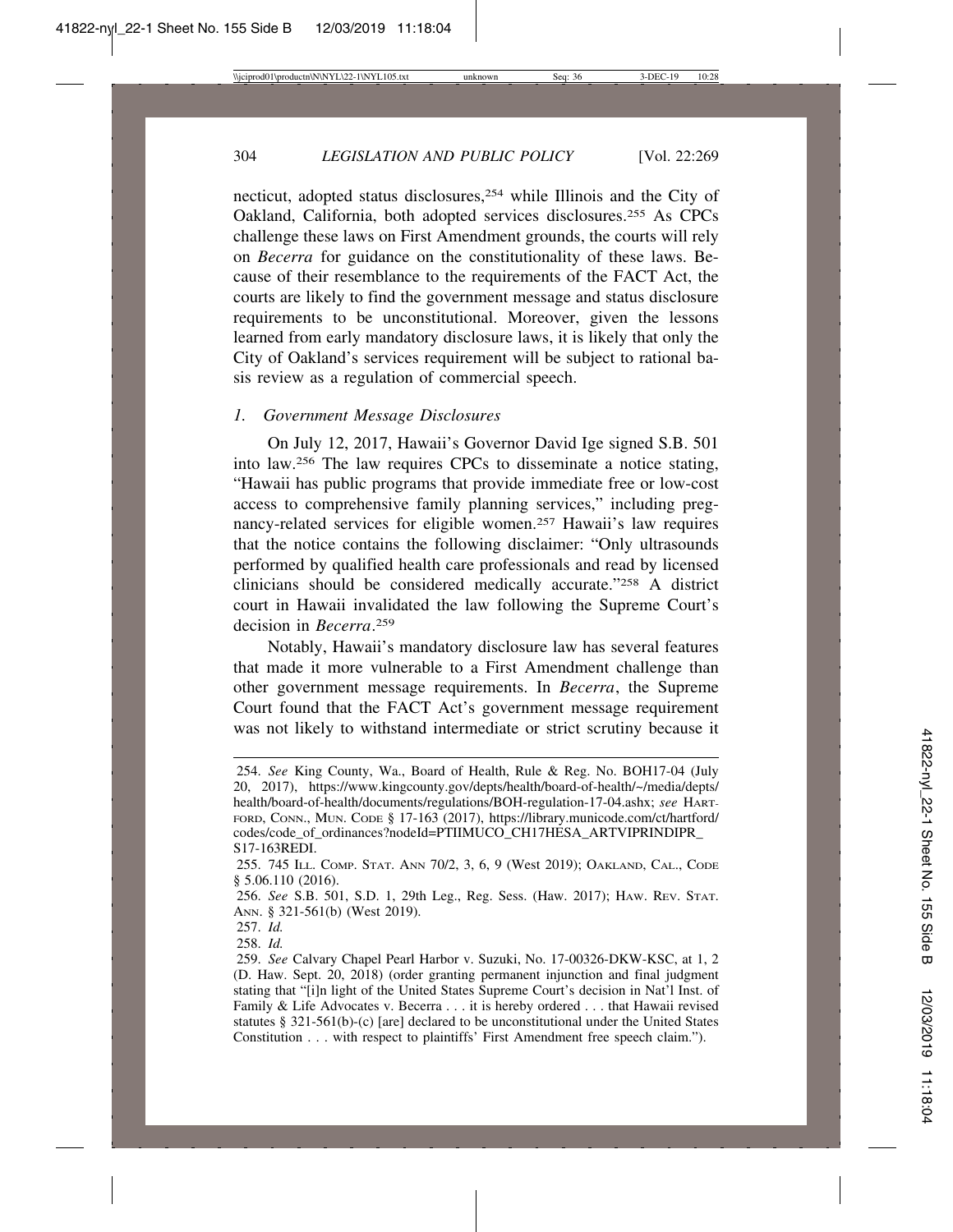necticut, adopted status disclosures,[254] while Illinois and the City of Oakland, California, both adopted services disclosures.[255] As CPCs challenge these laws on First Amendment grounds, the courts will rely on *Becerra* for guidance on the constitutionality of these laws. Because of their resemblance to the requirements of the FACT Act, the courts are likely to find the government message and status disclosure requirements to be unconstitutional. Moreover, given the lessons learned from early mandatory disclosure laws, it is likely that only the City of Oakland's services requirement will be subject to rational basis review as a regulation of commercial speech.

### *1. Government Message Disclosures*

On July 12, 2017, Hawaii's Governor David Ige signed S.B. 501 into law.[256] The law requires CPCs to disseminate a notice stating, "Hawaii has public programs that provide immediate free or low-cost access to comprehensive family planning services," including pregnancy-related services for eligible women.[257] Hawaii's law requires that the notice contains the following disclaimer: "Only ultrasounds performed by qualified health care professionals and read by licensed clinicians should be considered medically accurate."[258] A district court in Hawaii invalidated the law following the Supreme Court's decision in *Becerra*.[259]

Notably, Hawaii's mandatory disclosure law has several features that made it more vulnerable to a First Amendment challenge than other government message requirements. In *Becerra*, the Supreme Court found that the FACT Act's government message requirement was not likely to withstand intermediate or strict scrutiny because it

---

254. *See* King County, Wa., Board of Health, Rule & Reg. No. BOH17-04 (July 20, 2017), https://www.kingcounty.gov/depts/health/board-of-health/~/media/depts/health/board-of-health/documents/regulations/BOH-regulation-17-04.ashx; *see* HARTFORD, CONN., MUN. CODE § 17-163 (2017), https://library.municode.com/ct/hartford/codes/code_of_ordinances?nodeId=PTIIMUCO_CH17HESA_ARTVIPRINDIPR_S17-163REDI.

255. 745 ILL. COMP. STAT. ANN 70/2, 3, 6, 9 (West 2019); OAKLAND, CAL., CODE § 5.06.110 (2016).

256. *See* S.B. 501, S.D. 1, 29th Leg., Reg. Sess. (Haw. 2017); HAW. REV. STAT. ANN. § 321-561(b) (West 2019).

257. *Id.*

258. *Id.*

259. *See* Calvary Chapel Pearl Harbor v. Suzuki, No. 17-00326-DKW-KSC, at 1, 2 (D. Haw. Sept. 20, 2018) (order granting permanent injunction and final judgment stating that "[i]n light of the United States Supreme Court's decision in Nat'l Inst. of Family & Life Advocates v. Becerra . . . it is hereby ordered . . . that Hawaii revised statutes § 321-561(b)-(c) [are] declared to be unconstitutional under the United States Constitution . . . with respect to plaintiffs' First Amendment free speech claim.").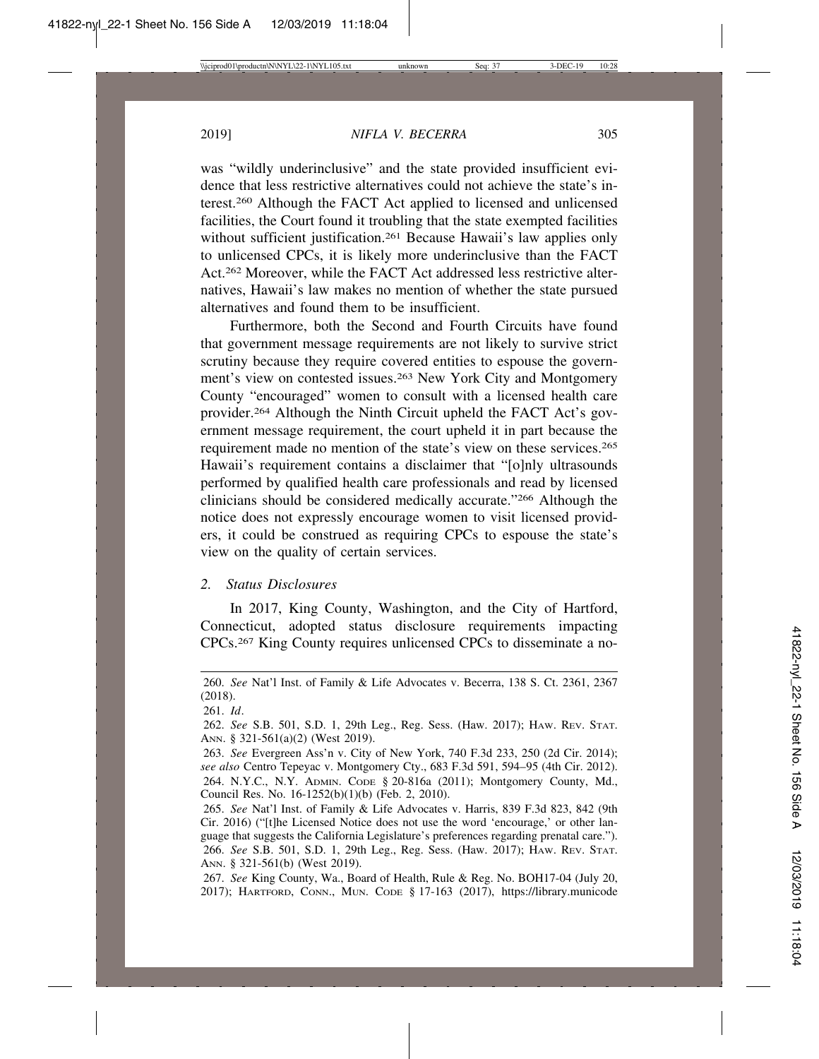was "wildly underinclusive" and the state provided insufficient evidence that less restrictive alternatives could not achieve the state's interest.[260] Although the FACT Act applied to licensed and unlicensed facilities, the Court found it troubling that the state exempted facilities without sufficient justification.[261] Because Hawaii's law applies only to unlicensed CPCs, it is likely more underinclusive than the FACT Act.[262] Moreover, while the FACT Act addressed less restrictive alternatives, Hawaii's law makes no mention of whether the state pursued alternatives and found them to be insufficient.

Furthermore, both the Second and Fourth Circuits have found that government message requirements are not likely to survive strict scrutiny because they require covered entities to espouse the government's view on contested issues.[263] New York City and Montgomery County "encouraged" women to consult with a licensed health care provider.[264] Although the Ninth Circuit upheld the FACT Act's government message requirement, the court upheld it in part because the requirement made no mention of the state's view on these services.[265] Hawaii's requirement contains a disclaimer that "[o]nly ultrasounds performed by qualified health care professionals and read by licensed clinicians should be considered medically accurate."[266] Although the notice does not expressly encourage women to visit licensed providers, it could be construed as requiring CPCs to espouse the state's view on the quality of certain services.

### 2. *Status Disclosures*

In 2017, King County, Washington, and the City of Hartford, Connecticut, adopted status disclosure requirements impacting CPCs.[267] King County requires unlicensed CPCs to disseminate a no-

---

260. *See* Nat'l Inst. of Family & Life Advocates v. Becerra, 138 S. Ct. 2361, 2367 (2018).

261. *Id*.

262. *See* S.B. 501, S.D. 1, 29th Leg., Reg. Sess. (Haw. 2017); HAW. REV. STAT. ANN. § 321-561(a)(2) (West 2019).

263. *See* Evergreen Ass'n v. City of New York, 740 F.3d 233, 250 (2d Cir. 2014); *see also* Centro Tepeyac v. Montgomery Cty., 683 F.3d 591, 594–95 (4th Cir. 2012).

264. N.Y.C., N.Y. ADMIN. CODE § 20-816a (2011); Montgomery County, Md., Council Res. No. 16-1252(b)(1)(b) (Feb. 2, 2010).

265. *See* Nat'l Inst. of Family & Life Advocates v. Harris, 839 F.3d 823, 842 (9th Cir. 2016) ("[t]he Licensed Notice does not use the word 'encourage,' or other language that suggests the California Legislature's preferences regarding prenatal care.").

266. *See* S.B. 501, S.D. 1, 29th Leg., Reg. Sess. (Haw. 2017); HAW. REV. STAT. ANN. § 321-561(b) (West 2019).

267. *See* King County, Wa., Board of Health, Rule & Reg. No. BOH17-04 (July 20, 2017); HARTFORD, CONN., MUN. CODE § 17-163 (2017), https://library.municode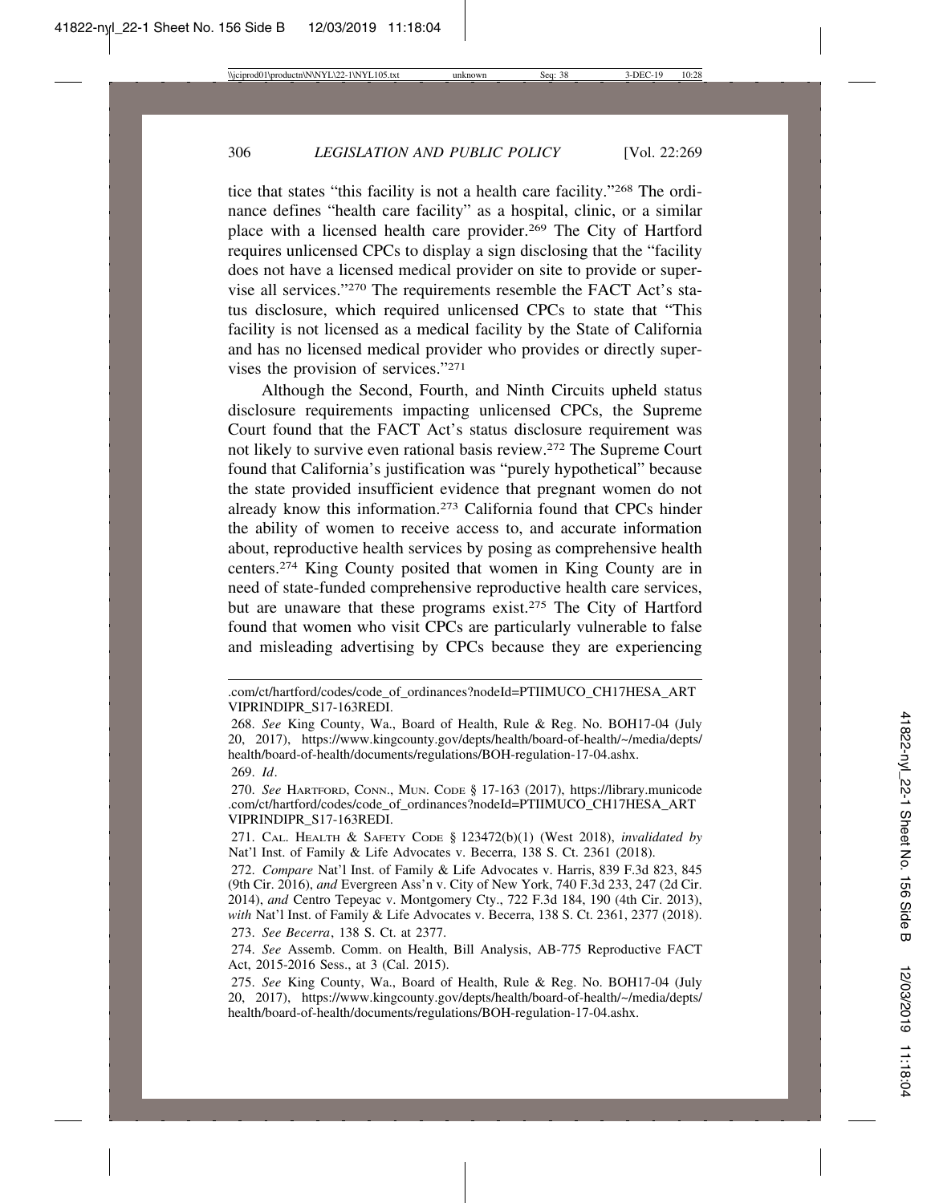tice that states "this facility is not a health care facility."[268] The ordinance defines "health care facility" as a hospital, clinic, or a similar place with a licensed health care provider.[269] The City of Hartford requires unlicensed CPCs to display a sign disclosing that the "facility does not have a licensed medical provider on site to provide or supervise all services."[270] The requirements resemble the FACT Act's status disclosure, which required unlicensed CPCs to state that "This facility is not licensed as a medical facility by the State of California and has no licensed medical provider who provides or directly supervises the provision of services."[271]

Although the Second, Fourth, and Ninth Circuits upheld status disclosure requirements impacting unlicensed CPCs, the Supreme Court found that the FACT Act's status disclosure requirement was not likely to survive even rational basis review.[272] The Supreme Court found that California's justification was "purely hypothetical" because the state provided insufficient evidence that pregnant women do not already know this information.[273] California found that CPCs hinder the ability of women to receive access to, and accurate information about, reproductive health services by posing as comprehensive health centers.[274] King County posited that women in King County are in need of state-funded comprehensive reproductive health care services, but are unaware that these programs exist.[275] The City of Hartford found that women who visit CPCs are particularly vulnerable to false and misleading advertising by CPCs because they are experiencing

---

.com/ct/hartford/codes/code_of_ordinances?nodeId=PTIIMUCO_CH17HESA_ARTVIPRINDIPR_S17-163REDI.

268. *See* King County, Wa., Board of Health, Rule & Reg. No. BOH17-04 (July 20, 2017), https://www.kingcounty.gov/depts/health/board-of-health/~/media/depts/health/board-of-health/documents/regulations/BOH-regulation-17-04.ashx.

269. *Id*.

270. *See* HARTFORD, CONN., MUN. CODE § 17-163 (2017), https://library.municode.com/ct/hartford/codes/code_of_ordinances?nodeId=PTIIMUCO_CH17HESA_ARTVIPRINDIPR_S17-163REDI.

271. CAL. HEALTH & SAFETY CODE § 123472(b)(1) (West 2018), *invalidated by* Nat'l Inst. of Family & Life Advocates v. Becerra, 138 S. Ct. 2361 (2018).

272. *Compare* Nat'l Inst. of Family & Life Advocates v. Harris, 839 F.3d 823, 845 (9th Cir. 2016), *and* Evergreen Ass'n v. City of New York, 740 F.3d 233, 247 (2d Cir. 2014), *and* Centro Tepeyac v. Montgomery Cty., 722 F.3d 184, 190 (4th Cir. 2013), *with* Nat'l Inst. of Family & Life Advocates v. Becerra, 138 S. Ct. 2361, 2377 (2018).

273. *See Becerra*, 138 S. Ct. at 2377.

274. *See* Assemb. Comm. on Health, Bill Analysis, AB-775 Reproductive FACT Act, 2015-2016 Sess., at 3 (Cal. 2015).

275. *See* King County, Wa., Board of Health, Rule & Reg. No. BOH17-04 (July 20, 2017), https://www.kingcounty.gov/depts/health/board-of-health/~/media/depts/health/board-of-health/documents/regulations/BOH-regulation-17-04.ashx.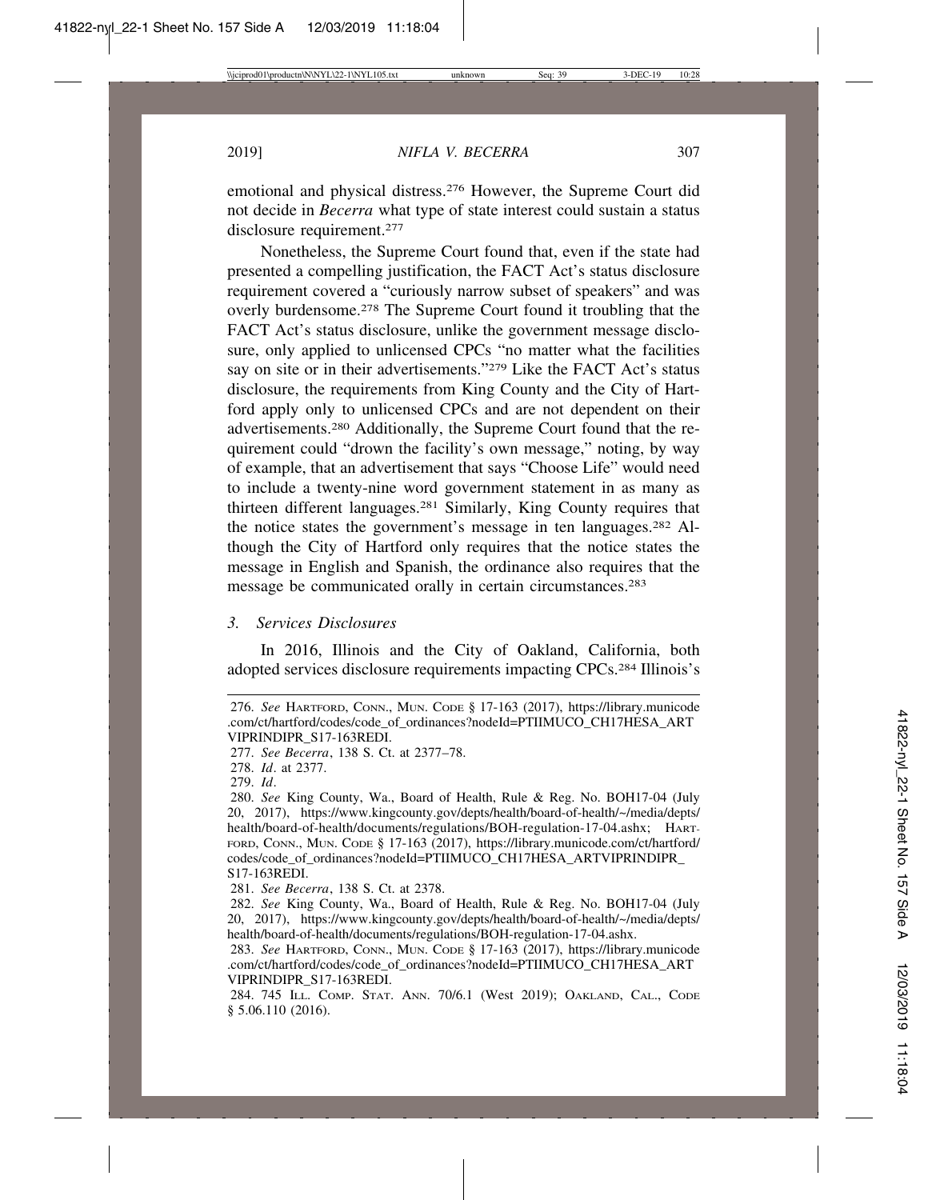emotional and physical distress.[276] However, the Supreme Court did not decide in *Becerra* what type of state interest could sustain a status disclosure requirement.[277]

Nonetheless, the Supreme Court found that, even if the state had presented a compelling justification, the FACT Act's status disclosure requirement covered a "curiously narrow subset of speakers" and was overly burdensome.[278] The Supreme Court found it troubling that the FACT Act's status disclosure, unlike the government message disclosure, only applied to unlicensed CPCs "no matter what the facilities say on site or in their advertisements."[279] Like the FACT Act's status disclosure, the requirements from King County and the City of Hartford apply only to unlicensed CPCs and are not dependent on their advertisements.[280] Additionally, the Supreme Court found that the requirement could "drown the facility's own message," noting, by way of example, that an advertisement that says "Choose Life" would need to include a twenty-nine word government statement in as many as thirteen different languages.[281] Similarly, King County requires that the notice states the government's message in ten languages.[282] Although the City of Hartford only requires that the notice states the message in English and Spanish, the ordinance also requires that the message be communicated orally in certain circumstances.[283]

### *3. Services Disclosures*

In 2016, Illinois and the City of Oakland, California, both adopted services disclosure requirements impacting CPCs.[284] Illinois's

---

276. *See* Hartford, Conn., Mun. Code § 17-163 (2017), https://library.municode.com/ct/hartford/codes/code_of_ordinances?nodeId=PTIIMUCO_CH17HESA_ARTVIPRINDIPR_S17-163REDI.

277. *See Becerra*, 138 S. Ct. at 2377–78.

278. *Id*. at 2377.

279. *Id*.

280. *See* King County, Wa., Board of Health, Rule & Reg. No. BOH17-04 (July 20, 2017), https://www.kingcounty.gov/depts/health/board-of-health/~/media/depts/health/board-of-health/documents/regulations/BOH-regulation-17-04.ashx; Hartford, Conn., Mun. Code § 17-163 (2017), https://library.municode.com/ct/hartford/codes/code_of_ordinances?nodeId=PTIIMUCO_CH17HESA_ARTVIPRINDIPR_S17-163REDI.

281. *See Becerra*, 138 S. Ct. at 2378.

282. *See* King County, Wa., Board of Health, Rule & Reg. No. BOH17-04 (July 20, 2017), https://www.kingcounty.gov/depts/health/board-of-health/~/media/depts/health/board-of-health/documents/regulations/BOH-regulation-17-04.ashx.

283. *See* Hartford, Conn., Mun. Code § 17-163 (2017), https://library.municode.com/ct/hartford/codes/code_of_ordinances?nodeId=PTIIMUCO_CH17HESA_ARTVIPRINDIPR_S17-163REDI.

284. 745 Ill. Comp. Stat. Ann. 70/6.1 (West 2019); Oakland, Cal., Code § 5.06.110 (2016).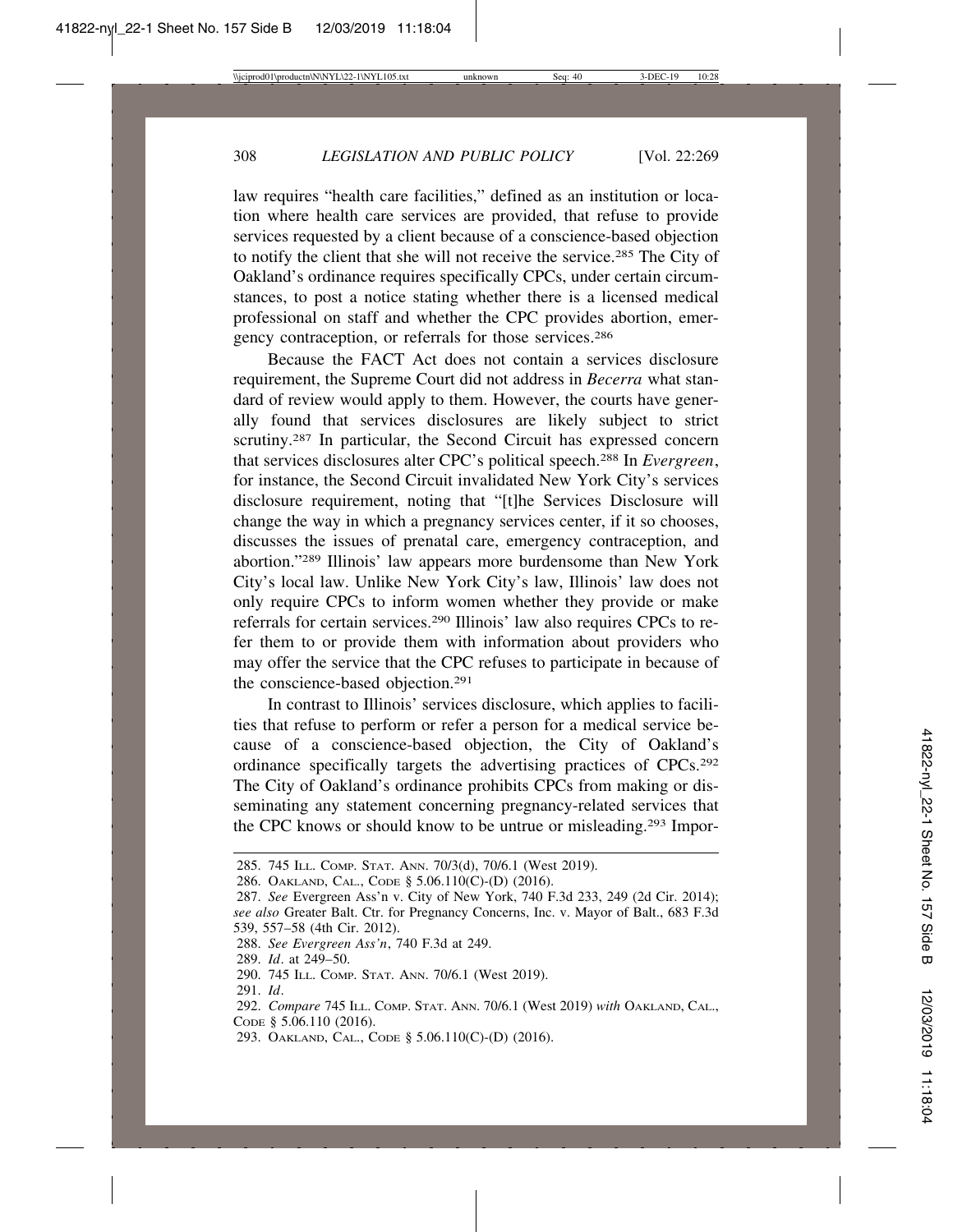law requires "health care facilities," defined as an institution or location where health care services are provided, that refuse to provide services requested by a client because of a conscience-based objection to notify the client that she will not receive the service.[285] The City of Oakland's ordinance requires specifically CPCs, under certain circumstances, to post a notice stating whether there is a licensed medical professional on staff and whether the CPC provides abortion, emergency contraception, or referrals for those services.[286]

Because the FACT Act does not contain a services disclosure requirement, the Supreme Court did not address in *Becerra* what standard of review would apply to them. However, the courts have generally found that services disclosures are likely subject to strict scrutiny.[287] In particular, the Second Circuit has expressed concern that services disclosures alter CPC's political speech.[288] In *Evergreen*, for instance, the Second Circuit invalidated New York City's services disclosure requirement, noting that "[t]he Services Disclosure will change the way in which a pregnancy services center, if it so chooses, discusses the issues of prenatal care, emergency contraception, and abortion."[289] Illinois' law appears more burdensome than New York City's local law. Unlike New York City's law, Illinois' law does not only require CPCs to inform women whether they provide or make referrals for certain services.[290] Illinois' law also requires CPCs to refer them to or provide them with information about providers who may offer the service that the CPC refuses to participate in because of the conscience-based objection.[291]

In contrast to Illinois' services disclosure, which applies to facilities that refuse to perform or refer a person for a medical service because of a conscience-based objection, the City of Oakland's ordinance specifically targets the advertising practices of CPCs.[292] The City of Oakland's ordinance prohibits CPCs from making or disseminating any statement concerning pregnancy-related services that the CPC knows or should know to be untrue or misleading.[293] Impor-

---

285. 745 Ill. Comp. Stat. Ann. 70/3(d), 70/6.1 (West 2019).

286. Oakland, Cal., Code § 5.06.110(C)-(D) (2016).

287. *See* Evergreen Ass'n v. City of New York, 740 F.3d 233, 249 (2d Cir. 2014); *see also* Greater Balt. Ctr. for Pregnancy Concerns, Inc. v. Mayor of Balt., 683 F.3d 539, 557–58 (4th Cir. 2012).

288. *See Evergreen Ass'n*, 740 F.3d at 249.

289. *Id*. at 249–50.

290. 745 Ill. Comp. Stat. Ann. 70/6.1 (West 2019).

291. *Id*.

292. *Compare* 745 Ill. Comp. Stat. Ann. 70/6.1 (West 2019) *with* Oakland, Cal., Code § 5.06.110 (2016).

293. Oakland, Cal., Code § 5.06.110(C)-(D) (2016).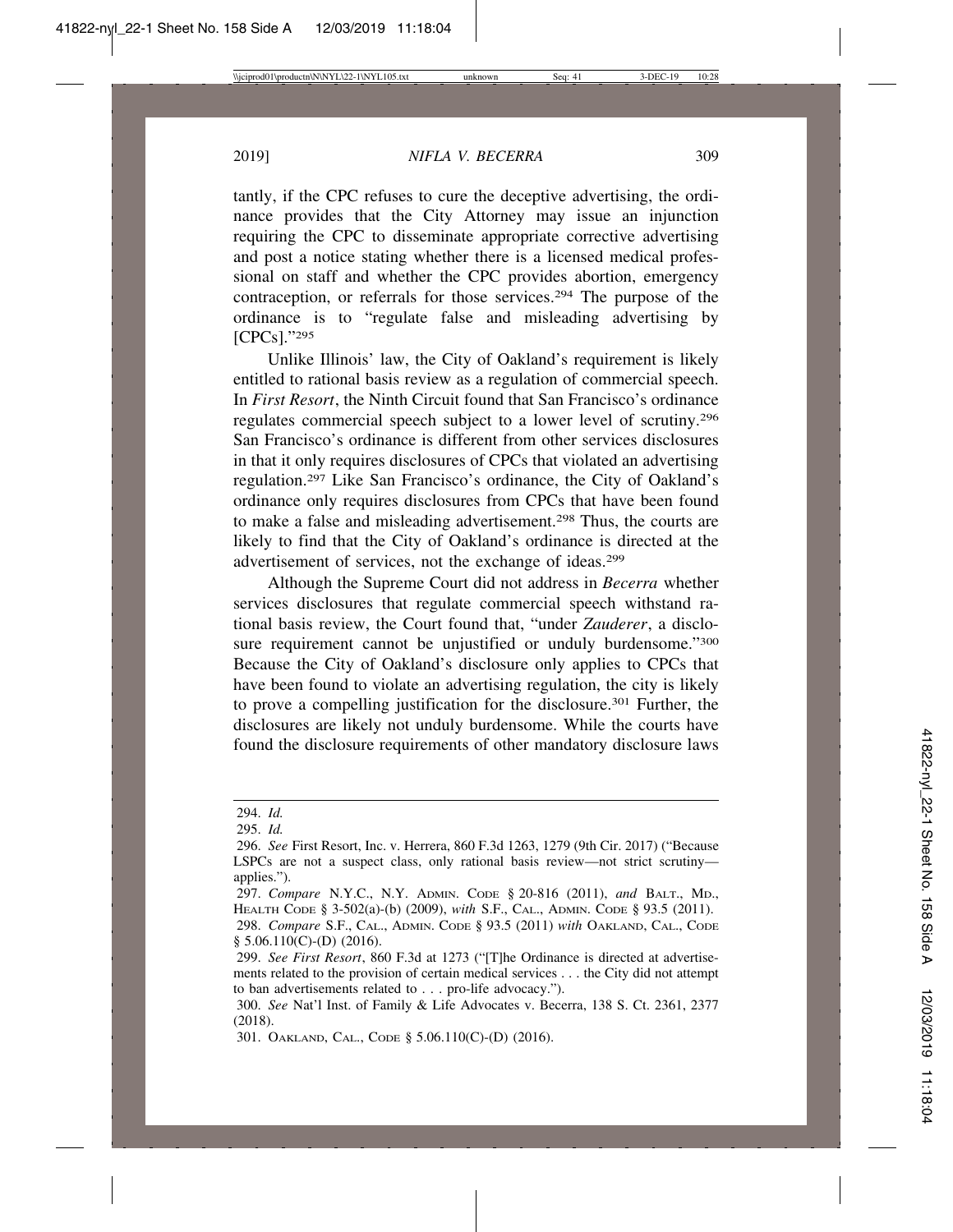tantly, if the CPC refuses to cure the deceptive advertising, the ordinance provides that the City Attorney may issue an injunction requiring the CPC to disseminate appropriate corrective advertising and post a notice stating whether there is a licensed medical professional on staff and whether the CPC provides abortion, emergency contraception, or referrals for those services.[294] The purpose of the ordinance is to "regulate false and misleading advertising by [CPCs]."[295]

Unlike Illinois' law, the City of Oakland's requirement is likely entitled to rational basis review as a regulation of commercial speech. In *First Resort*, the Ninth Circuit found that San Francisco's ordinance regulates commercial speech subject to a lower level of scrutiny.[296] San Francisco's ordinance is different from other services disclosures in that it only requires disclosures of CPCs that violated an advertising regulation.[297] Like San Francisco's ordinance, the City of Oakland's ordinance only requires disclosures from CPCs that have been found to make a false and misleading advertisement.[298] Thus, the courts are likely to find that the City of Oakland's ordinance is directed at the advertisement of services, not the exchange of ideas.[299]

Although the Supreme Court did not address in *Becerra* whether services disclosures that regulate commercial speech withstand rational basis review, the Court found that, "under *Zauderer*, a disclosure requirement cannot be unjustified or unduly burdensome."[300] Because the City of Oakland's disclosure only applies to CPCs that have been found to violate an advertising regulation, the city is likely to prove a compelling justification for the disclosure.[301] Further, the disclosures are likely not unduly burdensome. While the courts have found the disclosure requirements of other mandatory disclosure laws

---

294. *Id.*

295. *Id.*

296. *See* First Resort, Inc. v. Herrera, 860 F.3d 1263, 1279 (9th Cir. 2017) ("Because LSPCs are not a suspect class, only rational basis review—not strict scrutiny—applies.").

297. *Compare* N.Y.C., N.Y. ADMIN. CODE § 20-816 (2011), *and* BALT., MD., HEALTH CODE § 3-502(a)-(b) (2009), *with* S.F., CAL., ADMIN. CODE § 93.5 (2011).

298. *Compare* S.F., CAL., ADMIN. CODE § 93.5 (2011) *with* OAKLAND, CAL., CODE § 5.06.110(C)-(D) (2016).

299. *See First Resort*, 860 F.3d at 1273 ("[T]he Ordinance is directed at advertisements related to the provision of certain medical services . . . the City did not attempt to ban advertisements related to . . . pro-life advocacy.").

300. *See* Nat'l Inst. of Family & Life Advocates v. Becerra, 138 S. Ct. 2361, 2377 (2018).

301. OAKLAND, CAL., CODE § 5.06.110(C)-(D) (2016).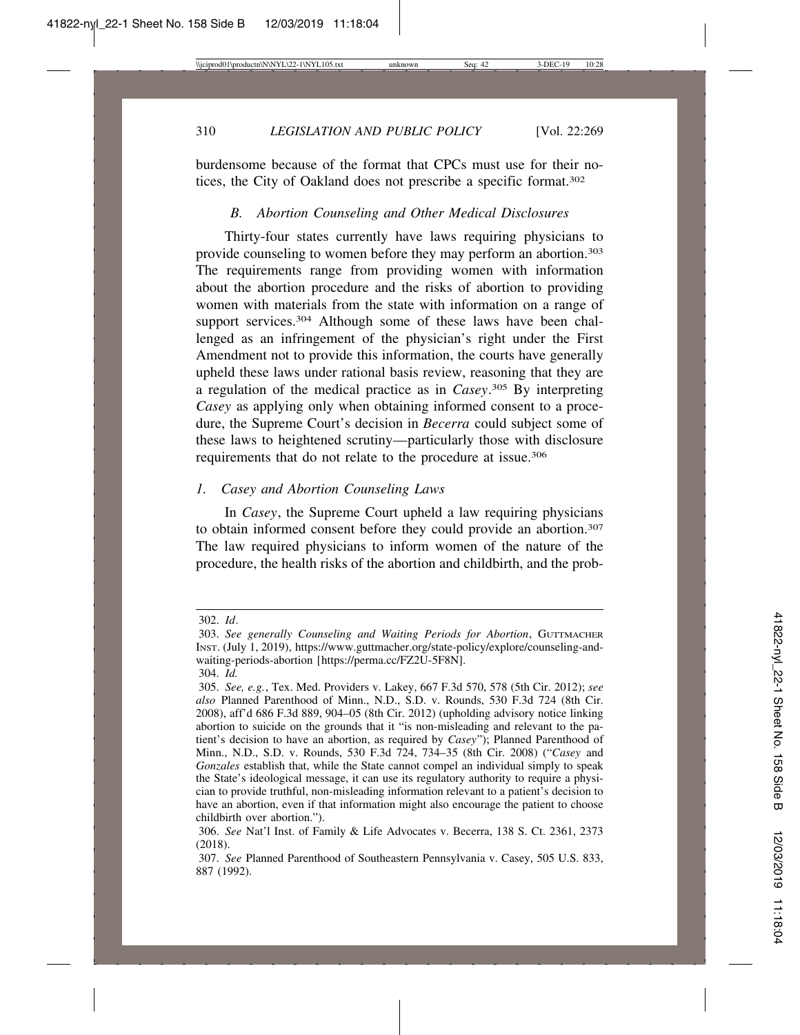burdensome because of the format that CPCs must use for their notices, the City of Oakland does not prescribe a specific format.[302]

### *B. Abortion Counseling and Other Medical Disclosures*

Thirty-four states currently have laws requiring physicians to provide counseling to women before they may perform an abortion.[303] The requirements range from providing women with information about the abortion procedure and the risks of abortion to providing women with materials from the state with information on a range of support services.[304] Although some of these laws have been challenged as an infringement of the physician's right under the First Amendment not to provide this information, the courts have generally upheld these laws under rational basis review, reasoning that they are a regulation of the medical practice as in *Casey*.[305] By interpreting *Casey* as applying only when obtaining informed consent to a procedure, the Supreme Court's decision in *Becerra* could subject some of these laws to heightened scrutiny—particularly those with disclosure requirements that do not relate to the procedure at issue.[306]

#### *1. Casey and Abortion Counseling Laws*

In *Casey*, the Supreme Court upheld a law requiring physicians to obtain informed consent before they could provide an abortion.[307] The law required physicians to inform women of the nature of the procedure, the health risks of the abortion and childbirth, and the prob-

---

302. *Id*.

303. *See generally Counseling and Waiting Periods for Abortion*, GUTTMACHER INST. (July 1, 2019), https://www.guttmacher.org/state-policy/explore/counseling-and-waiting-periods-abortion [https://perma.cc/FZ2U-5F8N].

304. *Id.*

305. *See, e.g.*, Tex. Med. Providers v. Lakey, 667 F.3d 570, 578 (5th Cir. 2012); *see also* Planned Parenthood of Minn., N.D., S.D. v. Rounds, 530 F.3d 724 (8th Cir. 2008), aff'd 686 F.3d 889, 904–05 (8th Cir. 2012) (upholding advisory notice linking abortion to suicide on the grounds that it "is non-misleading and relevant to the patient's decision to have an abortion, as required by *Casey*"); Planned Parenthood of Minn., N.D., S.D. v. Rounds, 530 F.3d 724, 734–35 (8th Cir. 2008) ("*Casey* and *Gonzales* establish that, while the State cannot compel an individual simply to speak the State's ideological message, it can use its regulatory authority to require a physician to provide truthful, non-misleading information relevant to a patient's decision to have an abortion, even if that information might also encourage the patient to choose childbirth over abortion.").

306. *See* Nat'l Inst. of Family & Life Advocates v. Becerra, 138 S. Ct. 2361, 2373 (2018).

307. *See* Planned Parenthood of Southeastern Pennsylvania v. Casey, 505 U.S. 833, 887 (1992).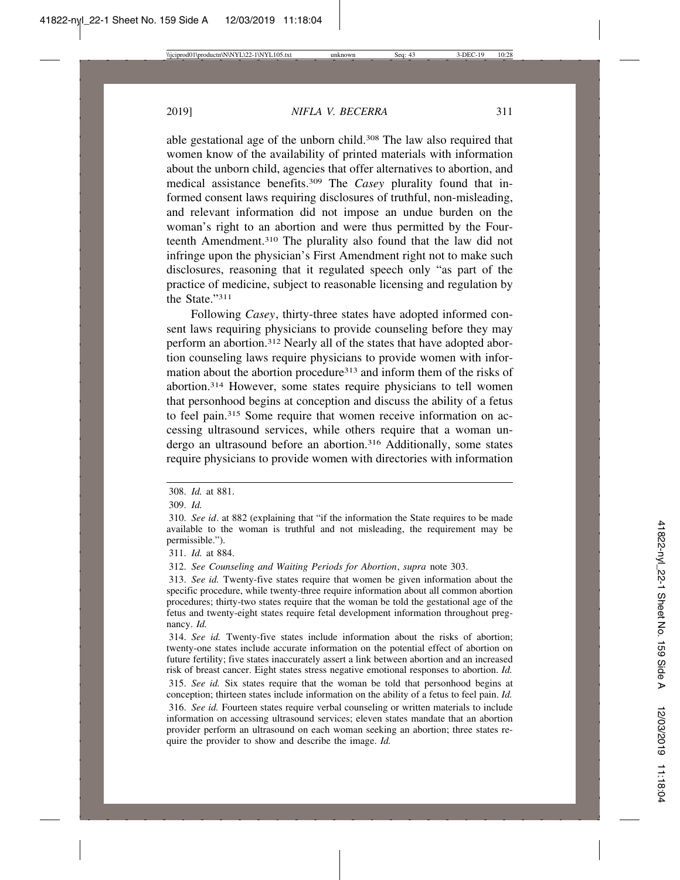able gestational age of the unborn child.[308] The law also required that women know of the availability of printed materials with information about the unborn child, agencies that offer alternatives to abortion, and medical assistance benefits.[309] The *Casey* plurality found that informed consent laws requiring disclosures of truthful, non-misleading, and relevant information did not impose an undue burden on the woman's right to an abortion and were thus permitted by the Fourteenth Amendment.[310] The plurality also found that the law did not infringe upon the physician's First Amendment right not to make such disclosures, reasoning that it regulated speech only "as part of the practice of medicine, subject to reasonable licensing and regulation by the State."[311]

Following *Casey*, thirty-three states have adopted informed consent laws requiring physicians to provide counseling before they may perform an abortion.[312] Nearly all of the states that have adopted abortion counseling laws require physicians to provide women with information about the abortion procedure[313] and inform them of the risks of abortion.[314] However, some states require physicians to tell women that personhood begins at conception and discuss the ability of a fetus to feel pain.[315] Some require that women receive information on accessing ultrasound services, while others require that a woman undergo an ultrasound before an abortion.[316] Additionally, some states require physicians to provide women with directories with information

---

308. *Id.* at 881.

309. *Id.*

310. *See id*. at 882 (explaining that "if the information the State requires to be made available to the woman is truthful and not misleading, the requirement may be permissible.").

311. *Id.* at 884.

312. *See Counseling and Waiting Periods for Abortion*, *supra* note 303.

313. *See id.* Twenty-five states require that women be given information about the specific procedure, while twenty-three require information about all common abortion procedures; thirty-two states require that the woman be told the gestational age of the fetus and twenty-eight states require fetal development information throughout pregnancy. *Id.*

314. *See id.* Twenty-five states include information about the risks of abortion; twenty-one states include accurate information on the potential effect of abortion on future fertility; five states inaccurately assert a link between abortion and an increased risk of breast cancer. Eight states stress negative emotional responses to abortion. *Id.*

315. *See id.* Six states require that the woman be told that personhood begins at conception; thirteen states include information on the ability of a fetus to feel pain. *Id.*

316. *See id.* Fourteen states require verbal counseling or written materials to include information on accessing ultrasound services; eleven states mandate that an abortion provider perform an ultrasound on each woman seeking an abortion; three states require the provider to show and describe the image. *Id.*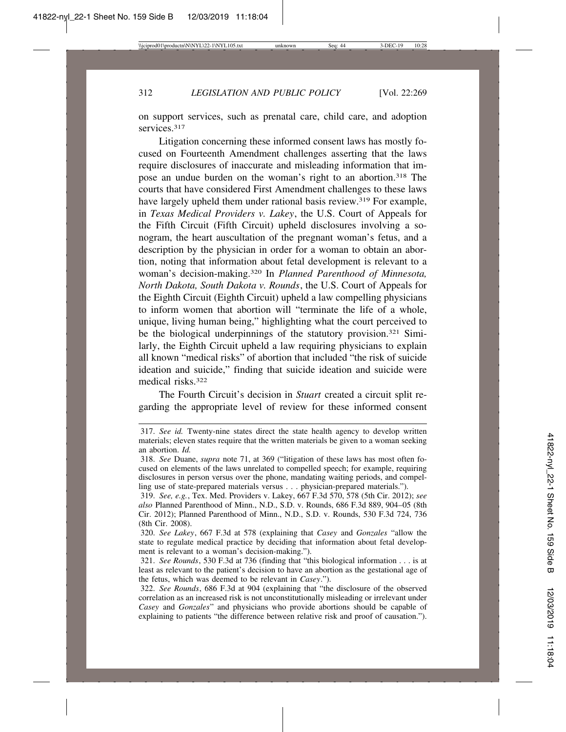on support services, such as prenatal care, child care, and adoption services.[317]

Litigation concerning these informed consent laws has mostly focused on Fourteenth Amendment challenges asserting that the laws require disclosures of inaccurate and misleading information that impose an undue burden on the woman's right to an abortion.[318] The courts that have considered First Amendment challenges to these laws have largely upheld them under rational basis review.[319] For example, in *Texas Medical Providers v. Lakey*, the U.S. Court of Appeals for the Fifth Circuit (Fifth Circuit) upheld disclosures involving a sonogram, the heart auscultation of the pregnant woman's fetus, and a description by the physician in order for a woman to obtain an abortion, noting that information about fetal development is relevant to a woman's decision-making.[320] In *Planned Parenthood of Minnesota, North Dakota, South Dakota v. Rounds*, the U.S. Court of Appeals for the Eighth Circuit (Eighth Circuit) upheld a law compelling physicians to inform women that abortion will "terminate the life of a whole, unique, living human being," highlighting what the court perceived to be the biological underpinnings of the statutory provision.[321] Similarly, the Eighth Circuit upheld a law requiring physicians to explain all known "medical risks" of abortion that included "the risk of suicide ideation and suicide," finding that suicide ideation and suicide were medical risks.[322]

The Fourth Circuit's decision in *Stuart* created a circuit split regarding the appropriate level of review for these informed consent

---

317. *See id.* Twenty-nine states direct the state health agency to develop written materials; eleven states require that the written materials be given to a woman seeking an abortion. *Id.*

318. *See* Duane, *supra* note 71, at 369 ("litigation of these laws has most often focused on elements of the laws unrelated to compelled speech; for example, requiring disclosures in person versus over the phone, mandating waiting periods, and compelling use of state-prepared materials versus . . . physician-prepared materials.").

319. *See, e.g.*, Tex. Med. Providers v. Lakey, 667 F.3d 570, 578 (5th Cir. 2012); *see also* Planned Parenthood of Minn., N.D., S.D. v. Rounds, 686 F.3d 889, 904–05 (8th Cir. 2012); Planned Parenthood of Minn., N.D., S.D. v. Rounds, 530 F.3d 724, 736 (8th Cir. 2008).

320. *See Lakey*, 667 F.3d at 578 (explaining that *Casey* and *Gonzales* "allow the state to regulate medical practice by deciding that information about fetal development is relevant to a woman's decision-making.").

321. *See Rounds*, 530 F.3d at 736 (finding that "this biological information . . . is at least as relevant to the patient's decision to have an abortion as the gestational age of the fetus, which was deemed to be relevant in *Casey*.").

322. *See Rounds*, 686 F.3d at 904 (explaining that "the disclosure of the observed correlation as an increased risk is not unconstitutionally misleading or irrelevant under *Casey* and *Gonzales*" and physicians who provide abortions should be capable of explaining to patients "the difference between relative risk and proof of causation.").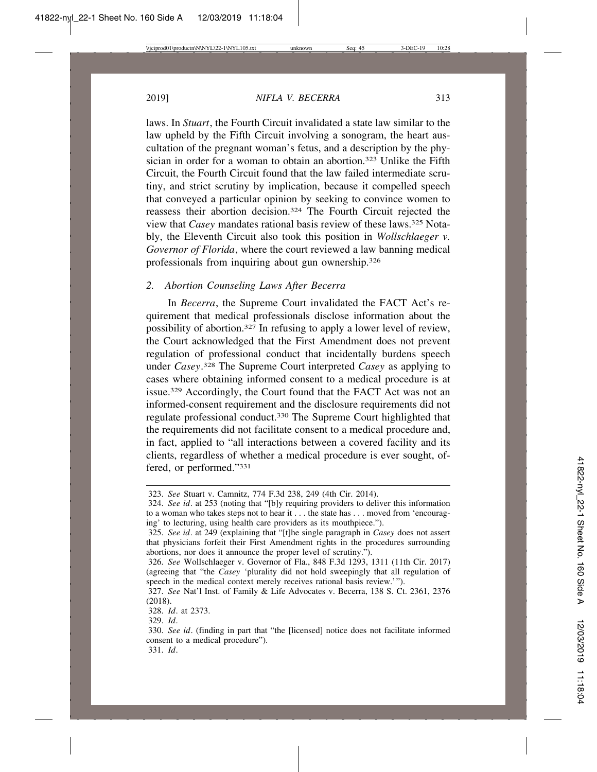laws. In *Stuart*, the Fourth Circuit invalidated a state law similar to the law upheld by the Fifth Circuit involving a sonogram, the heart auscultation of the pregnant woman's fetus, and a description by the physician in order for a woman to obtain an abortion.[323] Unlike the Fifth Circuit, the Fourth Circuit found that the law failed intermediate scrutiny, and strict scrutiny by implication, because it compelled speech that conveyed a particular opinion by seeking to convince women to reassess their abortion decision.[324] The Fourth Circuit rejected the view that *Casey* mandates rational basis review of these laws.[325] Notably, the Eleventh Circuit also took this position in *Wollschlaeger v. Governor of Florida*, where the court reviewed a law banning medical professionals from inquiring about gun ownership.[326]

### 2. Abortion Counseling Laws After Becerra

In *Becerra*, the Supreme Court invalidated the FACT Act's requirement that medical professionals disclose information about the possibility of abortion.[327] In refusing to apply a lower level of review, the Court acknowledged that the First Amendment does not prevent regulation of professional conduct that incidentally burdens speech under *Casey*.[328] The Supreme Court interpreted *Casey* as applying to cases where obtaining informed consent to a medical procedure is at issue.[329] Accordingly, the Court found that the FACT Act was not an informed-consent requirement and the disclosure requirements did not regulate professional conduct.[330] The Supreme Court highlighted that the requirements did not facilitate consent to a medical procedure and, in fact, applied to "all interactions between a covered facility and its clients, regardless of whether a medical procedure is ever sought, offered, or performed."[331]

---

323. *See* Stuart v. Camnitz, 774 F.3d 238, 249 (4th Cir. 2014).

324. *See id.* at 253 (noting that "[b]y requiring providers to deliver this information to a woman who takes steps not to hear it . . . the state has . . . moved from 'encouraging' to lecturing, using health care providers as its mouthpiece.").

325. *See id.* at 249 (explaining that "[t]he single paragraph in *Casey* does not assert that physicians forfeit their First Amendment rights in the procedures surrounding abortions, nor does it announce the proper level of scrutiny.").

326. *See* Wollschlaeger v. Governor of Fla., 848 F.3d 1293, 1311 (11th Cir. 2017) (agreeing that "the *Casey* 'plurality did not hold sweepingly that all regulation of speech in the medical context merely receives rational basis review.'").

327. *See* Nat'l Inst. of Family & Life Advocates v. Becerra, 138 S. Ct. 2361, 2376 (2018).

328. *Id.* at 2373.

329. *Id.*

330. *See id.* (finding in part that "the [licensed] notice does not facilitate informed consent to a medical procedure").

331. *Id.*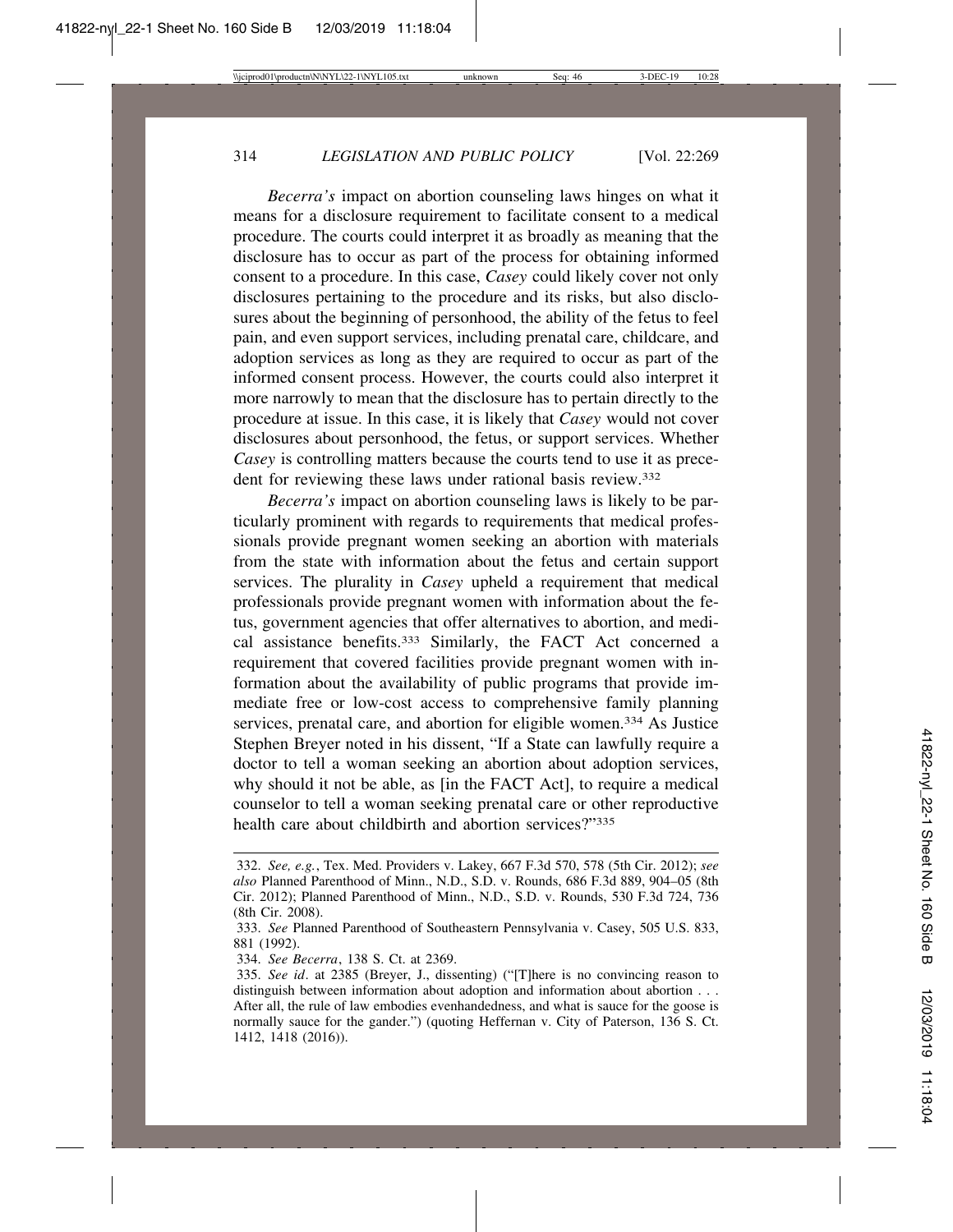*Becerra's* impact on abortion counseling laws hinges on what it means for a disclosure requirement to facilitate consent to a medical procedure. The courts could interpret it as broadly as meaning that the disclosure has to occur as part of the process for obtaining informed consent to a procedure. In this case, *Casey* could likely cover not only disclosures pertaining to the procedure and its risks, but also disclosures about the beginning of personhood, the ability of the fetus to feel pain, and even support services, including prenatal care, childcare, and adoption services as long as they are required to occur as part of the informed consent process. However, the courts could also interpret it more narrowly to mean that the disclosure has to pertain directly to the procedure at issue. In this case, it is likely that *Casey* would not cover disclosures about personhood, the fetus, or support services. Whether *Casey* is controlling matters because the courts tend to use it as precedent for reviewing these laws under rational basis review.[332]

*Becerra's* impact on abortion counseling laws is likely to be particularly prominent with regards to requirements that medical professionals provide pregnant women seeking an abortion with materials from the state with information about the fetus and certain support services. The plurality in *Casey* upheld a requirement that medical professionals provide pregnant women with information about the fetus, government agencies that offer alternatives to abortion, and medical assistance benefits.[333] Similarly, the FACT Act concerned a requirement that covered facilities provide pregnant women with information about the availability of public programs that provide immediate free or low-cost access to comprehensive family planning services, prenatal care, and abortion for eligible women.[334] As Justice Stephen Breyer noted in his dissent, "If a State can lawfully require a doctor to tell a woman seeking an abortion about adoption services, why should it not be able, as [in the FACT Act], to require a medical counselor to tell a woman seeking prenatal care or other reproductive health care about childbirth and abortion services?"[335]

---

332. *See, e.g.*, Tex. Med. Providers v. Lakey, 667 F.3d 570, 578 (5th Cir. 2012); *see also* Planned Parenthood of Minn., N.D., S.D. v. Rounds, 686 F.3d 889, 904–05 (8th Cir. 2012); Planned Parenthood of Minn., N.D., S.D. v. Rounds, 530 F.3d 724, 736 (8th Cir. 2008).

333. *See* Planned Parenthood of Southeastern Pennsylvania v. Casey, 505 U.S. 833, 881 (1992).

334. *See Becerra*, 138 S. Ct. at 2369.

335. *See id*. at 2385 (Breyer, J., dissenting) ("[T]here is no convincing reason to distinguish between information about adoption and information about abortion . . . After all, the rule of law embodies evenhandedness, and what is sauce for the goose is normally sauce for the gander.") (quoting Heffernan v. City of Paterson, 136 S. Ct. 1412, 1418 (2016)).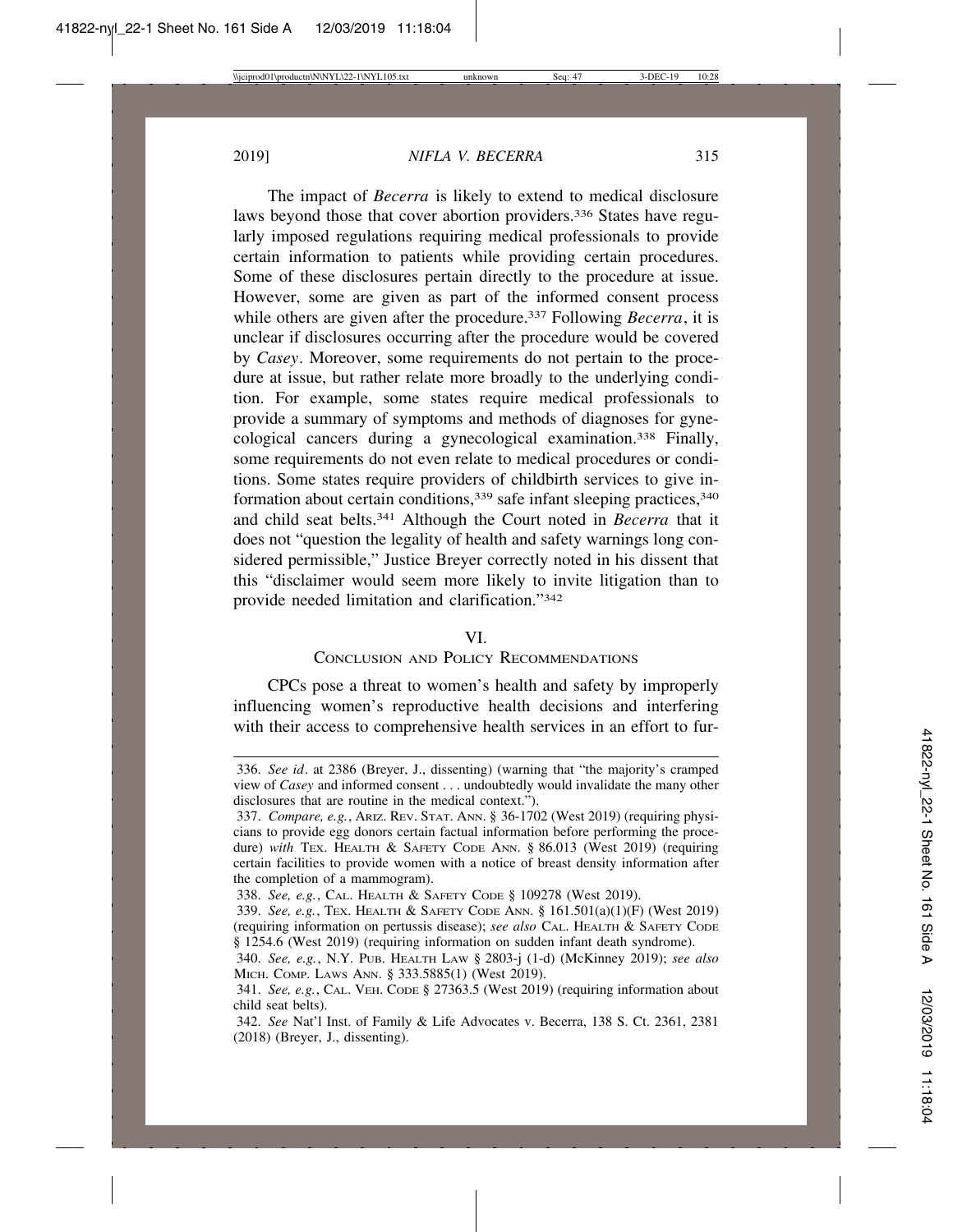The impact of *Becerra* is likely to extend to medical disclosure laws beyond those that cover abortion providers.[336] States have regularly imposed regulations requiring medical professionals to provide certain information to patients while providing certain procedures. Some of these disclosures pertain directly to the procedure at issue. However, some are given as part of the informed consent process while others are given after the procedure.[337] Following *Becerra*, it is unclear if disclosures occurring after the procedure would be covered by *Casey*. Moreover, some requirements do not pertain to the procedure at issue, but rather relate more broadly to the underlying condition. For example, some states require medical professionals to provide a summary of symptoms and methods of diagnoses for gynecological cancers during a gynecological examination.[338] Finally, some requirements do not even relate to medical procedures or conditions. Some states require providers of childbirth services to give information about certain conditions,[339] safe infant sleeping practices,[340] and child seat belts.[341] Although the Court noted in *Becerra* that it does not "question the legality of health and safety warnings long considered permissible," Justice Breyer correctly noted in his dissent that this "disclaimer would seem more likely to invite litigation than to provide needed limitation and clarification."[342]

## VI.
## CONCLUSION AND POLICY RECOMMENDATIONS

CPCs pose a threat to women's health and safety by improperly influencing women's reproductive health decisions and interfering with their access to comprehensive health services in an effort to fur-

---

336. *See id*. at 2386 (Breyer, J., dissenting) (warning that "the majority's cramped view of *Casey* and informed consent . . . undoubtedly would invalidate the many other disclosures that are routine in the medical context.").

337. *Compare, e.g.*, ARIZ. REV. STAT. ANN. § 36-1702 (West 2019) (requiring physicians to provide egg donors certain factual information before performing the procedure) *with* TEX. HEALTH & SAFETY CODE ANN. § 86.013 (West 2019) (requiring certain facilities to provide women with a notice of breast density information after the completion of a mammogram).

338. *See, e.g.*, CAL. HEALTH & SAFETY CODE § 109278 (West 2019).

339. *See, e.g.*, TEX. HEALTH & SAFETY CODE ANN. § 161.501(a)(1)(F) (West 2019) (requiring information on pertussis disease); *see also* CAL. HEALTH & SAFETY CODE § 1254.6 (West 2019) (requiring information on sudden infant death syndrome).

340. *See, e.g.*, N.Y. PUB. HEALTH LAW § 2803-j (1-d) (McKinney 2019); *see also* MICH. COMP. LAWS ANN. § 333.5885(1) (West 2019).

341. *See, e.g.*, CAL. VEH. CODE § 27363.5 (West 2019) (requiring information about child seat belts).

342. *See* Nat'l Inst. of Family & Life Advocates v. Becerra, 138 S. Ct. 2361, 2381 (2018) (Breyer, J., dissenting).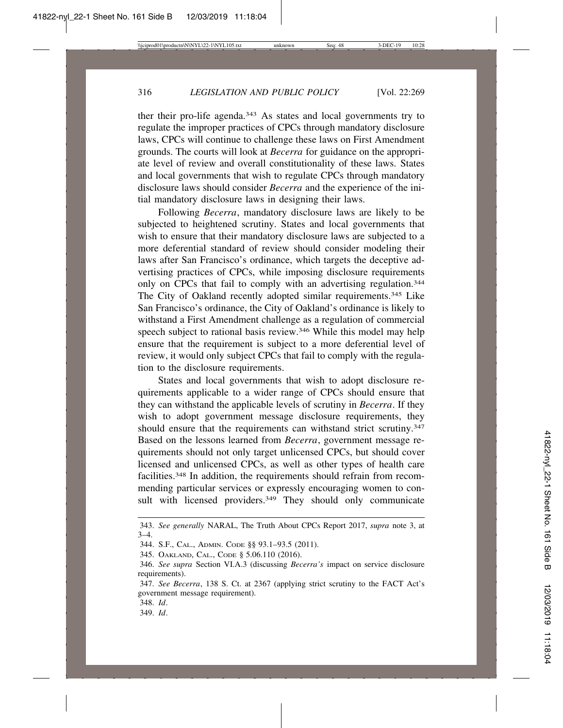ther their pro-life agenda.[343] As states and local governments try to regulate the improper practices of CPCs through mandatory disclosure laws, CPCs will continue to challenge these laws on First Amendment grounds. The courts will look at *Becerra* for guidance on the appropriate level of review and overall constitutionality of these laws. States and local governments that wish to regulate CPCs through mandatory disclosure laws should consider *Becerra* and the experience of the initial mandatory disclosure laws in designing their laws.

Following *Becerra*, mandatory disclosure laws are likely to be subjected to heightened scrutiny. States and local governments that wish to ensure that their mandatory disclosure laws are subjected to a more deferential standard of review should consider modeling their laws after San Francisco's ordinance, which targets the deceptive advertising practices of CPCs, while imposing disclosure requirements only on CPCs that fail to comply with an advertising regulation.[344] The City of Oakland recently adopted similar requirements.[345] Like San Francisco's ordinance, the City of Oakland's ordinance is likely to withstand a First Amendment challenge as a regulation of commercial speech subject to rational basis review.[346] While this model may help ensure that the requirement is subject to a more deferential level of review, it would only subject CPCs that fail to comply with the regulation to the disclosure requirements.

States and local governments that wish to adopt disclosure requirements applicable to a wider range of CPCs should ensure that they can withstand the applicable levels of scrutiny in *Becerra*. If they wish to adopt government message disclosure requirements, they should ensure that the requirements can withstand strict scrutiny.[347] Based on the lessons learned from *Becerra*, government message requirements should not only target unlicensed CPCs, but should cover licensed and unlicensed CPCs, as well as other types of health care facilities.[348] In addition, the requirements should refrain from recommending particular services or expressly encouraging women to consult with licensed providers.[349] They should only communicate

---

343. *See generally* NARAL, The Truth About CPCs Report 2017, *supra* note 3, at 3–4.

344. S.F., CAL., ADMIN. CODE §§ 93.1–93.5 (2011).

345. OAKLAND, CAL., CODE § 5.06.110 (2016).

346. *See supra* Section VI.A.3 (discussing *Becerra's* impact on service disclosure requirements).

347. *See Becerra*, 138 S. Ct. at 2367 (applying strict scrutiny to the FACT Act's government message requirement).

348. *Id*.

349. *Id*.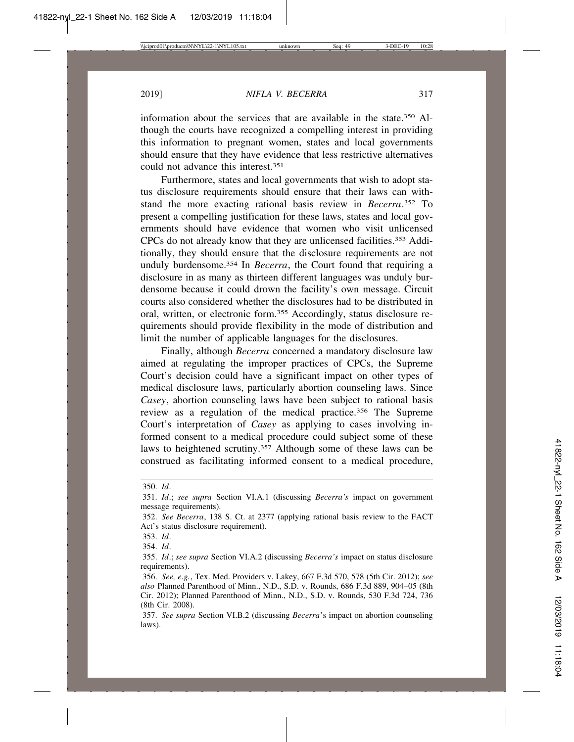information about the services that are available in the state.[350] Although the courts have recognized a compelling interest in providing this information to pregnant women, states and local governments should ensure that they have evidence that less restrictive alternatives could not advance this interest.[351]

Furthermore, states and local governments that wish to adopt status disclosure requirements should ensure that their laws can withstand the more exacting rational basis review in *Becerra*.[352] To present a compelling justification for these laws, states and local governments should have evidence that women who visit unlicensed CPCs do not already know that they are unlicensed facilities.[353] Additionally, they should ensure that the disclosure requirements are not unduly burdensome.[354] In *Becerra*, the Court found that requiring a disclosure in as many as thirteen different languages was unduly burdensome because it could drown the facility's own message. Circuit courts also considered whether the disclosures had to be distributed in oral, written, or electronic form.[355] Accordingly, status disclosure requirements should provide flexibility in the mode of distribution and limit the number of applicable languages for the disclosures.

Finally, although *Becerra* concerned a mandatory disclosure law aimed at regulating the improper practices of CPCs, the Supreme Court's decision could have a significant impact on other types of medical disclosure laws, particularly abortion counseling laws. Since *Casey*, abortion counseling laws have been subject to rational basis review as a regulation of the medical practice.[356] The Supreme Court's interpretation of *Casey* as applying to cases involving informed consent to a medical procedure could subject some of these laws to heightened scrutiny.[357] Although some of these laws can be construed as facilitating informed consent to a medical procedure,

---

350. *Id*.

351. *Id*.; *see supra* Section VI.A.1 (discussing *Becerra's* impact on government message requirements).

352. *See Becerra*, 138 S. Ct. at 2377 (applying rational basis review to the FACT Act's status disclosure requirement).

353. *Id*.

354. *Id*.

355. *Id*.; *see supra* Section VI.A.2 (discussing *Becerra's* impact on status disclosure requirements).

356. *See, e.g.*, Tex. Med. Providers v. Lakey, 667 F.3d 570, 578 (5th Cir. 2012); *see also* Planned Parenthood of Minn., N.D., S.D. v. Rounds, 686 F.3d 889, 904–05 (8th Cir. 2012); Planned Parenthood of Minn., N.D., S.D. v. Rounds, 530 F.3d 724, 736 (8th Cir. 2008).

357. *See supra* Section VI.B.2 (discussing *Becerra*'s impact on abortion counseling laws).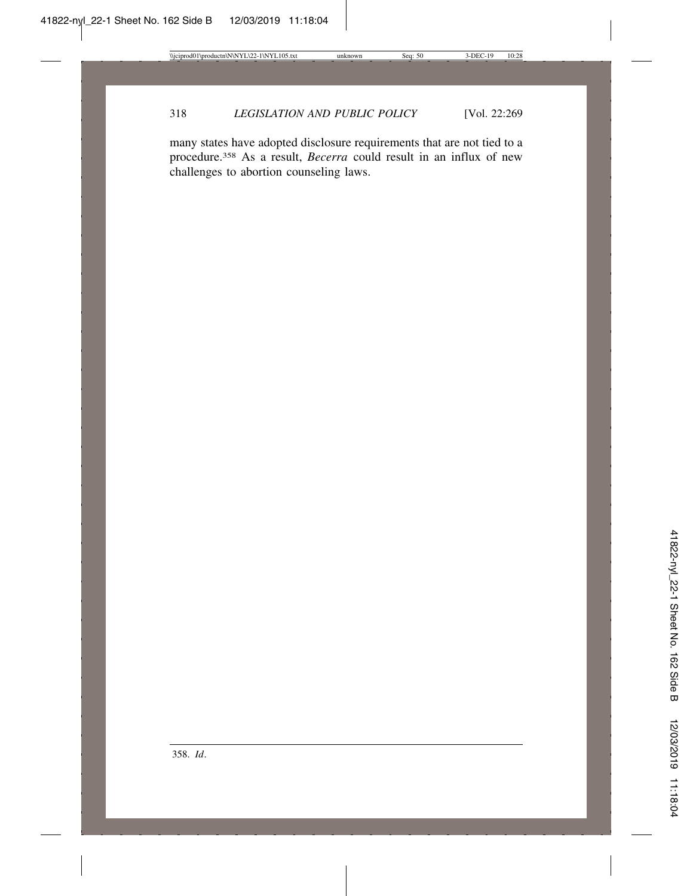many states have adopted disclosure requirements that are not tied to a procedure.[358] As a result, *Becerra* could result in an influx of new challenges to abortion counseling laws.

358. *Id*.